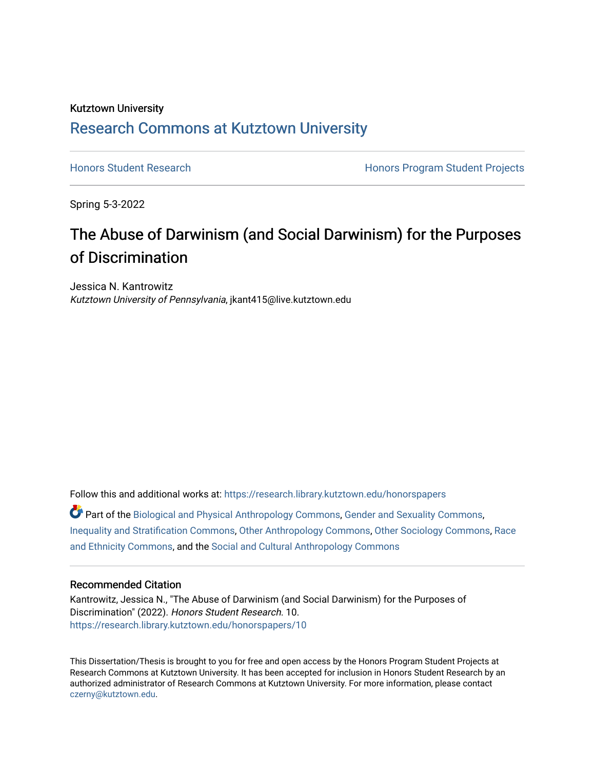Kutztown University

# Research Commons at Kutztown University

Honors Student Research | Honors Program Student Projects

Spring 5-3-2022

# The Abuse of Darwinism (and Social Darwinism) for the Purposes of Discrimination

Jessica N. Kantrowitz
*Kutztown University of Pennsylvania*, jkant415@live.kutztown.edu

Follow this and additional works at: https://research.library.kutztown.edu/honorspapers

Part of the Biological and Physical Anthropology Commons, Gender and Sexuality Commons, Inequality and Stratification Commons, Other Anthropology Commons, Other Sociology Commons, Race and Ethnicity Commons, and the Social and Cultural Anthropology Commons

### Recommended Citation

Kantrowitz, Jessica N., "The Abuse of Darwinism (and Social Darwinism) for the Purposes of Discrimination" (2022). *Honors Student Research*. 10.
https://research.library.kutztown.edu/honorspapers/10

This Dissertation/Thesis is brought to you for free and open access by the Honors Program Student Projects at Research Commons at Kutztown University. It has been accepted for inclusion in Honors Student Research by an authorized administrator of Research Commons at Kutztown University. For more information, please contact czerny@kutztown.edu.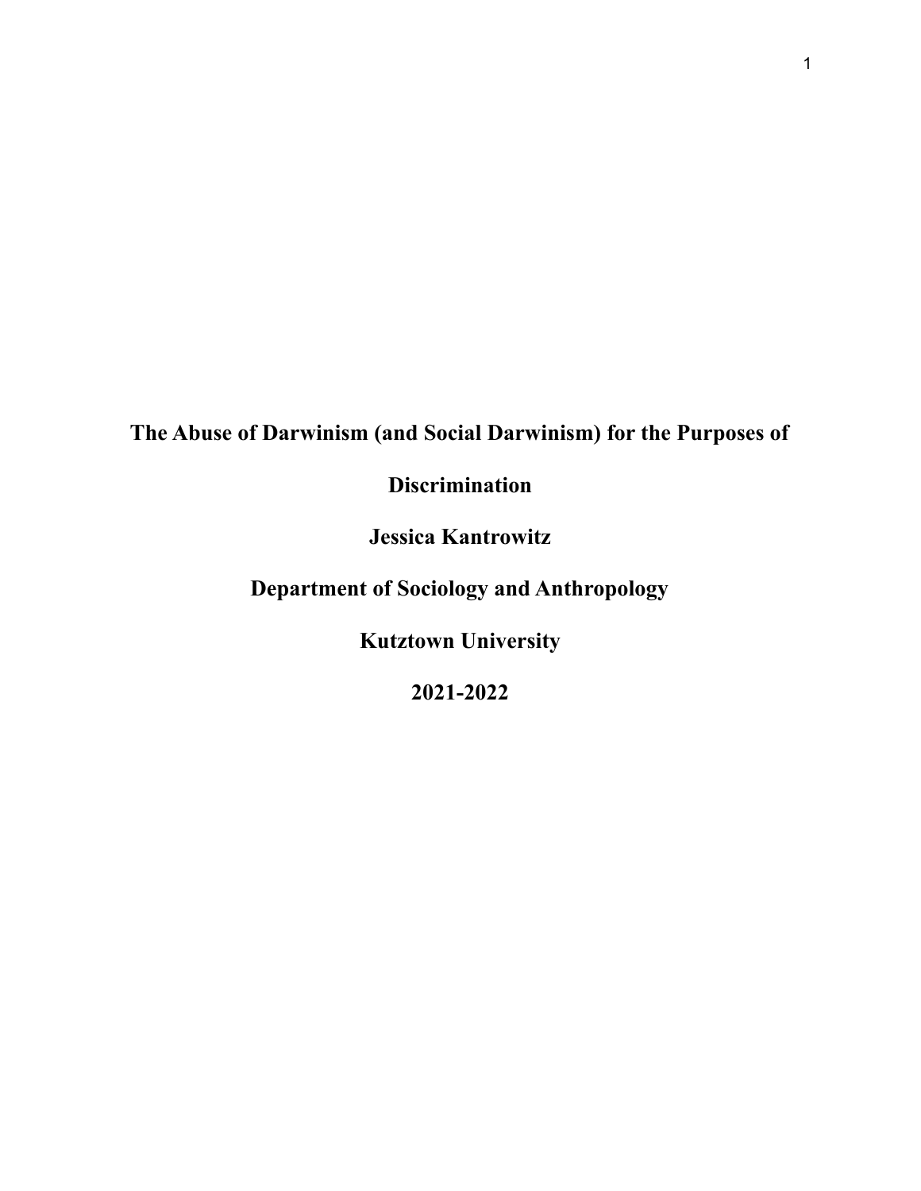# The Abuse of Darwinism (and Social Darwinism) for the Purposes of Discrimination

**Jessica Kantrowitz**

**Department of Sociology and Anthropology**

**Kutztown University**

**2021-2022**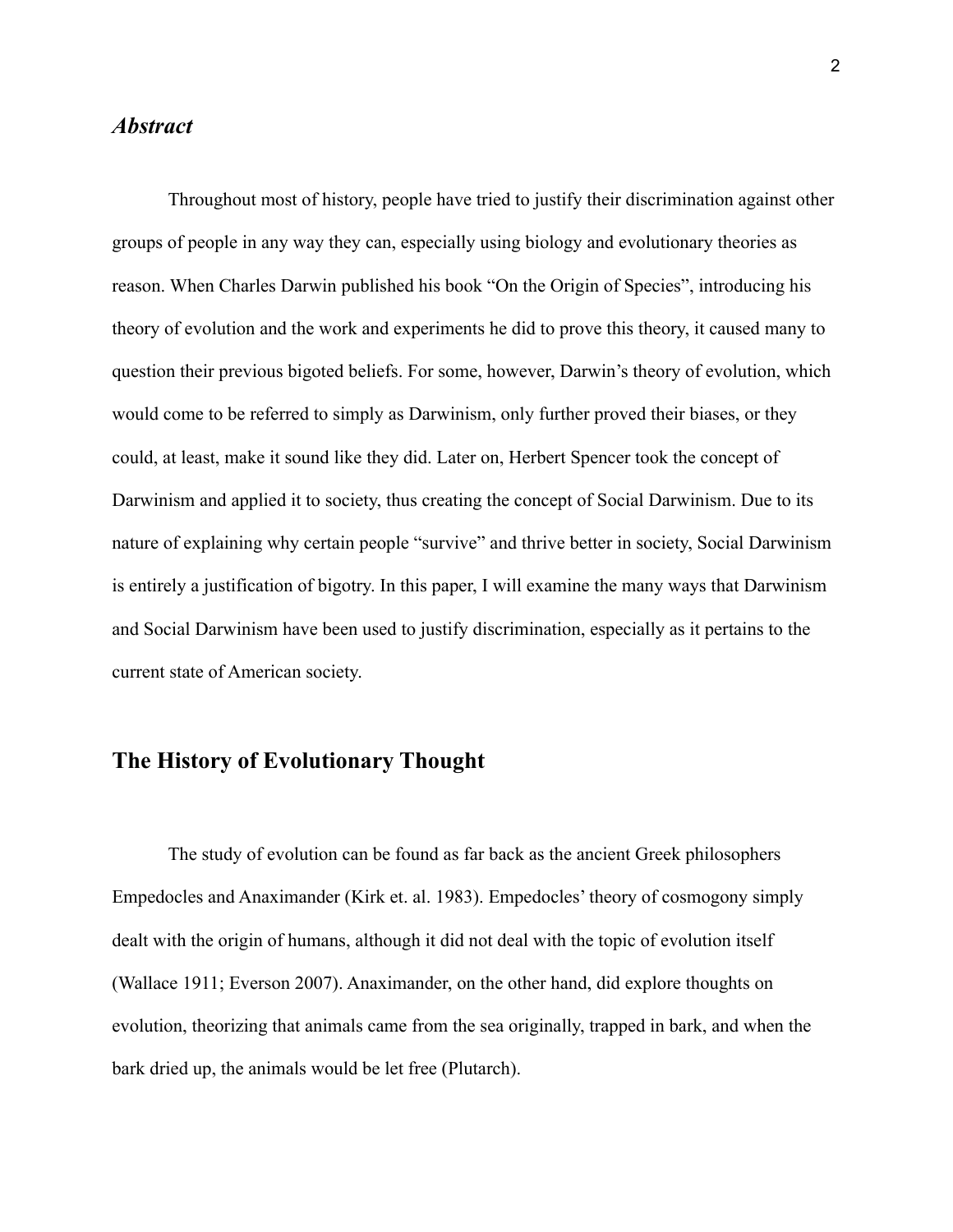## *Abstract*

Throughout most of history, people have tried to justify their discrimination against other groups of people in any way they can, especially using biology and evolutionary theories as reason. When Charles Darwin published his book "On the Origin of Species", introducing his theory of evolution and the work and experiments he did to prove this theory, it caused many to question their previous bigoted beliefs. For some, however, Darwin's theory of evolution, which would come to be referred to simply as Darwinism, only further proved their biases, or they could, at least, make it sound like they did. Later on, Herbert Spencer took the concept of Darwinism and applied it to society, thus creating the concept of Social Darwinism. Due to its nature of explaining why certain people "survive" and thrive better in society, Social Darwinism is entirely a justification of bigotry. In this paper, I will examine the many ways that Darwinism and Social Darwinism have been used to justify discrimination, especially as it pertains to the current state of American society.

## The History of Evolutionary Thought

The study of evolution can be found as far back as the ancient Greek philosophers Empedocles and Anaximander (Kirk et. al. 1983). Empedocles' theory of cosmogony simply dealt with the origin of humans, although it did not deal with the topic of evolution itself (Wallace 1911; Everson 2007). Anaximander, on the other hand, did explore thoughts on evolution, theorizing that animals came from the sea originally, trapped in bark, and when the bark dried up, the animals would be let free (Plutarch).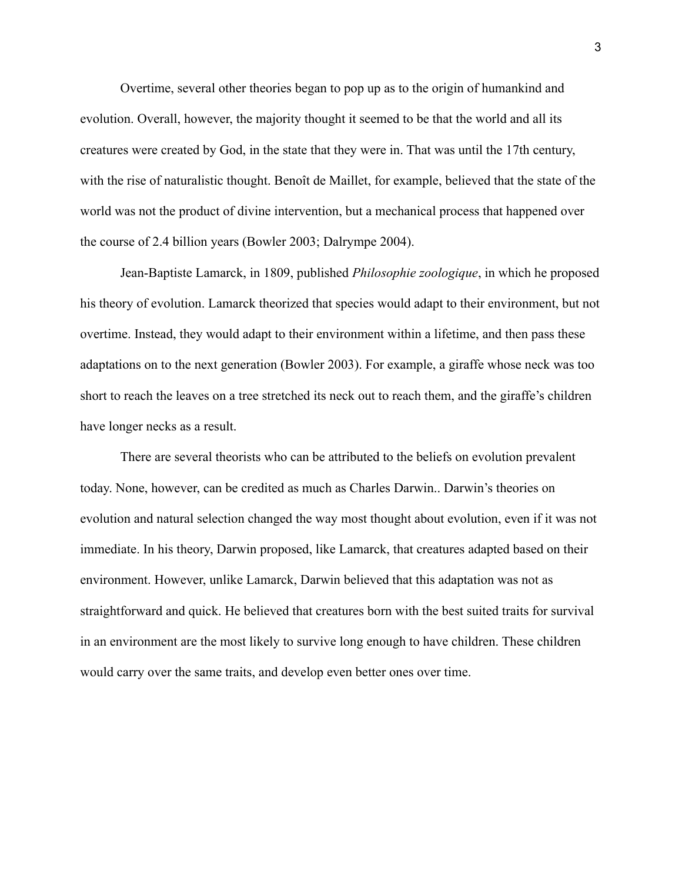Overtime, several other theories began to pop up as to the origin of humankind and evolution. Overall, however, the majority thought it seemed to be that the world and all its creatures were created by God, in the state that they were in. That was until the 17th century, with the rise of naturalistic thought. Benoît de Maillet, for example, believed that the state of the world was not the product of divine intervention, but a mechanical process that happened over the course of 2.4 billion years (Bowler 2003; Dalrympe 2004).

Jean-Baptiste Lamarck, in 1809, published *Philosophie zoologique*, in which he proposed his theory of evolution. Lamarck theorized that species would adapt to their environment, but not overtime. Instead, they would adapt to their environment within a lifetime, and then pass these adaptations on to the next generation (Bowler 2003). For example, a giraffe whose neck was too short to reach the leaves on a tree stretched its neck out to reach them, and the giraffe's children have longer necks as a result.

There are several theorists who can be attributed to the beliefs on evolution prevalent today. None, however, can be credited as much as Charles Darwin.. Darwin's theories on evolution and natural selection changed the way most thought about evolution, even if it was not immediate. In his theory, Darwin proposed, like Lamarck, that creatures adapted based on their environment. However, unlike Lamarck, Darwin believed that this adaptation was not as straightforward and quick. He believed that creatures born with the best suited traits for survival in an environment are the most likely to survive long enough to have children. These children would carry over the same traits, and develop even better ones over time.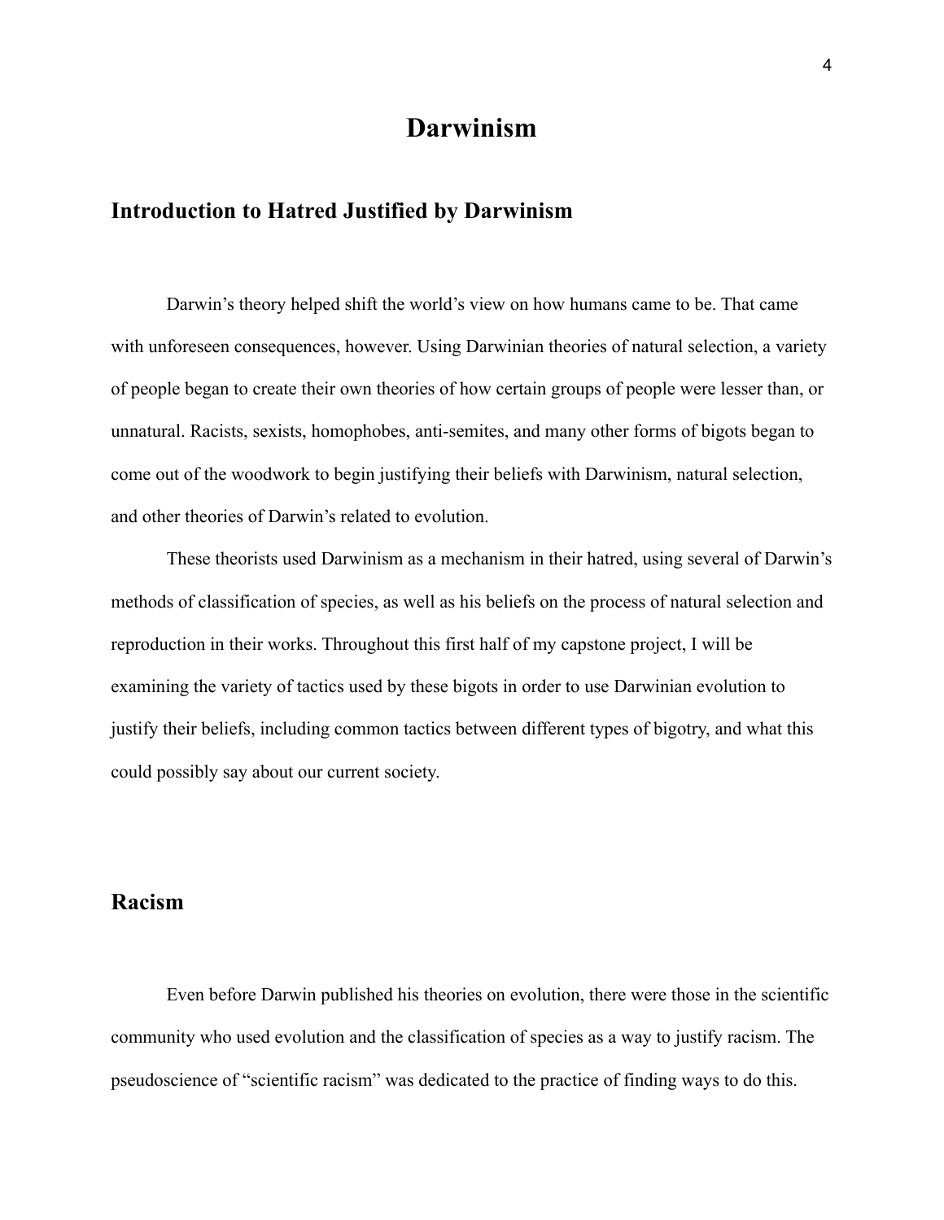# Darwinism

## Introduction to Hatred Justified by Darwinism

Darwin's theory helped shift the world's view on how humans came to be. That came with unforeseen consequences, however. Using Darwinian theories of natural selection, a variety of people began to create their own theories of how certain groups of people were lesser than, or unnatural. Racists, sexists, homophobes, anti-semites, and many other forms of bigots began to come out of the woodwork to begin justifying their beliefs with Darwinism, natural selection, and other theories of Darwin's related to evolution.

These theorists used Darwinism as a mechanism in their hatred, using several of Darwin's methods of classification of species, as well as his beliefs on the process of natural selection and reproduction in their works. Throughout this first half of my capstone project, I will be examining the variety of tactics used by these bigots in order to use Darwinian evolution to justify their beliefs, including common tactics between different types of bigotry, and what this could possibly say about our current society.

## Racism

Even before Darwin published his theories on evolution, there were those in the scientific community who used evolution and the classification of species as a way to justify racism. The pseudoscience of "scientific racism" was dedicated to the practice of finding ways to do this.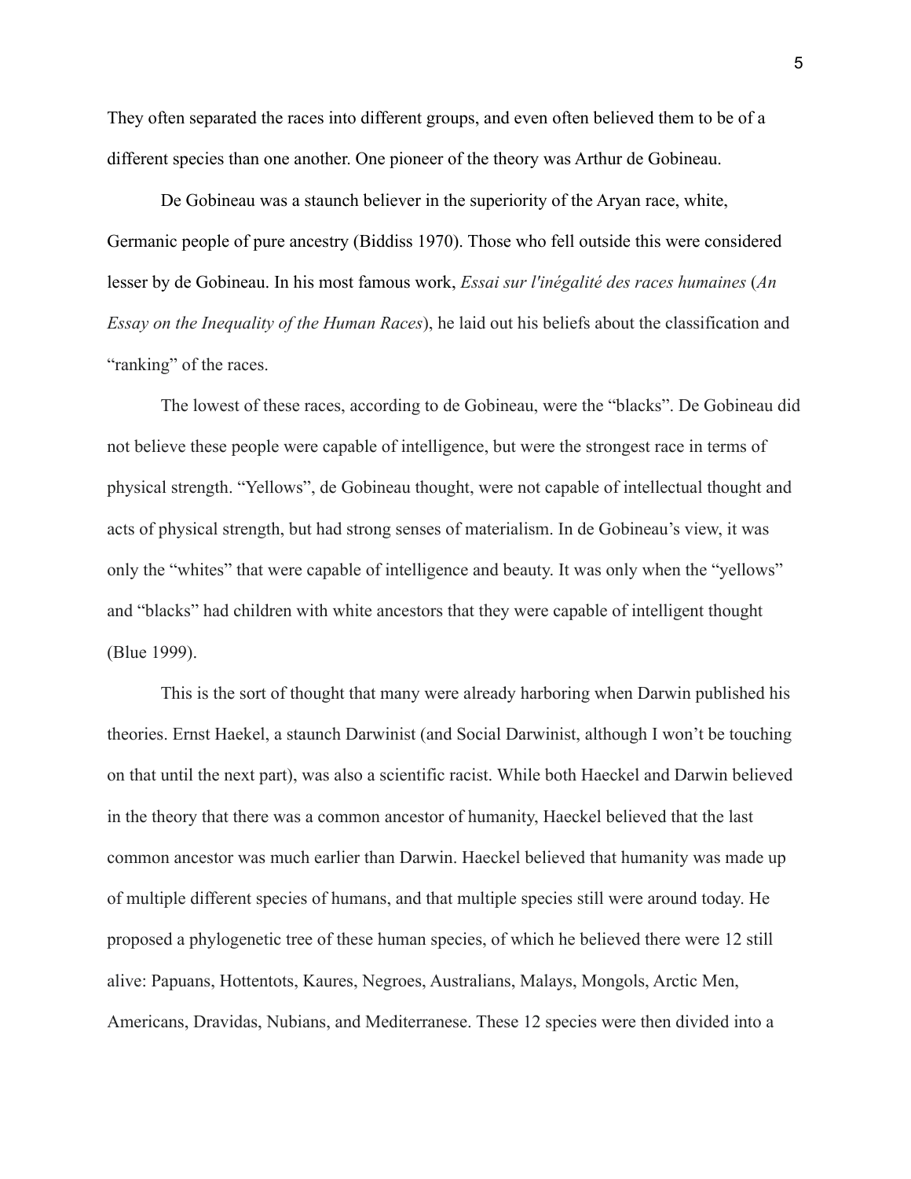They often separated the races into different groups, and even often believed them to be of a different species than one another. One pioneer of the theory was Arthur de Gobineau.

De Gobineau was a staunch believer in the superiority of the Aryan race, white, Germanic people of pure ancestry (Biddiss 1970). Those who fell outside this were considered lesser by de Gobineau. In his most famous work, *Essai sur l'inégalité des races humaines* (*An Essay on the Inequality of the Human Races*), he laid out his beliefs about the classification and "ranking" of the races.

The lowest of these races, according to de Gobineau, were the "blacks". De Gobineau did not believe these people were capable of intelligence, but were the strongest race in terms of physical strength. "Yellows", de Gobineau thought, were not capable of intellectual thought and acts of physical strength, but had strong senses of materialism. In de Gobineau's view, it was only the "whites" that were capable of intelligence and beauty. It was only when the "yellows" and "blacks" had children with white ancestors that they were capable of intelligent thought (Blue 1999).

This is the sort of thought that many were already harboring when Darwin published his theories. Ernst Haekel, a staunch Darwinist (and Social Darwinist, although I won't be touching on that until the next part), was also a scientific racist. While both Haeckel and Darwin believed in the theory that there was a common ancestor of humanity, Haeckel believed that the last common ancestor was much earlier than Darwin. Haeckel believed that humanity was made up of multiple different species of humans, and that multiple species still were around today. He proposed a phylogenetic tree of these human species, of which he believed there were 12 still alive: Papuans, Hottentots, Kaures, Negroes, Australians, Malays, Mongols, Arctic Men, Americans, Dravidas, Nubians, and Mediterranese. These 12 species were then divided into a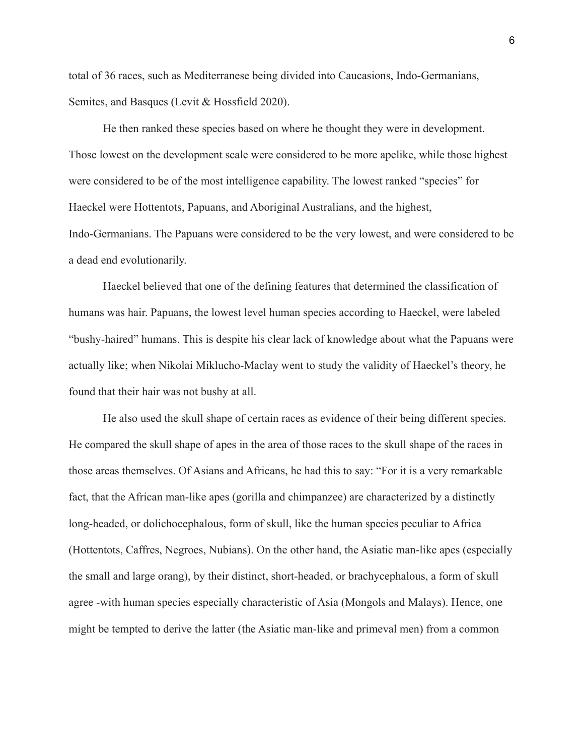total of 36 races, such as Mediterranese being divided into Caucasions, Indo-Germanians, Semites, and Basques (Levit & Hossfield 2020).

He then ranked these species based on where he thought they were in development. Those lowest on the development scale were considered to be more apelike, while those highest were considered to be of the most intelligence capability. The lowest ranked "species" for Haeckel were Hottentots, Papuans, and Aboriginal Australians, and the highest, Indo-Germanians. The Papuans were considered to be the very lowest, and were considered to be a dead end evolutionarily.

Haeckel believed that one of the defining features that determined the classification of humans was hair. Papuans, the lowest level human species according to Haeckel, were labeled "bushy-haired" humans. This is despite his clear lack of knowledge about what the Papuans were actually like; when Nikolai Miklucho-Maclay went to study the validity of Haeckel's theory, he found that their hair was not bushy at all.

He also used the skull shape of certain races as evidence of their being different species. He compared the skull shape of apes in the area of those races to the skull shape of the races in those areas themselves. Of Asians and Africans, he had this to say: "For it is a very remarkable fact, that the African man-like apes (gorilla and chimpanzee) are characterized by a distinctly long-headed, or dolichocephalous, form of skull, like the human species peculiar to Africa (Hottentots, Caffres, Negroes, Nubians). On the other hand, the Asiatic man-like apes (especially the small and large orang), by their distinct, short-headed, or brachycephalous, a form of skull agree -with human species especially characteristic of Asia (Mongols and Malays). Hence, one might be tempted to derive the latter (the Asiatic man-like and primeval men) from a common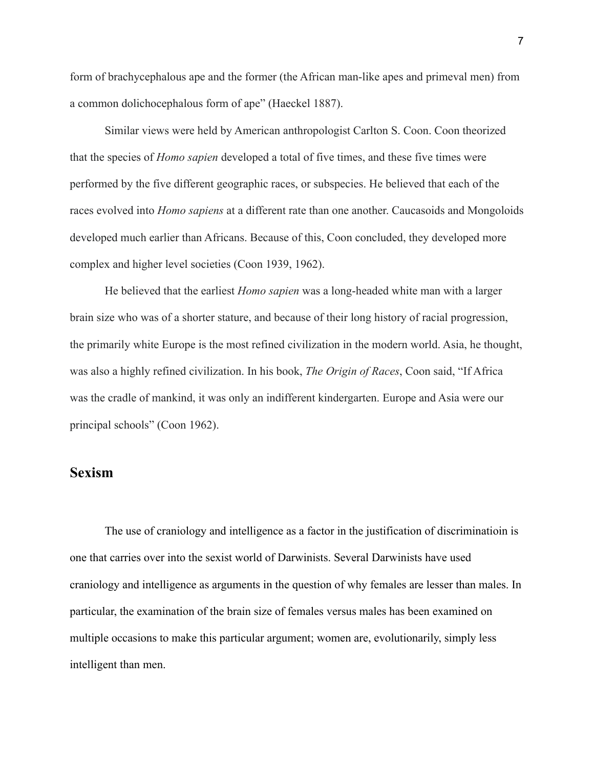form of brachycephalous ape and the former (the African man-like apes and primeval men) from a common dolichocephalous form of ape" (Haeckel 1887).

Similar views were held by American anthropologist Carlton S. Coon. Coon theorized that the species of *Homo sapien* developed a total of five times, and these five times were performed by the five different geographic races, or subspecies. He believed that each of the races evolved into *Homo sapiens* at a different rate than one another. Caucasoids and Mongoloids developed much earlier than Africans. Because of this, Coon concluded, they developed more complex and higher level societies (Coon 1939, 1962).

He believed that the earliest *Homo sapien* was a long-headed white man with a larger brain size who was of a shorter stature, and because of their long history of racial progression, the primarily white Europe is the most refined civilization in the modern world. Asia, he thought, was also a highly refined civilization. In his book, *The Origin of Races*, Coon said, "If Africa was the cradle of mankind, it was only an indifferent kindergarten. Europe and Asia were our principal schools" (Coon 1962).

## Sexism

The use of craniology and intelligence as a factor in the justification of discriminatioin is one that carries over into the sexist world of Darwinists. Several Darwinists have used craniology and intelligence as arguments in the question of why females are lesser than males. In particular, the examination of the brain size of females versus males has been examined on multiple occasions to make this particular argument; women are, evolutionarily, simply less intelligent than men.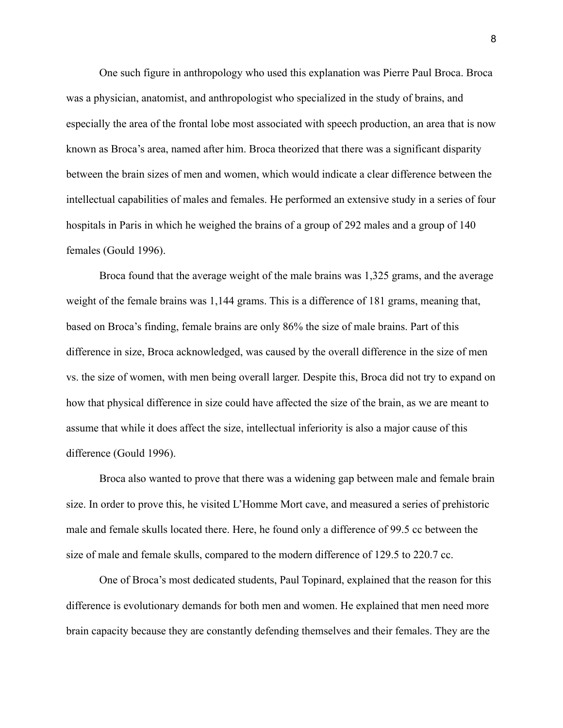One such figure in anthropology who used this explanation was Pierre Paul Broca. Broca was a physician, anatomist, and anthropologist who specialized in the study of brains, and especially the area of the frontal lobe most associated with speech production, an area that is now known as Broca's area, named after him. Broca theorized that there was a significant disparity between the brain sizes of men and women, which would indicate a clear difference between the intellectual capabilities of males and females. He performed an extensive study in a series of four hospitals in Paris in which he weighed the brains of a group of 292 males and a group of 140 females (Gould 1996).

Broca found that the average weight of the male brains was 1,325 grams, and the average weight of the female brains was 1,144 grams. This is a difference of 181 grams, meaning that, based on Broca's finding, female brains are only 86% the size of male brains. Part of this difference in size, Broca acknowledged, was caused by the overall difference in the size of men vs. the size of women, with men being overall larger. Despite this, Broca did not try to expand on how that physical difference in size could have affected the size of the brain, as we are meant to assume that while it does affect the size, intellectual inferiority is also a major cause of this difference (Gould 1996).

Broca also wanted to prove that there was a widening gap between male and female brain size. In order to prove this, he visited L'Homme Mort cave, and measured a series of prehistoric male and female skulls located there. Here, he found only a difference of 99.5 cc between the size of male and female skulls, compared to the modern difference of 129.5 to 220.7 cc.

One of Broca's most dedicated students, Paul Topinard, explained that the reason for this difference is evolutionary demands for both men and women. He explained that men need more brain capacity because they are constantly defending themselves and their females. They are the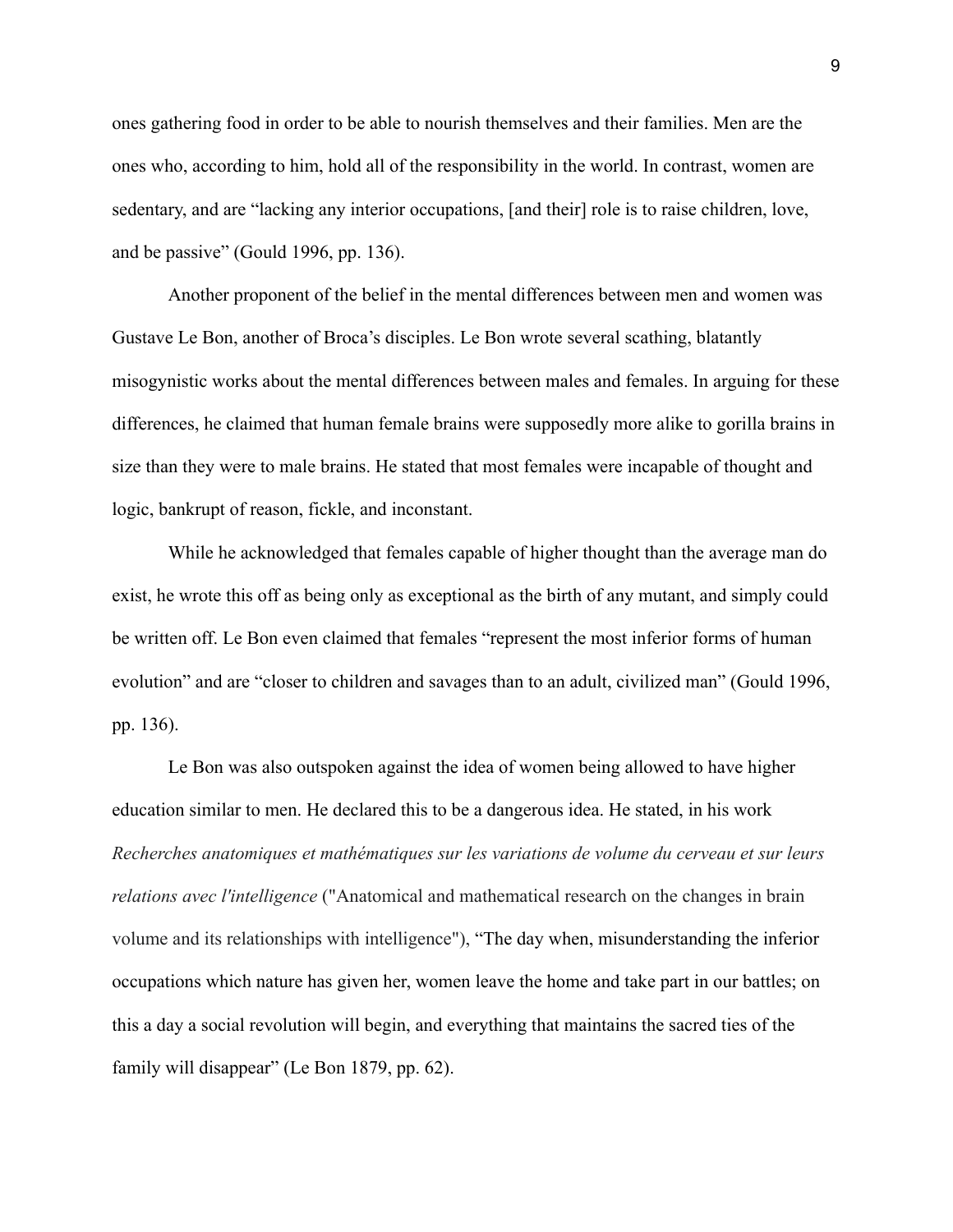ones gathering food in order to be able to nourish themselves and their families. Men are the ones who, according to him, hold all of the responsibility in the world. In contrast, women are sedentary, and are "lacking any interior occupations, [and their] role is to raise children, love, and be passive" (Gould 1996, pp. 136).

Another proponent of the belief in the mental differences between men and women was Gustave Le Bon, another of Broca's disciples. Le Bon wrote several scathing, blatantly misogynistic works about the mental differences between males and females. In arguing for these differences, he claimed that human female brains were supposedly more alike to gorilla brains in size than they were to male brains. He stated that most females were incapable of thought and logic, bankrupt of reason, fickle, and inconstant.

While he acknowledged that females capable of higher thought than the average man do exist, he wrote this off as being only as exceptional as the birth of any mutant, and simply could be written off. Le Bon even claimed that females "represent the most inferior forms of human evolution" and are "closer to children and savages than to an adult, civilized man" (Gould 1996, pp. 136).

Le Bon was also outspoken against the idea of women being allowed to have higher education similar to men. He declared this to be a dangerous idea. He stated, in his work *Recherches anatomiques et mathématiques sur les variations de volume du cerveau et sur leurs relations avec l'intelligence* ("Anatomical and mathematical research on the changes in brain volume and its relationships with intelligence"), "The day when, misunderstanding the inferior occupations which nature has given her, women leave the home and take part in our battles; on this a day a social revolution will begin, and everything that maintains the sacred ties of the family will disappear" (Le Bon 1879, pp. 62).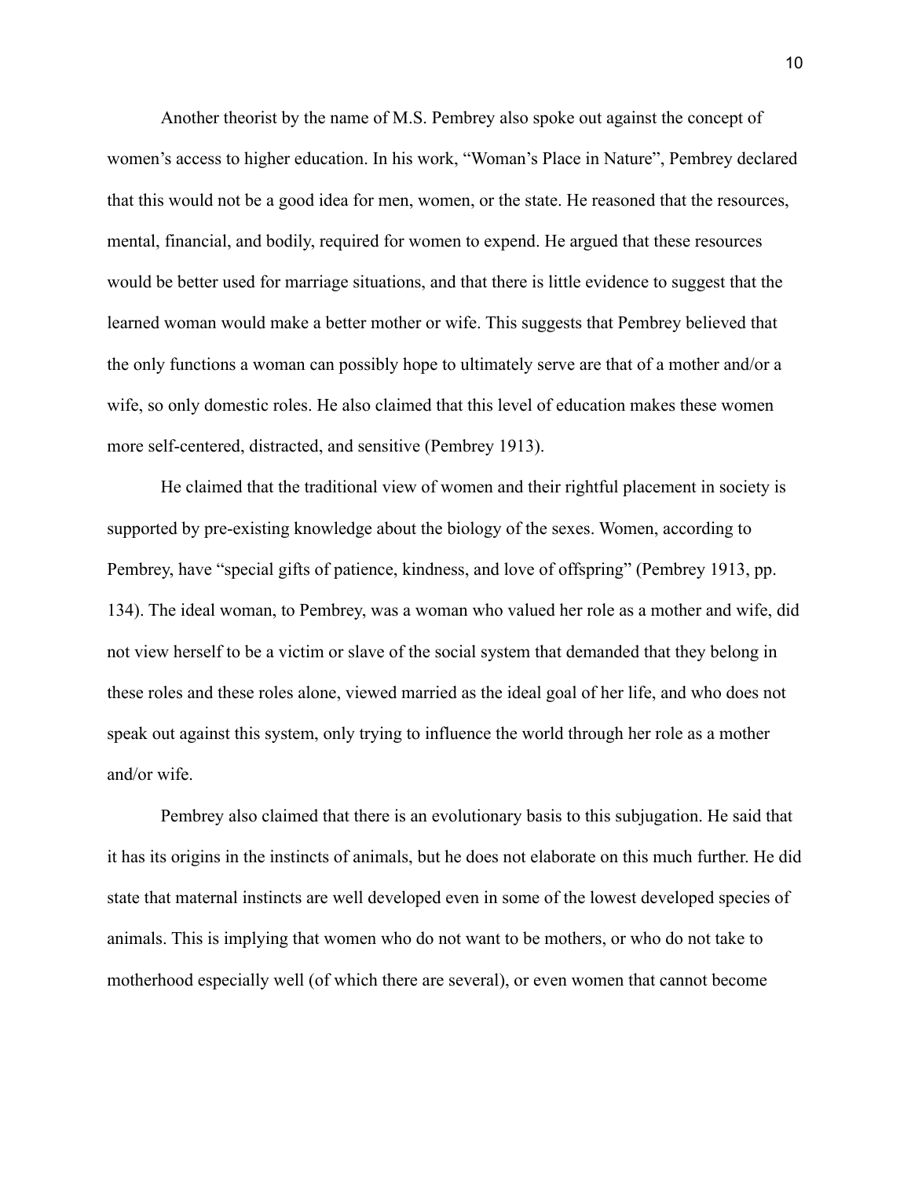Another theorist by the name of M.S. Pembrey also spoke out against the concept of women's access to higher education. In his work, "Woman's Place in Nature", Pembrey declared that this would not be a good idea for men, women, or the state. He reasoned that the resources, mental, financial, and bodily, required for women to expend. He argued that these resources would be better used for marriage situations, and that there is little evidence to suggest that the learned woman would make a better mother or wife. This suggests that Pembrey believed that the only functions a woman can possibly hope to ultimately serve are that of a mother and/or a wife, so only domestic roles. He also claimed that this level of education makes these women more self-centered, distracted, and sensitive (Pembrey 1913).

He claimed that the traditional view of women and their rightful placement in society is supported by pre-existing knowledge about the biology of the sexes. Women, according to Pembrey, have "special gifts of patience, kindness, and love of offspring" (Pembrey 1913, pp. 134). The ideal woman, to Pembrey, was a woman who valued her role as a mother and wife, did not view herself to be a victim or slave of the social system that demanded that they belong in these roles and these roles alone, viewed married as the ideal goal of her life, and who does not speak out against this system, only trying to influence the world through her role as a mother and/or wife.

Pembrey also claimed that there is an evolutionary basis to this subjugation. He said that it has its origins in the instincts of animals, but he does not elaborate on this much further. He did state that maternal instincts are well developed even in some of the lowest developed species of animals. This is implying that women who do not want to be mothers, or who do not take to motherhood especially well (of which there are several), or even women that cannot become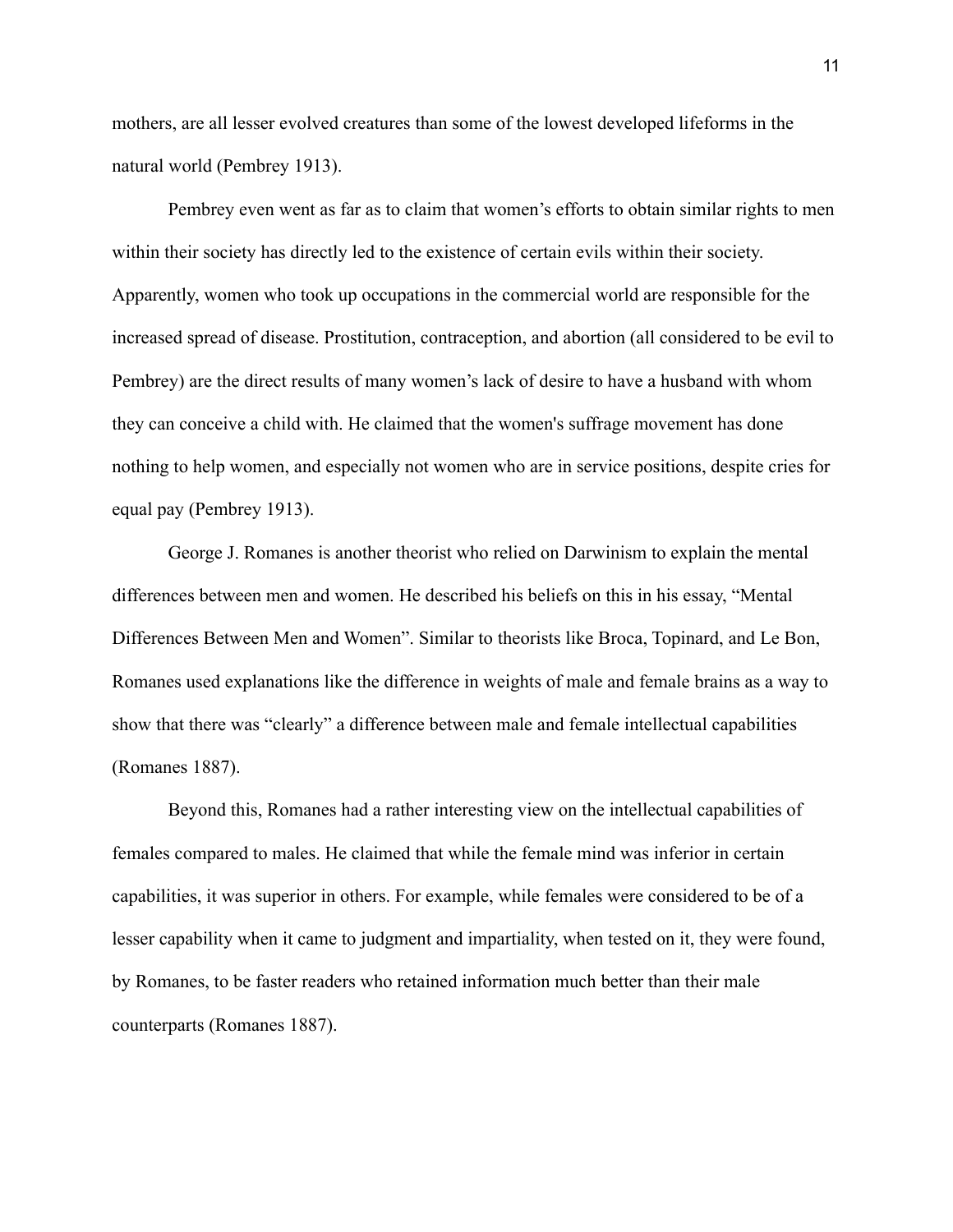mothers, are all lesser evolved creatures than some of the lowest developed lifeforms in the natural world (Pembrey 1913).

Pembrey even went as far as to claim that women's efforts to obtain similar rights to men within their society has directly led to the existence of certain evils within their society. Apparently, women who took up occupations in the commercial world are responsible for the increased spread of disease. Prostitution, contraception, and abortion (all considered to be evil to Pembrey) are the direct results of many women's lack of desire to have a husband with whom they can conceive a child with. He claimed that the women's suffrage movement has done nothing to help women, and especially not women who are in service positions, despite cries for equal pay (Pembrey 1913).

George J. Romanes is another theorist who relied on Darwinism to explain the mental differences between men and women. He described his beliefs on this in his essay, "Mental Differences Between Men and Women". Similar to theorists like Broca, Topinard, and Le Bon, Romanes used explanations like the difference in weights of male and female brains as a way to show that there was "clearly" a difference between male and female intellectual capabilities (Romanes 1887).

Beyond this, Romanes had a rather interesting view on the intellectual capabilities of females compared to males. He claimed that while the female mind was inferior in certain capabilities, it was superior in others. For example, while females were considered to be of a lesser capability when it came to judgment and impartiality, when tested on it, they were found, by Romanes, to be faster readers who retained information much better than their male counterparts (Romanes 1887).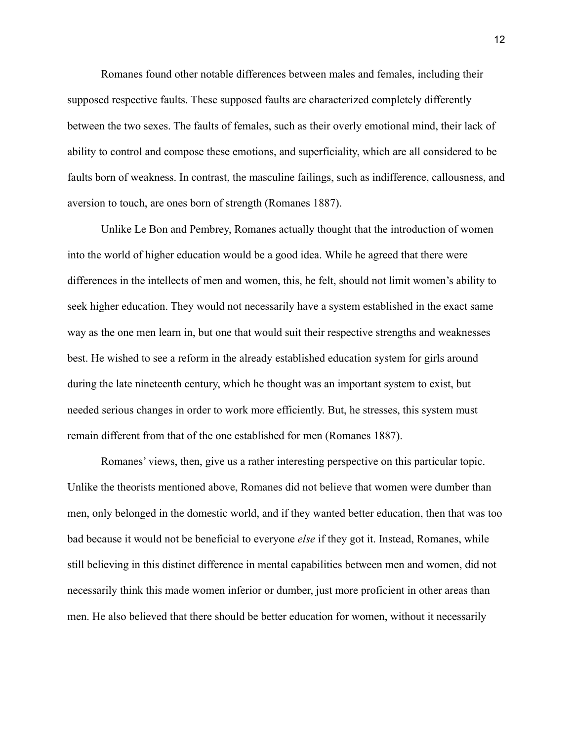Romanes found other notable differences between males and females, including their supposed respective faults. These supposed faults are characterized completely differently between the two sexes. The faults of females, such as their overly emotional mind, their lack of ability to control and compose these emotions, and superficiality, which are all considered to be faults born of weakness. In contrast, the masculine failings, such as indifference, callousness, and aversion to touch, are ones born of strength (Romanes 1887).

Unlike Le Bon and Pembrey, Romanes actually thought that the introduction of women into the world of higher education would be a good idea. While he agreed that there were differences in the intellects of men and women, this, he felt, should not limit women's ability to seek higher education. They would not necessarily have a system established in the exact same way as the one men learn in, but one that would suit their respective strengths and weaknesses best. He wished to see a reform in the already established education system for girls around during the late nineteenth century, which he thought was an important system to exist, but needed serious changes in order to work more efficiently. But, he stresses, this system must remain different from that of the one established for men (Romanes 1887).

Romanes' views, then, give us a rather interesting perspective on this particular topic. Unlike the theorists mentioned above, Romanes did not believe that women were dumber than men, only belonged in the domestic world, and if they wanted better education, then that was too bad because it would not be beneficial to everyone *else* if they got it. Instead, Romanes, while still believing in this distinct difference in mental capabilities between men and women, did not necessarily think this made women inferior or dumber, just more proficient in other areas than men. He also believed that there should be better education for women, without it necessarily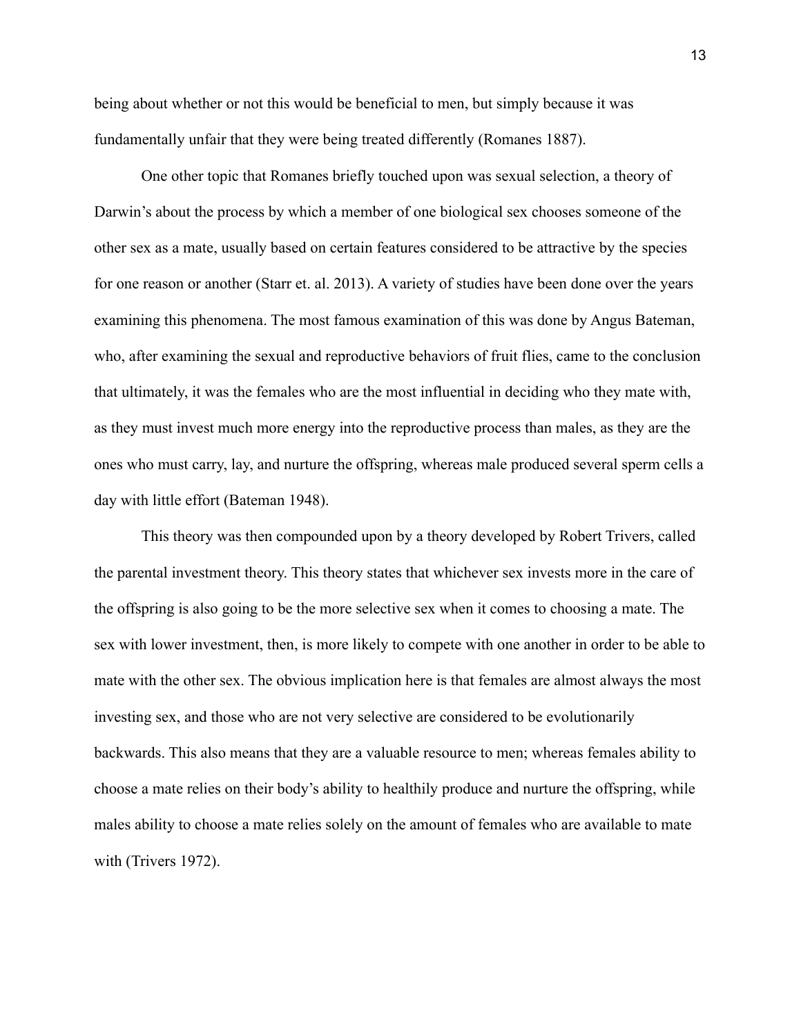being about whether or not this would be beneficial to men, but simply because it was fundamentally unfair that they were being treated differently (Romanes 1887).

One other topic that Romanes briefly touched upon was sexual selection, a theory of Darwin's about the process by which a member of one biological sex chooses someone of the other sex as a mate, usually based on certain features considered to be attractive by the species for one reason or another (Starr et. al. 2013). A variety of studies have been done over the years examining this phenomena. The most famous examination of this was done by Angus Bateman, who, after examining the sexual and reproductive behaviors of fruit flies, came to the conclusion that ultimately, it was the females who are the most influential in deciding who they mate with, as they must invest much more energy into the reproductive process than males, as they are the ones who must carry, lay, and nurture the offspring, whereas male produced several sperm cells a day with little effort (Bateman 1948).

This theory was then compounded upon by a theory developed by Robert Trivers, called the parental investment theory. This theory states that whichever sex invests more in the care of the offspring is also going to be the more selective sex when it comes to choosing a mate. The sex with lower investment, then, is more likely to compete with one another in order to be able to mate with the other sex. The obvious implication here is that females are almost always the most investing sex, and those who are not very selective are considered to be evolutionarily backwards. This also means that they are a valuable resource to men; whereas females ability to choose a mate relies on their body's ability to healthily produce and nurture the offspring, while males ability to choose a mate relies solely on the amount of females who are available to mate with (Trivers 1972).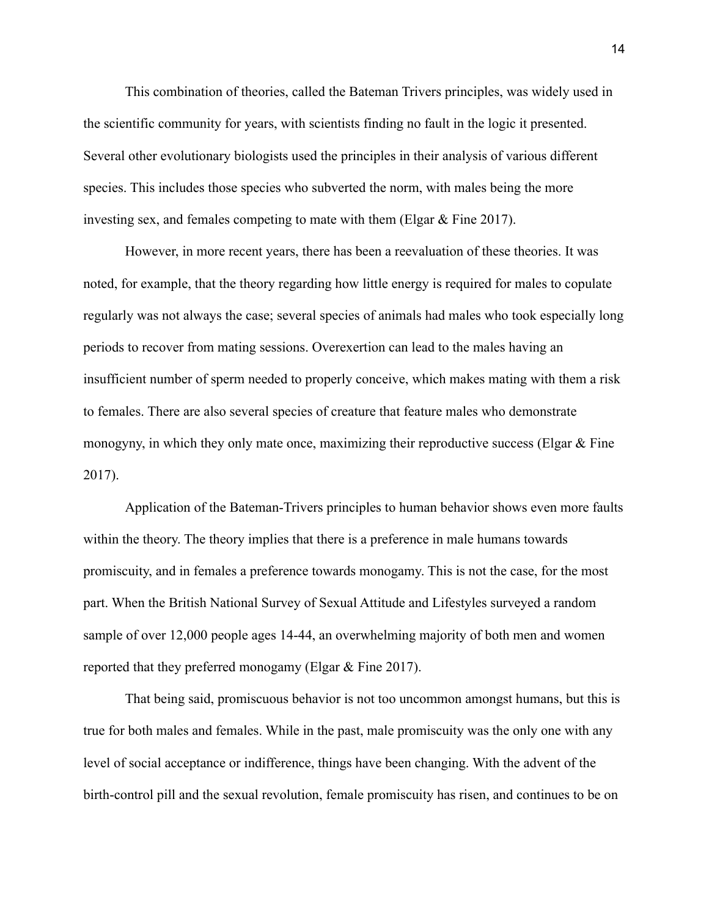This combination of theories, called the Bateman Trivers principles, was widely used in the scientific community for years, with scientists finding no fault in the logic it presented. Several other evolutionary biologists used the principles in their analysis of various different species. This includes those species who subverted the norm, with males being the more investing sex, and females competing to mate with them (Elgar & Fine 2017).

However, in more recent years, there has been a reevaluation of these theories. It was noted, for example, that the theory regarding how little energy is required for males to copulate regularly was not always the case; several species of animals had males who took especially long periods to recover from mating sessions. Overexertion can lead to the males having an insufficient number of sperm needed to properly conceive, which makes mating with them a risk to females. There are also several species of creature that feature males who demonstrate monogyny, in which they only mate once, maximizing their reproductive success (Elgar & Fine 2017).

Application of the Bateman-Trivers principles to human behavior shows even more faults within the theory. The theory implies that there is a preference in male humans towards promiscuity, and in females a preference towards monogamy. This is not the case, for the most part. When the British National Survey of Sexual Attitude and Lifestyles surveyed a random sample of over 12,000 people ages 14-44, an overwhelming majority of both men and women reported that they preferred monogamy (Elgar & Fine 2017).

That being said, promiscuous behavior is not too uncommon amongst humans, but this is true for both males and females. While in the past, male promiscuity was the only one with any level of social acceptance or indifference, things have been changing. With the advent of the birth-control pill and the sexual revolution, female promiscuity has risen, and continues to be on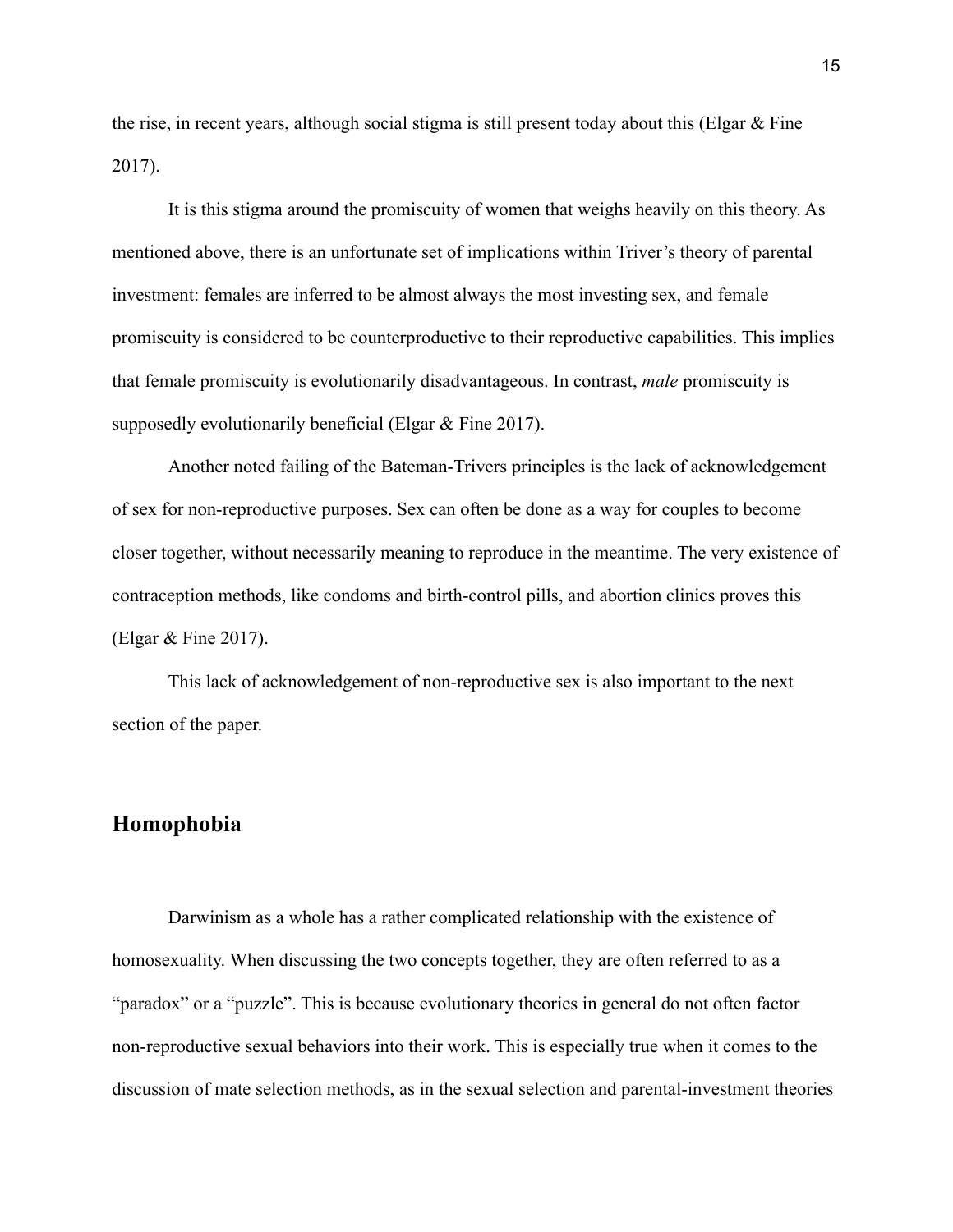the rise, in recent years, although social stigma is still present today about this (Elgar & Fine 2017).

It is this stigma around the promiscuity of women that weighs heavily on this theory. As mentioned above, there is an unfortunate set of implications within Triver's theory of parental investment: females are inferred to be almost always the most investing sex, and female promiscuity is considered to be counterproductive to their reproductive capabilities. This implies that female promiscuity is evolutionarily disadvantageous. In contrast, *male* promiscuity is supposedly evolutionarily beneficial (Elgar & Fine 2017).

Another noted failing of the Bateman-Trivers principles is the lack of acknowledgement of sex for non-reproductive purposes. Sex can often be done as a way for couples to become closer together, without necessarily meaning to reproduce in the meantime. The very existence of contraception methods, like condoms and birth-control pills, and abortion clinics proves this (Elgar & Fine 2017).

This lack of acknowledgement of non-reproductive sex is also important to the next section of the paper.

## Homophobia

Darwinism as a whole has a rather complicated relationship with the existence of homosexuality. When discussing the two concepts together, they are often referred to as a "paradox" or a "puzzle". This is because evolutionary theories in general do not often factor non-reproductive sexual behaviors into their work. This is especially true when it comes to the discussion of mate selection methods, as in the sexual selection and parental-investment theories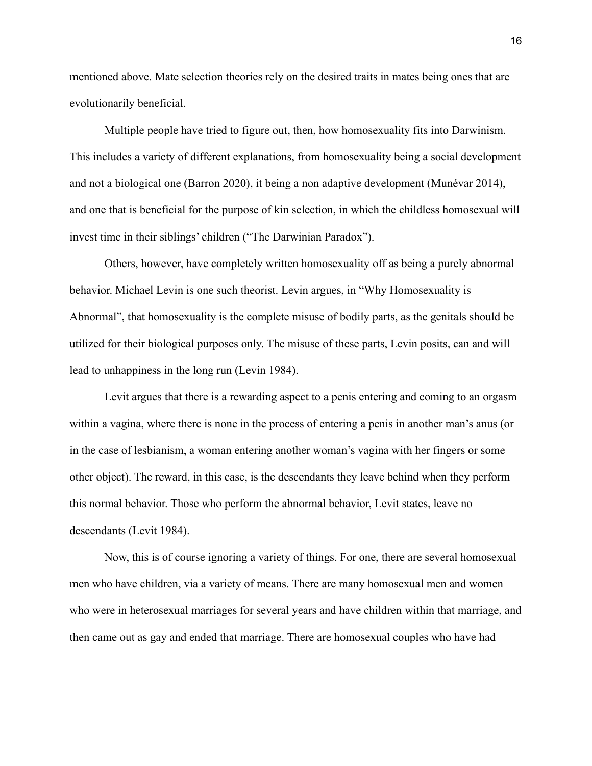mentioned above. Mate selection theories rely on the desired traits in mates being ones that are evolutionarily beneficial.

Multiple people have tried to figure out, then, how homosexuality fits into Darwinism. This includes a variety of different explanations, from homosexuality being a social development and not a biological one (Barron 2020), it being a non adaptive development (Munévar 2014), and one that is beneficial for the purpose of kin selection, in which the childless homosexual will invest time in their siblings' children ("The Darwinian Paradox").

Others, however, have completely written homosexuality off as being a purely abnormal behavior. Michael Levin is one such theorist. Levin argues, in "Why Homosexuality is Abnormal", that homosexuality is the complete misuse of bodily parts, as the genitals should be utilized for their biological purposes only. The misuse of these parts, Levin posits, can and will lead to unhappiness in the long run (Levin 1984).

Levit argues that there is a rewarding aspect to a penis entering and coming to an orgasm within a vagina, where there is none in the process of entering a penis in another man's anus (or in the case of lesbianism, a woman entering another woman's vagina with her fingers or some other object). The reward, in this case, is the descendants they leave behind when they perform this normal behavior. Those who perform the abnormal behavior, Levit states, leave no descendants (Levit 1984).

Now, this is of course ignoring a variety of things. For one, there are several homosexual men who have children, via a variety of means. There are many homosexual men and women who were in heterosexual marriages for several years and have children within that marriage, and then came out as gay and ended that marriage. There are homosexual couples who have had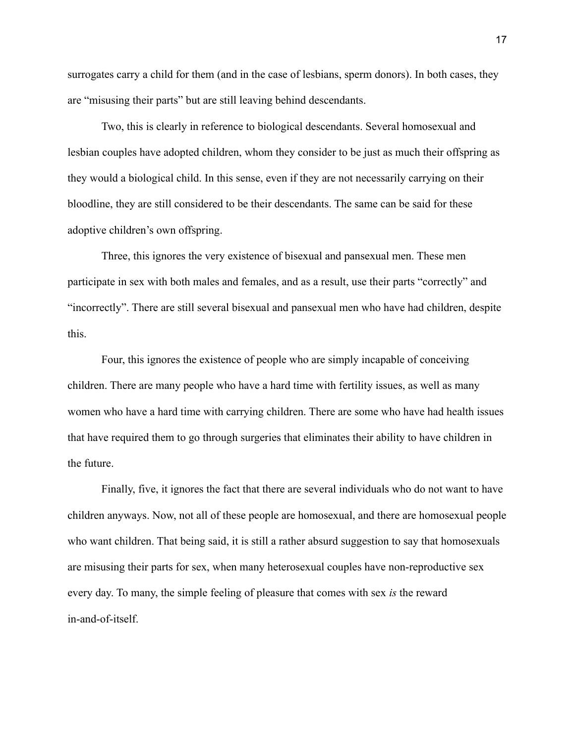surrogates carry a child for them (and in the case of lesbians, sperm donors). In both cases, they are "misusing their parts" but are still leaving behind descendants.

Two, this is clearly in reference to biological descendants. Several homosexual and lesbian couples have adopted children, whom they consider to be just as much their offspring as they would a biological child. In this sense, even if they are not necessarily carrying on their bloodline, they are still considered to be their descendants. The same can be said for these adoptive children's own offspring.

Three, this ignores the very existence of bisexual and pansexual men. These men participate in sex with both males and females, and as a result, use their parts "correctly" and "incorrectly". There are still several bisexual and pansexual men who have had children, despite this.

Four, this ignores the existence of people who are simply incapable of conceiving children. There are many people who have a hard time with fertility issues, as well as many women who have a hard time with carrying children. There are some who have had health issues that have required them to go through surgeries that eliminates their ability to have children in the future.

Finally, five, it ignores the fact that there are several individuals who do not want to have children anyways. Now, not all of these people are homosexual, and there are homosexual people who want children. That being said, it is still a rather absurd suggestion to say that homosexuals are misusing their parts for sex, when many heterosexual couples have non-reproductive sex every day. To many, the simple feeling of pleasure that comes with sex *is* the reward in-and-of-itself.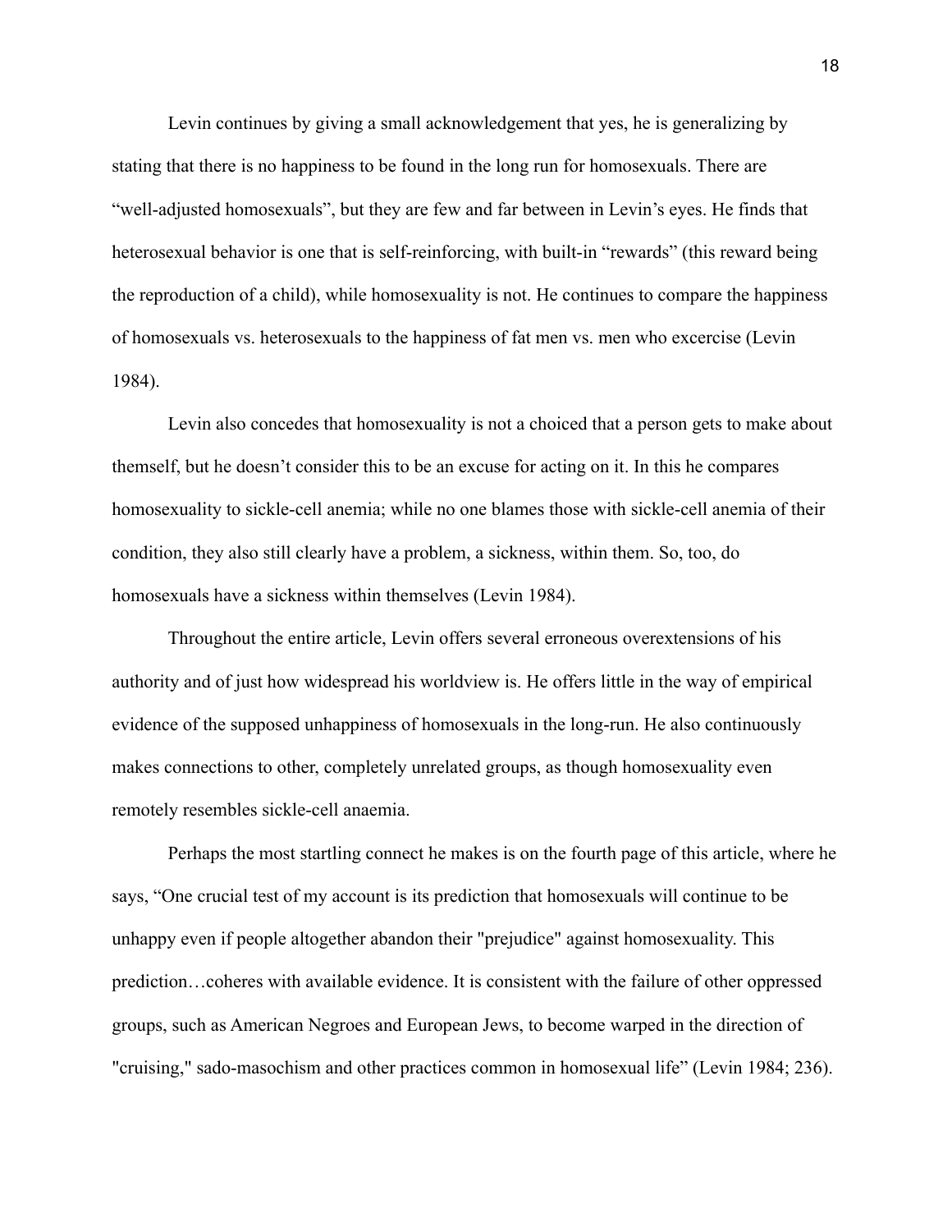Levin continues by giving a small acknowledgement that yes, he is generalizing by stating that there is no happiness to be found in the long run for homosexuals. There are "well-adjusted homosexuals", but they are few and far between in Levin's eyes. He finds that heterosexual behavior is one that is self-reinforcing, with built-in "rewards" (this reward being the reproduction of a child), while homosexuality is not. He continues to compare the happiness of homosexuals vs. heterosexuals to the happiness of fat men vs. men who excercise (Levin 1984).

Levin also concedes that homosexuality is not a choiced that a person gets to make about themself, but he doesn't consider this to be an excuse for acting on it. In this he compares homosexuality to sickle-cell anemia; while no one blames those with sickle-cell anemia of their condition, they also still clearly have a problem, a sickness, within them. So, too, do homosexuals have a sickness within themselves (Levin 1984).

Throughout the entire article, Levin offers several erroneous overextensions of his authority and of just how widespread his worldview is. He offers little in the way of empirical evidence of the supposed unhappiness of homosexuals in the long-run. He also continuously makes connections to other, completely unrelated groups, as though homosexuality even remotely resembles sickle-cell anaemia.

Perhaps the most startling connect he makes is on the fourth page of this article, where he says, "One crucial test of my account is its prediction that homosexuals will continue to be unhappy even if people altogether abandon their "prejudice" against homosexuality. This prediction…coheres with available evidence. It is consistent with the failure of other oppressed groups, such as American Negroes and European Jews, to become warped in the direction of "cruising," sado-masochism and other practices common in homosexual life" (Levin 1984; 236).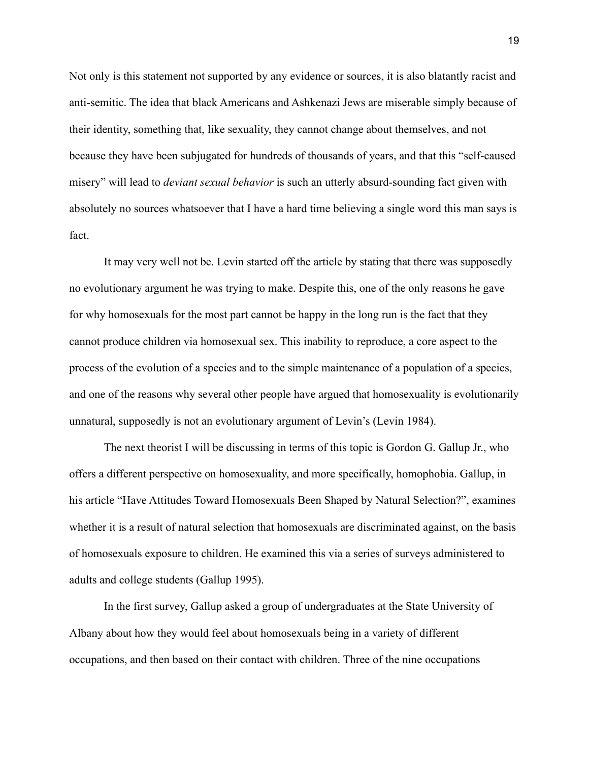Not only is this statement not supported by any evidence or sources, it is also blatantly racist and anti-semitic. The idea that black Americans and Ashkenazi Jews are miserable simply because of their identity, something that, like sexuality, they cannot change about themselves, and not because they have been subjugated for hundreds of thousands of years, and that this "self-caused misery" will lead to *deviant sexual behavior* is such an utterly absurd-sounding fact given with absolutely no sources whatsoever that I have a hard time believing a single word this man says is fact.

It may very well not be. Levin started off the article by stating that there was supposedly no evolutionary argument he was trying to make. Despite this, one of the only reasons he gave for why homosexuals for the most part cannot be happy in the long run is the fact that they cannot produce children via homosexual sex. This inability to reproduce, a core aspect to the process of the evolution of a species and to the simple maintenance of a population of a species, and one of the reasons why several other people have argued that homosexuality is evolutionarily unnatural, supposedly is not an evolutionary argument of Levin's (Levin 1984).

The next theorist I will be discussing in terms of this topic is Gordon G. Gallup Jr., who offers a different perspective on homosexuality, and more specifically, homophobia. Gallup, in his article "Have Attitudes Toward Homosexuals Been Shaped by Natural Selection?", examines whether it is a result of natural selection that homosexuals are discriminated against, on the basis of homosexuals exposure to children. He examined this via a series of surveys administered to adults and college students (Gallup 1995).

In the first survey, Gallup asked a group of undergraduates at the State University of Albany about how they would feel about homosexuals being in a variety of different occupations, and then based on their contact with children. Three of the nine occupations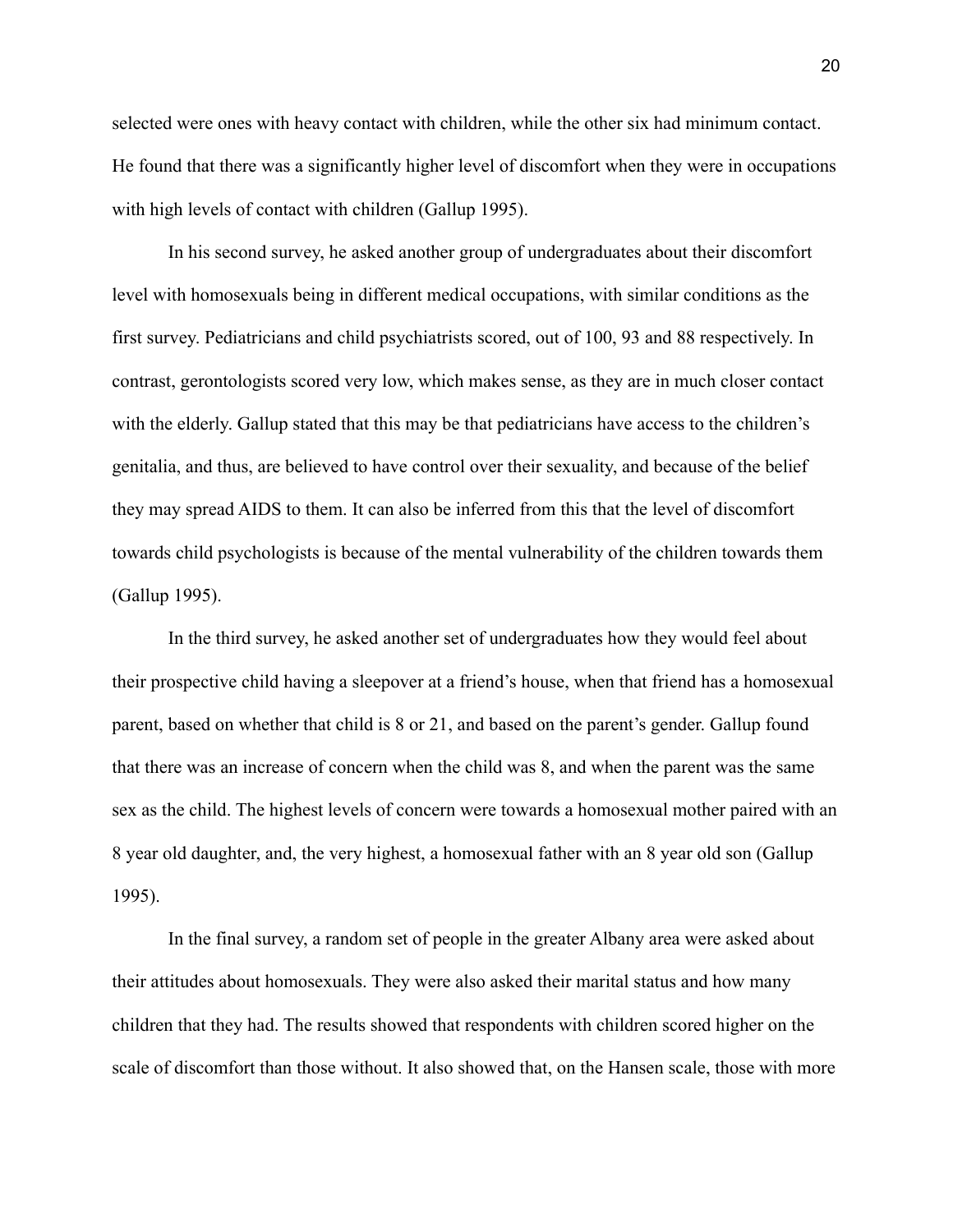selected were ones with heavy contact with children, while the other six had minimum contact. He found that there was a significantly higher level of discomfort when they were in occupations with high levels of contact with children (Gallup 1995).

In his second survey, he asked another group of undergraduates about their discomfort level with homosexuals being in different medical occupations, with similar conditions as the first survey. Pediatricians and child psychiatrists scored, out of 100, 93 and 88 respectively. In contrast, gerontologists scored very low, which makes sense, as they are in much closer contact with the elderly. Gallup stated that this may be that pediatricians have access to the children's genitalia, and thus, are believed to have control over their sexuality, and because of the belief they may spread AIDS to them. It can also be inferred from this that the level of discomfort towards child psychologists is because of the mental vulnerability of the children towards them (Gallup 1995).

In the third survey, he asked another set of undergraduates how they would feel about their prospective child having a sleepover at a friend's house, when that friend has a homosexual parent, based on whether that child is 8 or 21, and based on the parent's gender. Gallup found that there was an increase of concern when the child was 8, and when the parent was the same sex as the child. The highest levels of concern were towards a homosexual mother paired with an 8 year old daughter, and, the very highest, a homosexual father with an 8 year old son (Gallup 1995).

In the final survey, a random set of people in the greater Albany area were asked about their attitudes about homosexuals. They were also asked their marital status and how many children that they had. The results showed that respondents with children scored higher on the scale of discomfort than those without. It also showed that, on the Hansen scale, those with more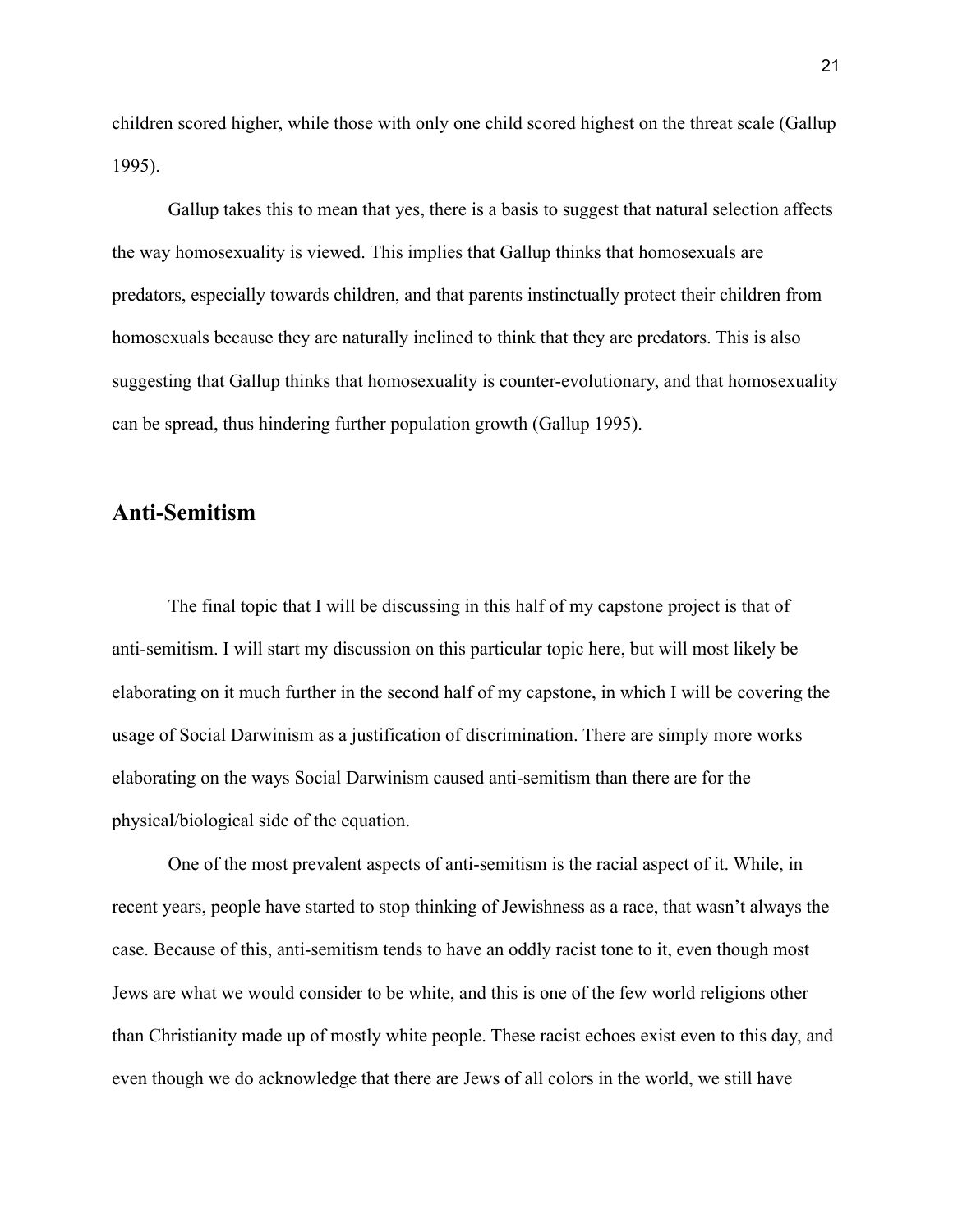children scored higher, while those with only one child scored highest on the threat scale (Gallup 1995).

Gallup takes this to mean that yes, there is a basis to suggest that natural selection affects the way homosexuality is viewed. This implies that Gallup thinks that homosexuals are predators, especially towards children, and that parents instinctually protect their children from homosexuals because they are naturally inclined to think that they are predators. This is also suggesting that Gallup thinks that homosexuality is counter-evolutionary, and that homosexuality can be spread, thus hindering further population growth (Gallup 1995).

## Anti-Semitism

The final topic that I will be discussing in this half of my capstone project is that of anti-semitism. I will start my discussion on this particular topic here, but will most likely be elaborating on it much further in the second half of my capstone, in which I will be covering the usage of Social Darwinism as a justification of discrimination. There are simply more works elaborating on the ways Social Darwinism caused anti-semitism than there are for the physical/biological side of the equation.

One of the most prevalent aspects of anti-semitism is the racial aspect of it. While, in recent years, people have started to stop thinking of Jewishness as a race, that wasn't always the case. Because of this, anti-semitism tends to have an oddly racist tone to it, even though most Jews are what we would consider to be white, and this is one of the few world religions other than Christianity made up of mostly white people. These racist echoes exist even to this day, and even though we do acknowledge that there are Jews of all colors in the world, we still have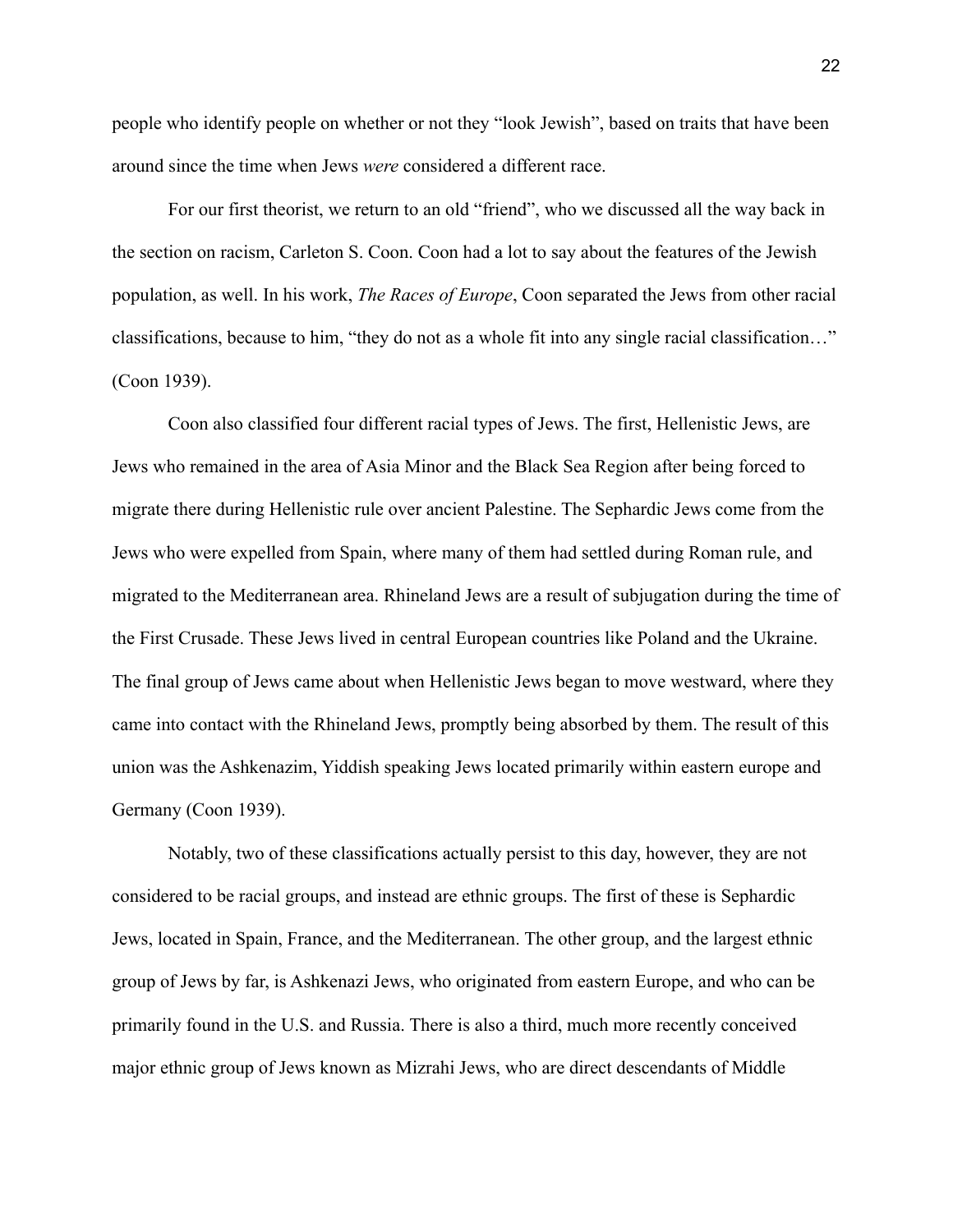people who identify people on whether or not they "look Jewish", based on traits that have been around since the time when Jews *were* considered a different race.

For our first theorist, we return to an old "friend", who we discussed all the way back in the section on racism, Carleton S. Coon. Coon had a lot to say about the features of the Jewish population, as well. In his work, *The Races of Europe*, Coon separated the Jews from other racial classifications, because to him, "they do not as a whole fit into any single racial classification…" (Coon 1939).

Coon also classified four different racial types of Jews. The first, Hellenistic Jews, are Jews who remained in the area of Asia Minor and the Black Sea Region after being forced to migrate there during Hellenistic rule over ancient Palestine. The Sephardic Jews come from the Jews who were expelled from Spain, where many of them had settled during Roman rule, and migrated to the Mediterranean area. Rhineland Jews are a result of subjugation during the time of the First Crusade. These Jews lived in central European countries like Poland and the Ukraine. The final group of Jews came about when Hellenistic Jews began to move westward, where they came into contact with the Rhineland Jews, promptly being absorbed by them. The result of this union was the Ashkenazim, Yiddish speaking Jews located primarily within eastern europe and Germany (Coon 1939).

Notably, two of these classifications actually persist to this day, however, they are not considered to be racial groups, and instead are ethnic groups. The first of these is Sephardic Jews, located in Spain, France, and the Mediterranean. The other group, and the largest ethnic group of Jews by far, is Ashkenazi Jews, who originated from eastern Europe, and who can be primarily found in the U.S. and Russia. There is also a third, much more recently conceived major ethnic group of Jews known as Mizrahi Jews, who are direct descendants of Middle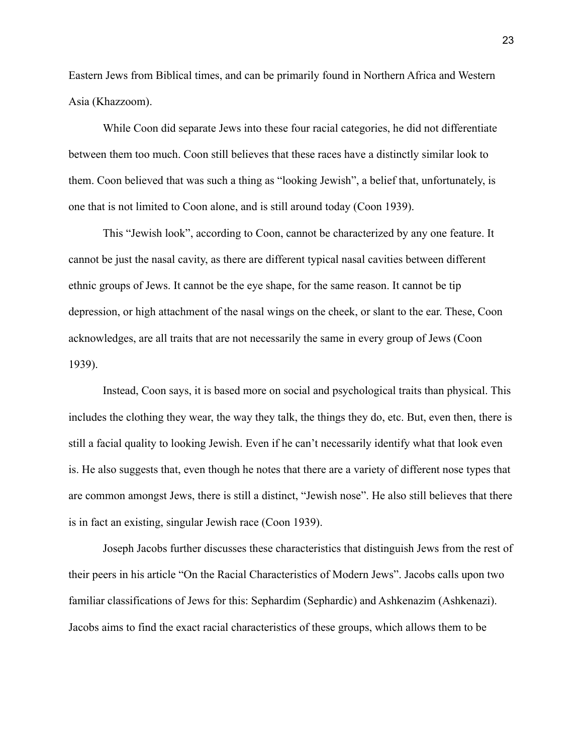Eastern Jews from Biblical times, and can be primarily found in Northern Africa and Western Asia (Khazzoom).

While Coon did separate Jews into these four racial categories, he did not differentiate between them too much. Coon still believes that these races have a distinctly similar look to them. Coon believed that was such a thing as "looking Jewish", a belief that, unfortunately, is one that is not limited to Coon alone, and is still around today (Coon 1939).

This "Jewish look", according to Coon, cannot be characterized by any one feature. It cannot be just the nasal cavity, as there are different typical nasal cavities between different ethnic groups of Jews. It cannot be the eye shape, for the same reason. It cannot be tip depression, or high attachment of the nasal wings on the cheek, or slant to the ear. These, Coon acknowledges, are all traits that are not necessarily the same in every group of Jews (Coon 1939).

Instead, Coon says, it is based more on social and psychological traits than physical. This includes the clothing they wear, the way they talk, the things they do, etc. But, even then, there is still a facial quality to looking Jewish. Even if he can't necessarily identify what that look even is. He also suggests that, even though he notes that there are a variety of different nose types that are common amongst Jews, there is still a distinct, "Jewish nose". He also still believes that there is in fact an existing, singular Jewish race (Coon 1939).

Joseph Jacobs further discusses these characteristics that distinguish Jews from the rest of their peers in his article "On the Racial Characteristics of Modern Jews". Jacobs calls upon two familiar classifications of Jews for this: Sephardim (Sephardic) and Ashkenazim (Ashkenazi). Jacobs aims to find the exact racial characteristics of these groups, which allows them to be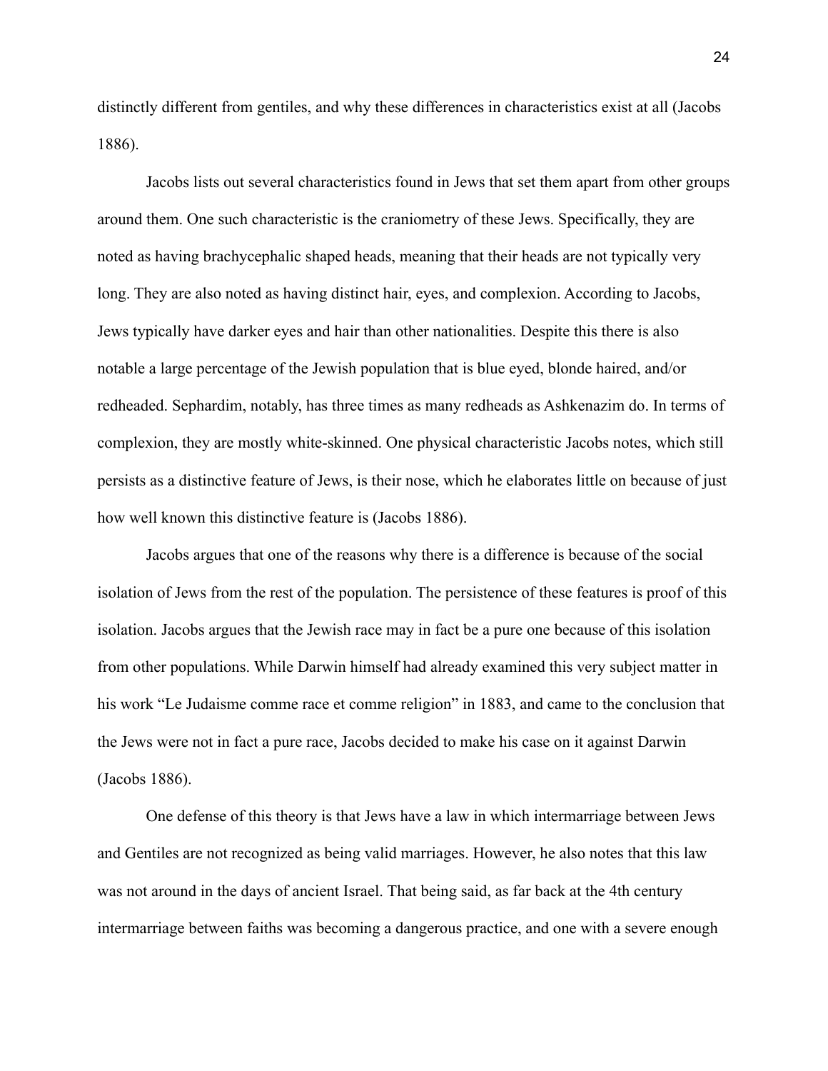distinctly different from gentiles, and why these differences in characteristics exist at all (Jacobs 1886).

Jacobs lists out several characteristics found in Jews that set them apart from other groups around them. One such characteristic is the craniometry of these Jews. Specifically, they are noted as having brachycephalic shaped heads, meaning that their heads are not typically very long. They are also noted as having distinct hair, eyes, and complexion. According to Jacobs, Jews typically have darker eyes and hair than other nationalities. Despite this there is also notable a large percentage of the Jewish population that is blue eyed, blonde haired, and/or redheaded. Sephardim, notably, has three times as many redheads as Ashkenazim do. In terms of complexion, they are mostly white-skinned. One physical characteristic Jacobs notes, which still persists as a distinctive feature of Jews, is their nose, which he elaborates little on because of just how well known this distinctive feature is (Jacobs 1886).

Jacobs argues that one of the reasons why there is a difference is because of the social isolation of Jews from the rest of the population. The persistence of these features is proof of this isolation. Jacobs argues that the Jewish race may in fact be a pure one because of this isolation from other populations. While Darwin himself had already examined this very subject matter in his work "Le Judaisme comme race et comme religion" in 1883, and came to the conclusion that the Jews were not in fact a pure race, Jacobs decided to make his case on it against Darwin (Jacobs 1886).

One defense of this theory is that Jews have a law in which intermarriage between Jews and Gentiles are not recognized as being valid marriages. However, he also notes that this law was not around in the days of ancient Israel. That being said, as far back at the 4th century intermarriage between faiths was becoming a dangerous practice, and one with a severe enough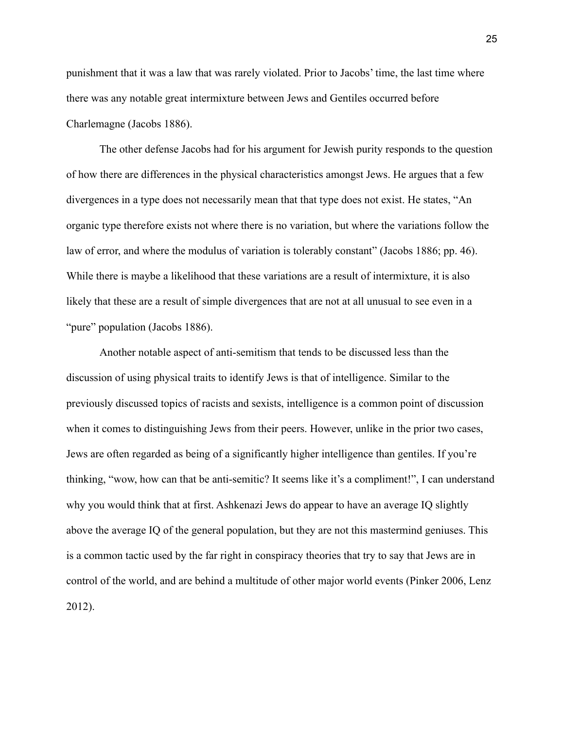punishment that it was a law that was rarely violated. Prior to Jacobs' time, the last time where there was any notable great intermixture between Jews and Gentiles occurred before Charlemagne (Jacobs 1886).

The other defense Jacobs had for his argument for Jewish purity responds to the question of how there are differences in the physical characteristics amongst Jews. He argues that a few divergences in a type does not necessarily mean that that type does not exist. He states, "An organic type therefore exists not where there is no variation, but where the variations follow the law of error, and where the modulus of variation is tolerably constant" (Jacobs 1886; pp. 46). While there is maybe a likelihood that these variations are a result of intermixture, it is also likely that these are a result of simple divergences that are not at all unusual to see even in a "pure" population (Jacobs 1886).

Another notable aspect of anti-semitism that tends to be discussed less than the discussion of using physical traits to identify Jews is that of intelligence. Similar to the previously discussed topics of racists and sexists, intelligence is a common point of discussion when it comes to distinguishing Jews from their peers. However, unlike in the prior two cases, Jews are often regarded as being of a significantly higher intelligence than gentiles. If you're thinking, "wow, how can that be anti-semitic? It seems like it's a compliment!", I can understand why you would think that at first. Ashkenazi Jews do appear to have an average IQ slightly above the average IQ of the general population, but they are not this mastermind geniuses. This is a common tactic used by the far right in conspiracy theories that try to say that Jews are in control of the world, and are behind a multitude of other major world events (Pinker 2006, Lenz 2012).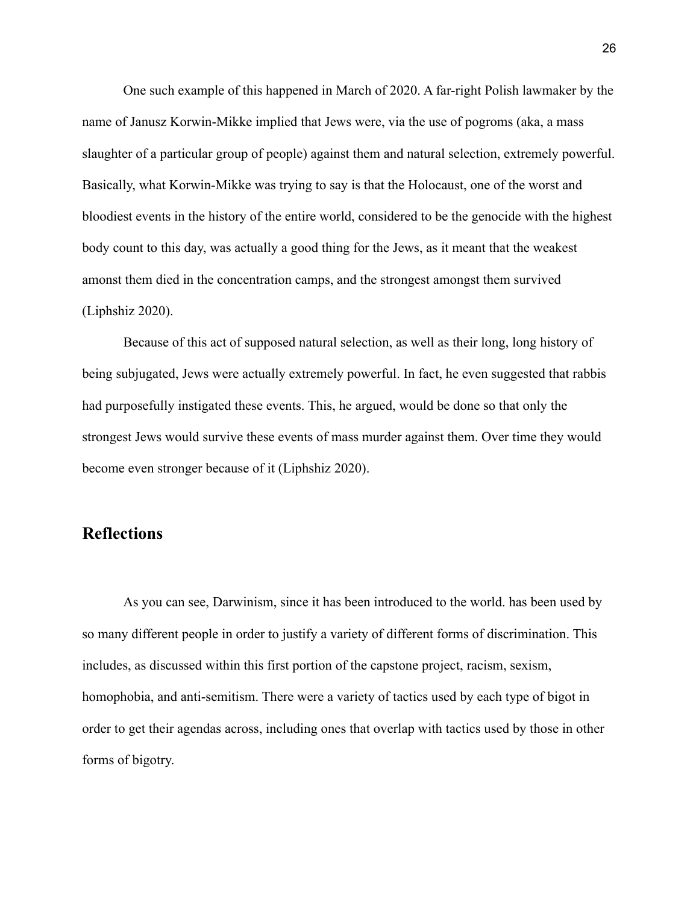One such example of this happened in March of 2020. A far-right Polish lawmaker by the name of Janusz Korwin-Mikke implied that Jews were, via the use of pogroms (aka, a mass slaughter of a particular group of people) against them and natural selection, extremely powerful. Basically, what Korwin-Mikke was trying to say is that the Holocaust, one of the worst and bloodiest events in the history of the entire world, considered to be the genocide with the highest body count to this day, was actually a good thing for the Jews, as it meant that the weakest amonst them died in the concentration camps, and the strongest amongst them survived (Liphshiz 2020).

Because of this act of supposed natural selection, as well as their long, long history of being subjugated, Jews were actually extremely powerful. In fact, he even suggested that rabbis had purposefully instigated these events. This, he argued, would be done so that only the strongest Jews would survive these events of mass murder against them. Over time they would become even stronger because of it (Liphshiz 2020).

## Reflections

As you can see, Darwinism, since it has been introduced to the world. has been used by so many different people in order to justify a variety of different forms of discrimination. This includes, as discussed within this first portion of the capstone project, racism, sexism, homophobia, and anti-semitism. There were a variety of tactics used by each type of bigot in order to get their agendas across, including ones that overlap with tactics used by those in other forms of bigotry.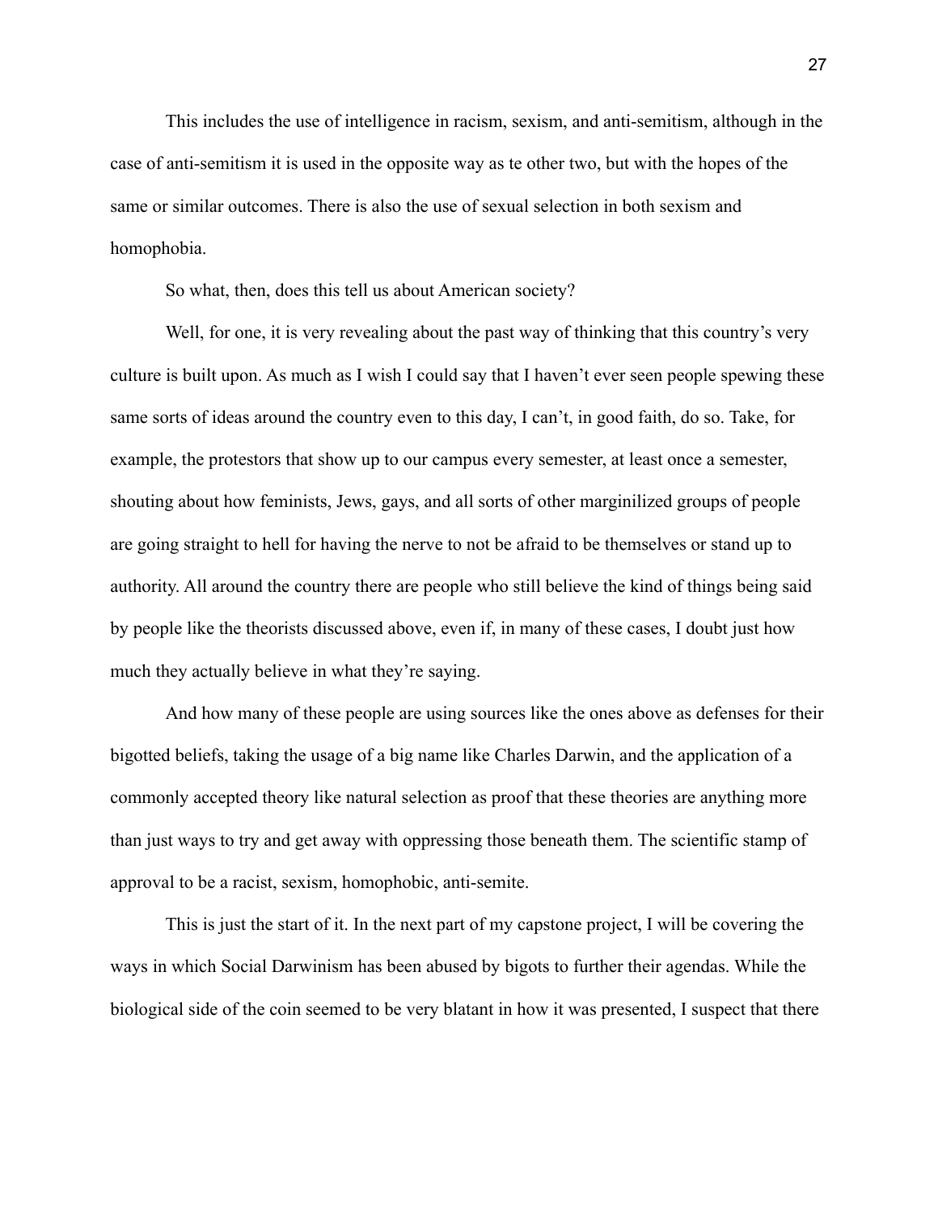This includes the use of intelligence in racism, sexism, and anti-semitism, although in the case of anti-semitism it is used in the opposite way as te other two, but with the hopes of the same or similar outcomes. There is also the use of sexual selection in both sexism and homophobia.

So what, then, does this tell us about American society?

Well, for one, it is very revealing about the past way of thinking that this country's very culture is built upon. As much as I wish I could say that I haven't ever seen people spewing these same sorts of ideas around the country even to this day, I can't, in good faith, do so. Take, for example, the protestors that show up to our campus every semester, at least once a semester, shouting about how feminists, Jews, gays, and all sorts of other marginilized groups of people are going straight to hell for having the nerve to not be afraid to be themselves or stand up to authority. All around the country there are people who still believe the kind of things being said by people like the theorists discussed above, even if, in many of these cases, I doubt just how much they actually believe in what they're saying.

And how many of these people are using sources like the ones above as defenses for their bigotted beliefs, taking the usage of a big name like Charles Darwin, and the application of a commonly accepted theory like natural selection as proof that these theories are anything more than just ways to try and get away with oppressing those beneath them. The scientific stamp of approval to be a racist, sexism, homophobic, anti-semite.

This is just the start of it. In the next part of my capstone project, I will be covering the ways in which Social Darwinism has been abused by bigots to further their agendas. While the biological side of the coin seemed to be very blatant in how it was presented, I suspect that there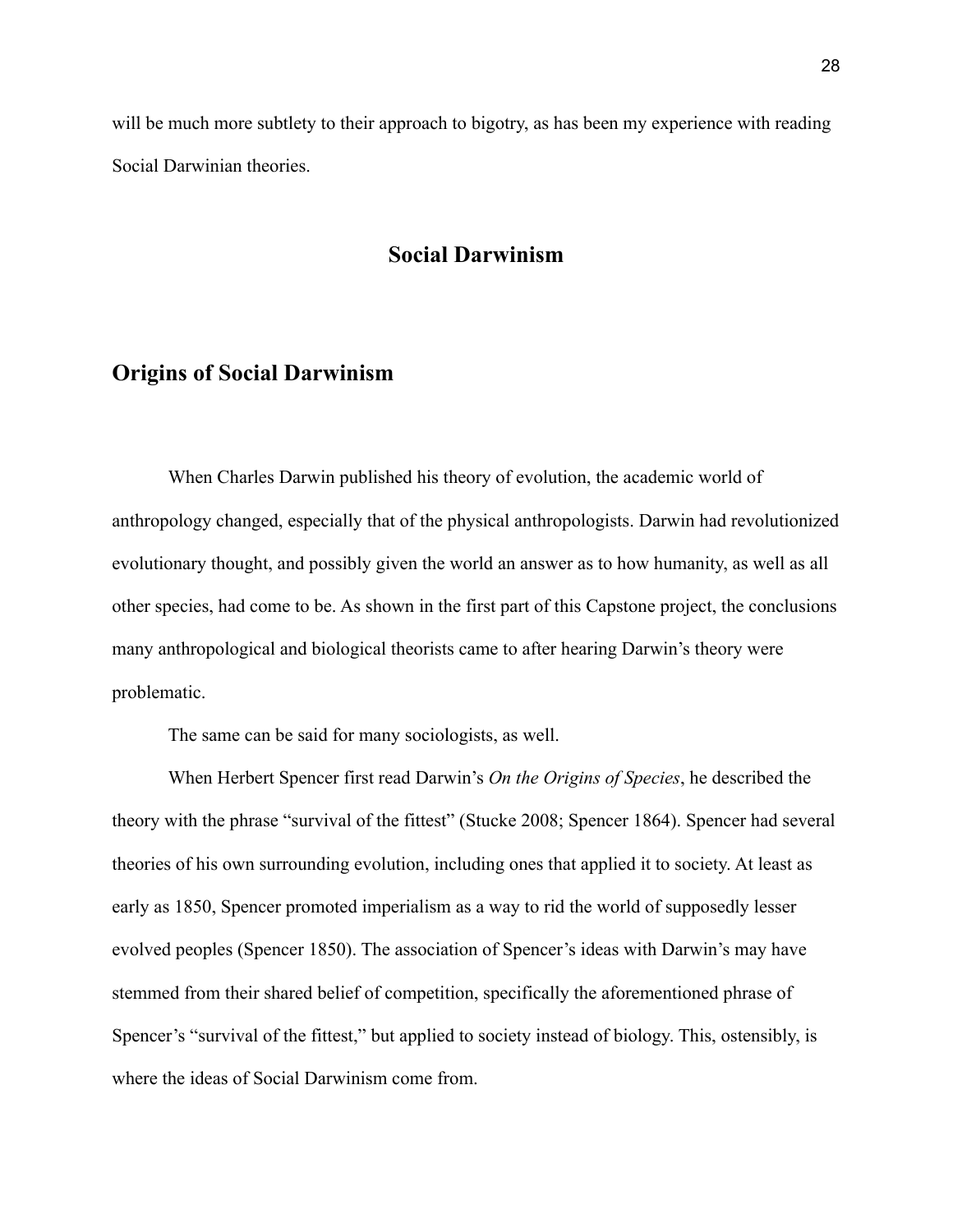will be much more subtlety to their approach to bigotry, as has been my experience with reading Social Darwinian theories.

# Social Darwinism

## Origins of Social Darwinism

When Charles Darwin published his theory of evolution, the academic world of anthropology changed, especially that of the physical anthropologists. Darwin had revolutionized evolutionary thought, and possibly given the world an answer as to how humanity, as well as all other species, had come to be. As shown in the first part of this Capstone project, the conclusions many anthropological and biological theorists came to after hearing Darwin's theory were problematic.

The same can be said for many sociologists, as well.

When Herbert Spencer first read Darwin's *On the Origins of Species*, he described the theory with the phrase "survival of the fittest" (Stucke 2008; Spencer 1864). Spencer had several theories of his own surrounding evolution, including ones that applied it to society. At least as early as 1850, Spencer promoted imperialism as a way to rid the world of supposedly lesser evolved peoples (Spencer 1850). The association of Spencer's ideas with Darwin's may have stemmed from their shared belief of competition, specifically the aforementioned phrase of Spencer's "survival of the fittest," but applied to society instead of biology. This, ostensibly, is where the ideas of Social Darwinism come from.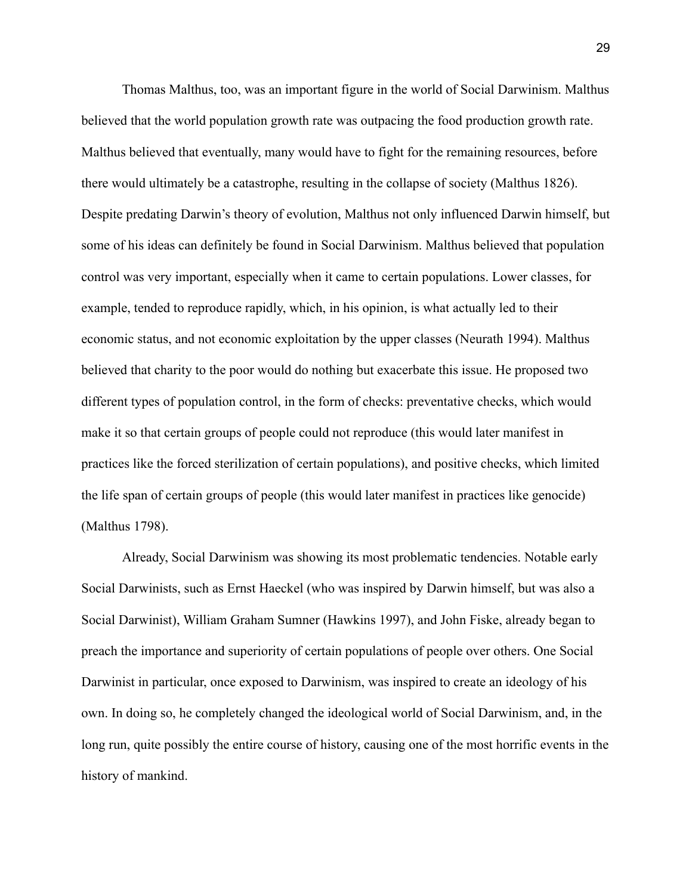Thomas Malthus, too, was an important figure in the world of Social Darwinism. Malthus believed that the world population growth rate was outpacing the food production growth rate. Malthus believed that eventually, many would have to fight for the remaining resources, before there would ultimately be a catastrophe, resulting in the collapse of society (Malthus 1826). Despite predating Darwin's theory of evolution, Malthus not only influenced Darwin himself, but some of his ideas can definitely be found in Social Darwinism. Malthus believed that population control was very important, especially when it came to certain populations. Lower classes, for example, tended to reproduce rapidly, which, in his opinion, is what actually led to their economic status, and not economic exploitation by the upper classes (Neurath 1994). Malthus believed that charity to the poor would do nothing but exacerbate this issue. He proposed two different types of population control, in the form of checks: preventative checks, which would make it so that certain groups of people could not reproduce (this would later manifest in practices like the forced sterilization of certain populations), and positive checks, which limited the life span of certain groups of people (this would later manifest in practices like genocide) (Malthus 1798).

Already, Social Darwinism was showing its most problematic tendencies. Notable early Social Darwinists, such as Ernst Haeckel (who was inspired by Darwin himself, but was also a Social Darwinist), William Graham Sumner (Hawkins 1997), and John Fiske, already began to preach the importance and superiority of certain populations of people over others. One Social Darwinist in particular, once exposed to Darwinism, was inspired to create an ideology of his own. In doing so, he completely changed the ideological world of Social Darwinism, and, in the long run, quite possibly the entire course of history, causing one of the most horrific events in the history of mankind.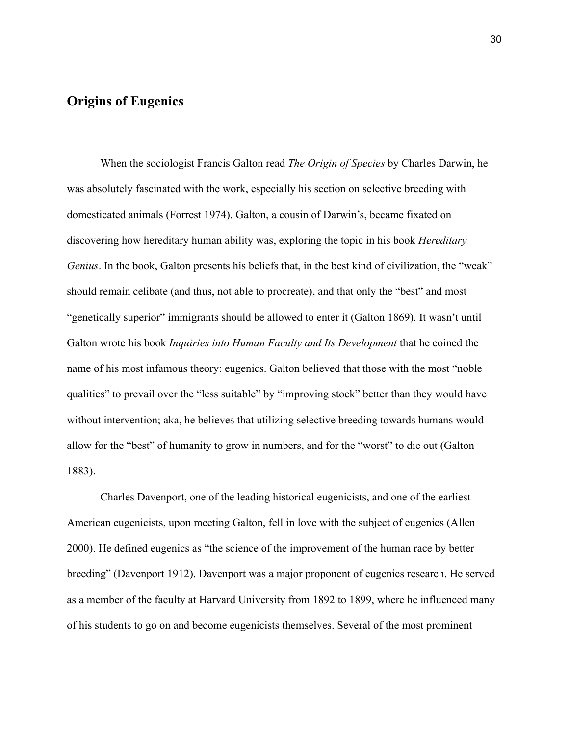## Origins of Eugenics

When the sociologist Francis Galton read *The Origin of Species* by Charles Darwin, he was absolutely fascinated with the work, especially his section on selective breeding with domesticated animals (Forrest 1974). Galton, a cousin of Darwin's, became fixated on discovering how hereditary human ability was, exploring the topic in his book *Hereditary Genius*. In the book, Galton presents his beliefs that, in the best kind of civilization, the "weak" should remain celibate (and thus, not able to procreate), and that only the "best" and most "genetically superior" immigrants should be allowed to enter it (Galton 1869). It wasn't until Galton wrote his book *Inquiries into Human Faculty and Its Development* that he coined the name of his most infamous theory: eugenics. Galton believed that those with the most "noble qualities" to prevail over the "less suitable" by "improving stock" better than they would have without intervention; aka, he believes that utilizing selective breeding towards humans would allow for the "best" of humanity to grow in numbers, and for the "worst" to die out (Galton 1883).

Charles Davenport, one of the leading historical eugenicists, and one of the earliest American eugenicists, upon meeting Galton, fell in love with the subject of eugenics (Allen 2000). He defined eugenics as "the science of the improvement of the human race by better breeding" (Davenport 1912). Davenport was a major proponent of eugenics research. He served as a member of the faculty at Harvard University from 1892 to 1899, where he influenced many of his students to go on and become eugenicists themselves. Several of the most prominent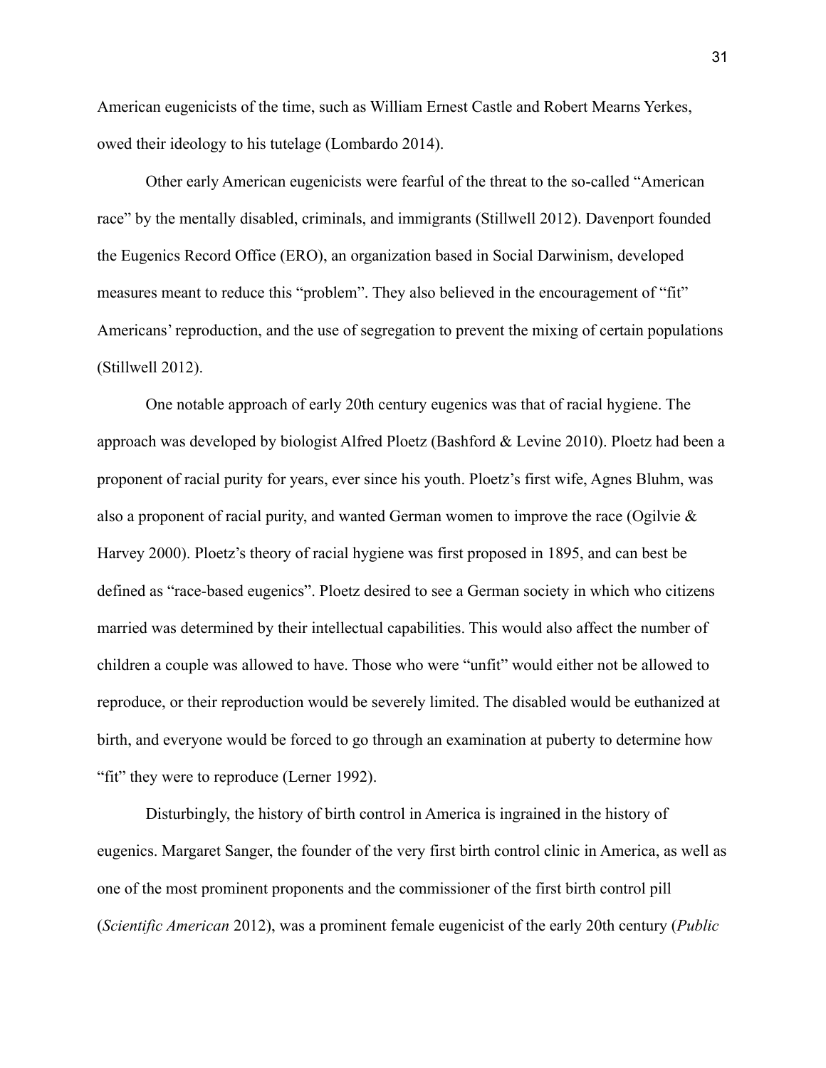American eugenicists of the time, such as William Ernest Castle and Robert Mearns Yerkes, owed their ideology to his tutelage (Lombardo 2014).

Other early American eugenicists were fearful of the threat to the so-called "American race" by the mentally disabled, criminals, and immigrants (Stillwell 2012). Davenport founded the Eugenics Record Office (ERO), an organization based in Social Darwinism, developed measures meant to reduce this "problem". They also believed in the encouragement of "fit" Americans' reproduction, and the use of segregation to prevent the mixing of certain populations (Stillwell 2012).

One notable approach of early 20th century eugenics was that of racial hygiene. The approach was developed by biologist Alfred Ploetz (Bashford & Levine 2010). Ploetz had been a proponent of racial purity for years, ever since his youth. Ploetz's first wife, Agnes Bluhm, was also a proponent of racial purity, and wanted German women to improve the race (Ogilvie & Harvey 2000). Ploetz's theory of racial hygiene was first proposed in 1895, and can best be defined as "race-based eugenics". Ploetz desired to see a German society in which who citizens married was determined by their intellectual capabilities. This would also affect the number of children a couple was allowed to have. Those who were "unfit" would either not be allowed to reproduce, or their reproduction would be severely limited. The disabled would be euthanized at birth, and everyone would be forced to go through an examination at puberty to determine how "fit" they were to reproduce (Lerner 1992).

Disturbingly, the history of birth control in America is ingrained in the history of eugenics. Margaret Sanger, the founder of the very first birth control clinic in America, as well as one of the most prominent proponents and the commissioner of the first birth control pill (*Scientific American* 2012), was a prominent female eugenicist of the early 20th century (*Public*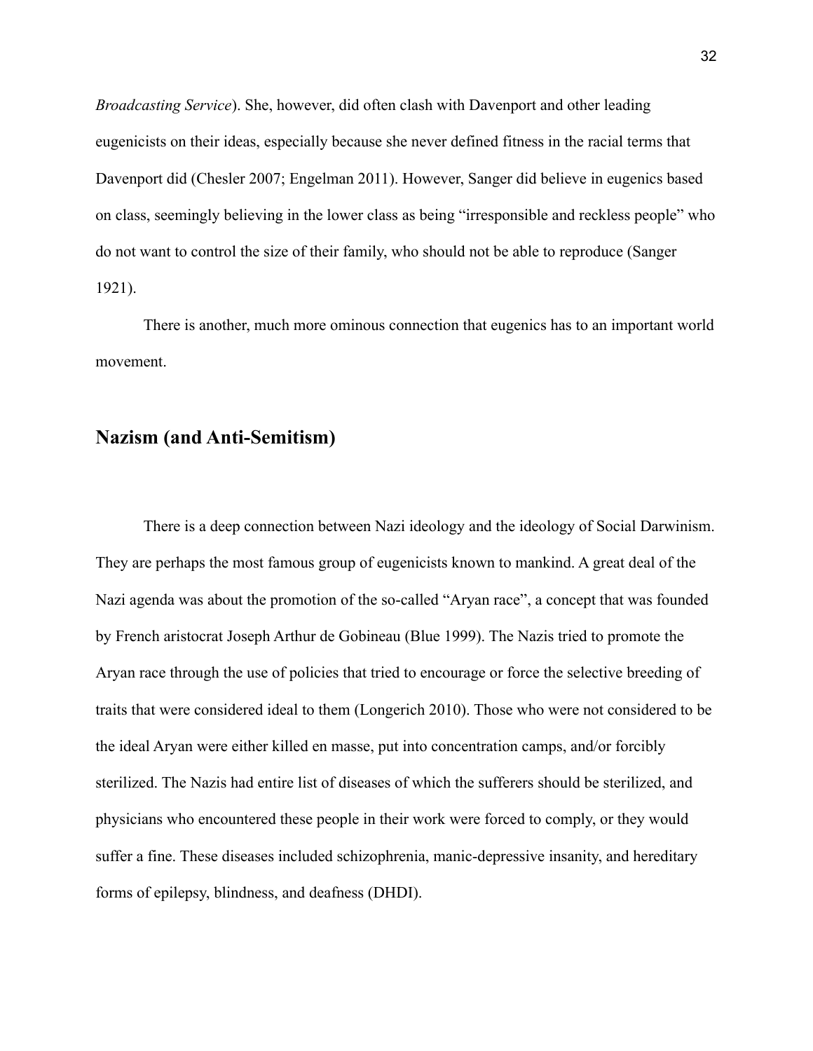*Broadcasting Service*). She, however, did often clash with Davenport and other leading eugenicists on their ideas, especially because she never defined fitness in the racial terms that Davenport did (Chesler 2007; Engelman 2011). However, Sanger did believe in eugenics based on class, seemingly believing in the lower class as being "irresponsible and reckless people" who do not want to control the size of their family, who should not be able to reproduce (Sanger 1921).

There is another, much more ominous connection that eugenics has to an important world movement.

## Nazism (and Anti-Semitism)

There is a deep connection between Nazi ideology and the ideology of Social Darwinism. They are perhaps the most famous group of eugenicists known to mankind. A great deal of the Nazi agenda was about the promotion of the so-called "Aryan race", a concept that was founded by French aristocrat Joseph Arthur de Gobineau (Blue 1999). The Nazis tried to promote the Aryan race through the use of policies that tried to encourage or force the selective breeding of traits that were considered ideal to them (Longerich 2010). Those who were not considered to be the ideal Aryan were either killed en masse, put into concentration camps, and/or forcibly sterilized. The Nazis had entire list of diseases of which the sufferers should be sterilized, and physicians who encountered these people in their work were forced to comply, or they would suffer a fine. These diseases included schizophrenia, manic-depressive insanity, and hereditary forms of epilepsy, blindness, and deafness (DHDI).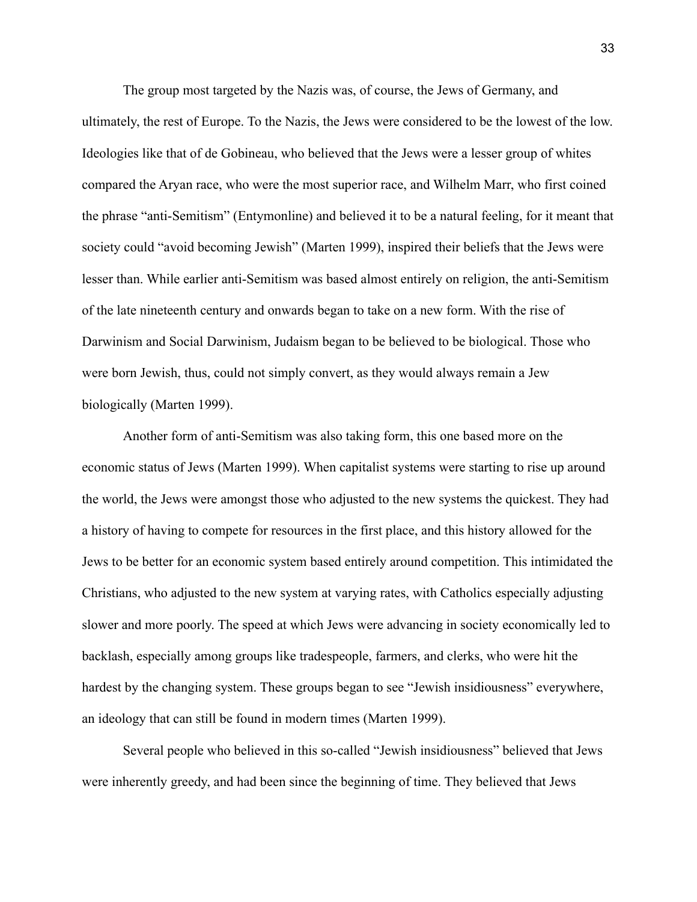The group most targeted by the Nazis was, of course, the Jews of Germany, and ultimately, the rest of Europe. To the Nazis, the Jews were considered to be the lowest of the low. Ideologies like that of de Gobineau, who believed that the Jews were a lesser group of whites compared the Aryan race, who were the most superior race, and Wilhelm Marr, who first coined the phrase "anti-Semitism" (Entymonline) and believed it to be a natural feeling, for it meant that society could "avoid becoming Jewish" (Marten 1999), inspired their beliefs that the Jews were lesser than. While earlier anti-Semitism was based almost entirely on religion, the anti-Semitism of the late nineteenth century and onwards began to take on a new form. With the rise of Darwinism and Social Darwinism, Judaism began to be believed to be biological. Those who were born Jewish, thus, could not simply convert, as they would always remain a Jew biologically (Marten 1999).

Another form of anti-Semitism was also taking form, this one based more on the economic status of Jews (Marten 1999). When capitalist systems were starting to rise up around the world, the Jews were amongst those who adjusted to the new systems the quickest. They had a history of having to compete for resources in the first place, and this history allowed for the Jews to be better for an economic system based entirely around competition. This intimidated the Christians, who adjusted to the new system at varying rates, with Catholics especially adjusting slower and more poorly. The speed at which Jews were advancing in society economically led to backlash, especially among groups like tradespeople, farmers, and clerks, who were hit the hardest by the changing system. These groups began to see "Jewish insidiousness" everywhere, an ideology that can still be found in modern times (Marten 1999).

Several people who believed in this so-called "Jewish insidiousness" believed that Jews were inherently greedy, and had been since the beginning of time. They believed that Jews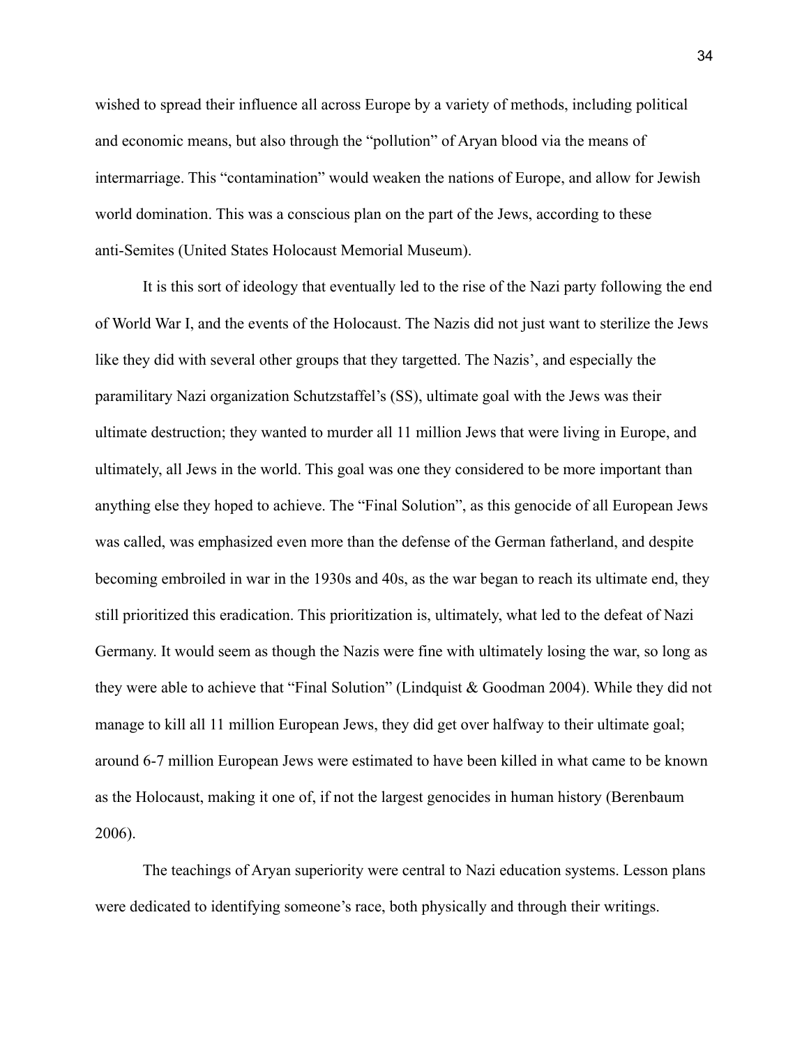wished to spread their influence all across Europe by a variety of methods, including political and economic means, but also through the "pollution" of Aryan blood via the means of intermarriage. This "contamination" would weaken the nations of Europe, and allow for Jewish world domination. This was a conscious plan on the part of the Jews, according to these anti-Semites (United States Holocaust Memorial Museum).

It is this sort of ideology that eventually led to the rise of the Nazi party following the end of World War I, and the events of the Holocaust. The Nazis did not just want to sterilize the Jews like they did with several other groups that they targetted. The Nazis', and especially the paramilitary Nazi organization Schutzstaffel's (SS), ultimate goal with the Jews was their ultimate destruction; they wanted to murder all 11 million Jews that were living in Europe, and ultimately, all Jews in the world. This goal was one they considered to be more important than anything else they hoped to achieve. The "Final Solution", as this genocide of all European Jews was called, was emphasized even more than the defense of the German fatherland, and despite becoming embroiled in war in the 1930s and 40s, as the war began to reach its ultimate end, they still prioritized this eradication. This prioritization is, ultimately, what led to the defeat of Nazi Germany. It would seem as though the Nazis were fine with ultimately losing the war, so long as they were able to achieve that "Final Solution" (Lindquist & Goodman 2004). While they did not manage to kill all 11 million European Jews, they did get over halfway to their ultimate goal; around 6-7 million European Jews were estimated to have been killed in what came to be known as the Holocaust, making it one of, if not the largest genocides in human history (Berenbaum 2006).

The teachings of Aryan superiority were central to Nazi education systems. Lesson plans were dedicated to identifying someone's race, both physically and through their writings.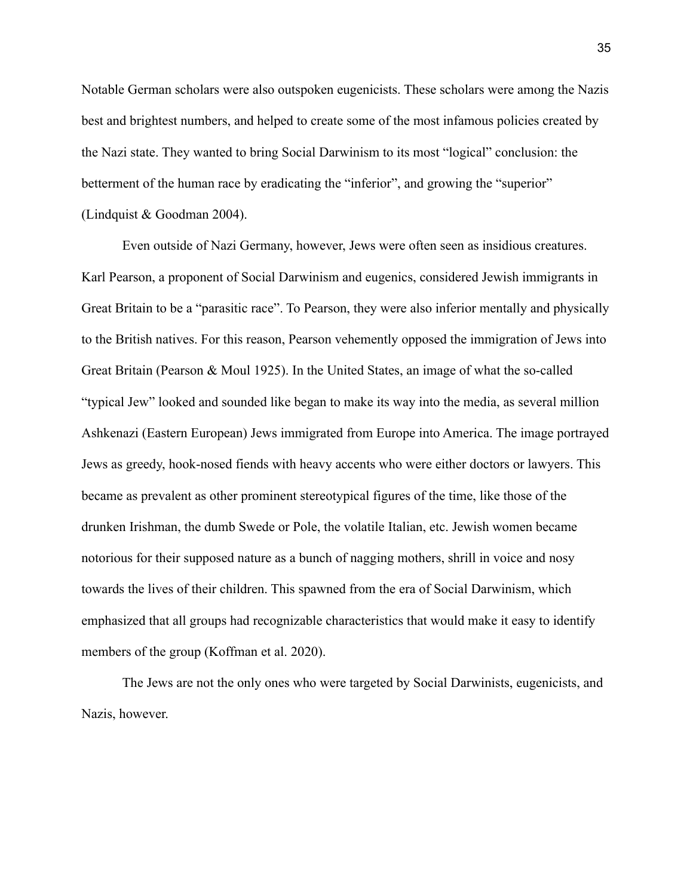Notable German scholars were also outspoken eugenicists. These scholars were among the Nazis best and brightest numbers, and helped to create some of the most infamous policies created by the Nazi state. They wanted to bring Social Darwinism to its most "logical" conclusion: the betterment of the human race by eradicating the "inferior", and growing the "superior" (Lindquist & Goodman 2004).

Even outside of Nazi Germany, however, Jews were often seen as insidious creatures. Karl Pearson, a proponent of Social Darwinism and eugenics, considered Jewish immigrants in Great Britain to be a "parasitic race". To Pearson, they were also inferior mentally and physically to the British natives. For this reason, Pearson vehemently opposed the immigration of Jews into Great Britain (Pearson & Moul 1925). In the United States, an image of what the so-called "typical Jew" looked and sounded like began to make its way into the media, as several million Ashkenazi (Eastern European) Jews immigrated from Europe into America. The image portrayed Jews as greedy, hook-nosed fiends with heavy accents who were either doctors or lawyers. This became as prevalent as other prominent stereotypical figures of the time, like those of the drunken Irishman, the dumb Swede or Pole, the volatile Italian, etc. Jewish women became notorious for their supposed nature as a bunch of nagging mothers, shrill in voice and nosy towards the lives of their children. This spawned from the era of Social Darwinism, which emphasized that all groups had recognizable characteristics that would make it easy to identify members of the group (Koffman et al. 2020).

The Jews are not the only ones who were targeted by Social Darwinists, eugenicists, and Nazis, however.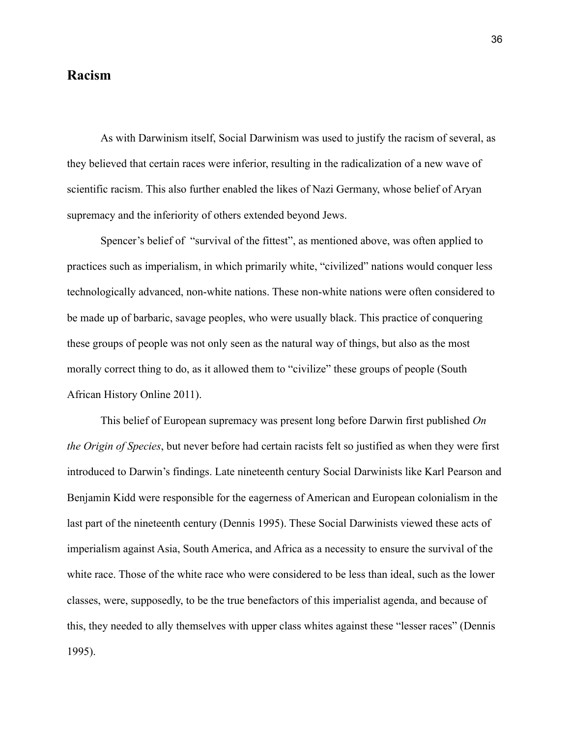## Racism

As with Darwinism itself, Social Darwinism was used to justify the racism of several, as they believed that certain races were inferior, resulting in the radicalization of a new wave of scientific racism. This also further enabled the likes of Nazi Germany, whose belief of Aryan supremacy and the inferiority of others extended beyond Jews.

Spencer's belief of "survival of the fittest", as mentioned above, was often applied to practices such as imperialism, in which primarily white, "civilized" nations would conquer less technologically advanced, non-white nations. These non-white nations were often considered to be made up of barbaric, savage peoples, who were usually black. This practice of conquering these groups of people was not only seen as the natural way of things, but also as the most morally correct thing to do, as it allowed them to "civilize" these groups of people (South African History Online 2011).

This belief of European supremacy was present long before Darwin first published *On the Origin of Species*, but never before had certain racists felt so justified as when they were first introduced to Darwin's findings. Late nineteenth century Social Darwinists like Karl Pearson and Benjamin Kidd were responsible for the eagerness of American and European colonialism in the last part of the nineteenth century (Dennis 1995). These Social Darwinists viewed these acts of imperialism against Asia, South America, and Africa as a necessity to ensure the survival of the white race. Those of the white race who were considered to be less than ideal, such as the lower classes, were, supposedly, to be the true benefactors of this imperialist agenda, and because of this, they needed to ally themselves with upper class whites against these "lesser races" (Dennis 1995).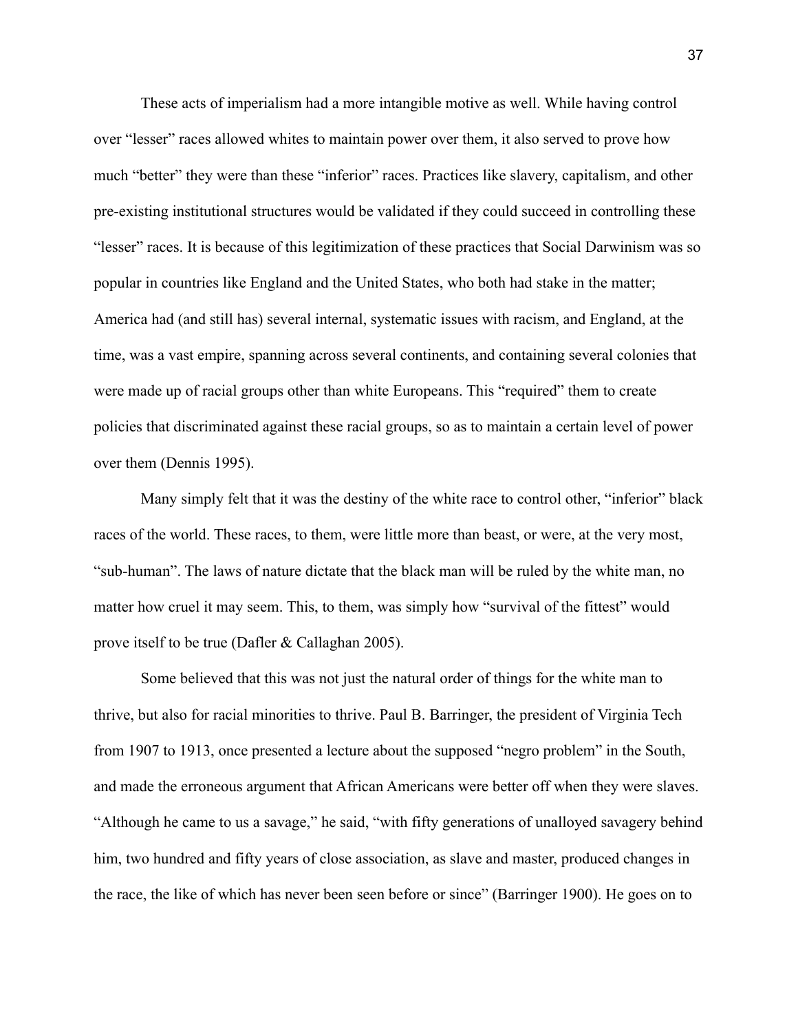These acts of imperialism had a more intangible motive as well. While having control over "lesser" races allowed whites to maintain power over them, it also served to prove how much "better" they were than these "inferior" races. Practices like slavery, capitalism, and other pre-existing institutional structures would be validated if they could succeed in controlling these "lesser" races. It is because of this legitimization of these practices that Social Darwinism was so popular in countries like England and the United States, who both had stake in the matter; America had (and still has) several internal, systematic issues with racism, and England, at the time, was a vast empire, spanning across several continents, and containing several colonies that were made up of racial groups other than white Europeans. This "required" them to create policies that discriminated against these racial groups, so as to maintain a certain level of power over them (Dennis 1995).

Many simply felt that it was the destiny of the white race to control other, "inferior" black races of the world. These races, to them, were little more than beast, or were, at the very most, "sub-human". The laws of nature dictate that the black man will be ruled by the white man, no matter how cruel it may seem. This, to them, was simply how "survival of the fittest" would prove itself to be true (Dafler & Callaghan 2005).

Some believed that this was not just the natural order of things for the white man to thrive, but also for racial minorities to thrive. Paul B. Barringer, the president of Virginia Tech from 1907 to 1913, once presented a lecture about the supposed "negro problem" in the South, and made the erroneous argument that African Americans were better off when they were slaves. "Although he came to us a savage," he said, "with fifty generations of unalloyed savagery behind him, two hundred and fifty years of close association, as slave and master, produced changes in the race, the like of which has never been seen before or since" (Barringer 1900). He goes on to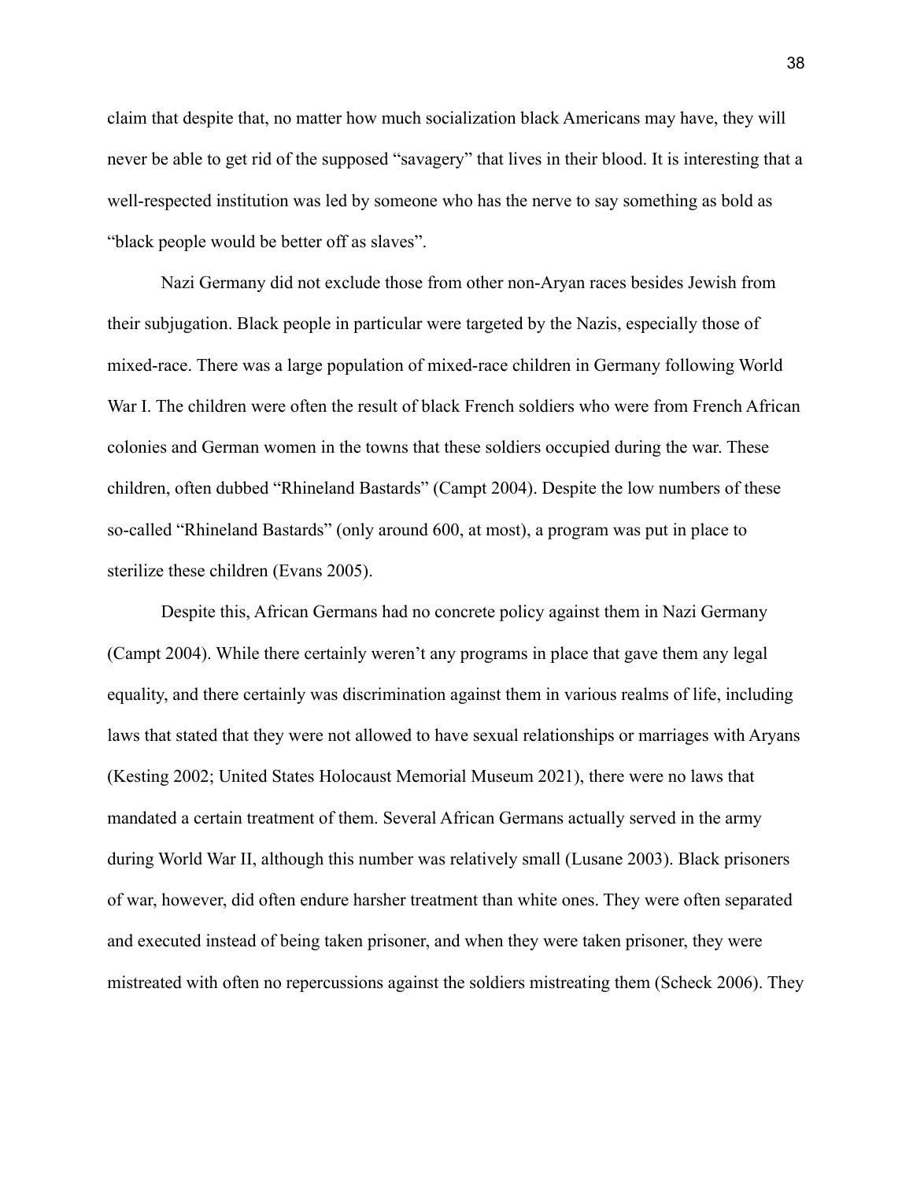claim that despite that, no matter how much socialization black Americans may have, they will never be able to get rid of the supposed "savagery" that lives in their blood. It is interesting that a well-respected institution was led by someone who has the nerve to say something as bold as "black people would be better off as slaves".

Nazi Germany did not exclude those from other non-Aryan races besides Jewish from their subjugation. Black people in particular were targeted by the Nazis, especially those of mixed-race. There was a large population of mixed-race children in Germany following World War I. The children were often the result of black French soldiers who were from French African colonies and German women in the towns that these soldiers occupied during the war. These children, often dubbed "Rhineland Bastards" (Campt 2004). Despite the low numbers of these so-called "Rhineland Bastards" (only around 600, at most), a program was put in place to sterilize these children (Evans 2005).

Despite this, African Germans had no concrete policy against them in Nazi Germany (Campt 2004). While there certainly weren't any programs in place that gave them any legal equality, and there certainly was discrimination against them in various realms of life, including laws that stated that they were not allowed to have sexual relationships or marriages with Aryans (Kesting 2002; United States Holocaust Memorial Museum 2021), there were no laws that mandated a certain treatment of them. Several African Germans actually served in the army during World War II, although this number was relatively small (Lusane 2003). Black prisoners of war, however, did often endure harsher treatment than white ones. They were often separated and executed instead of being taken prisoner, and when they were taken prisoner, they were mistreated with often no repercussions against the soldiers mistreating them (Scheck 2006). They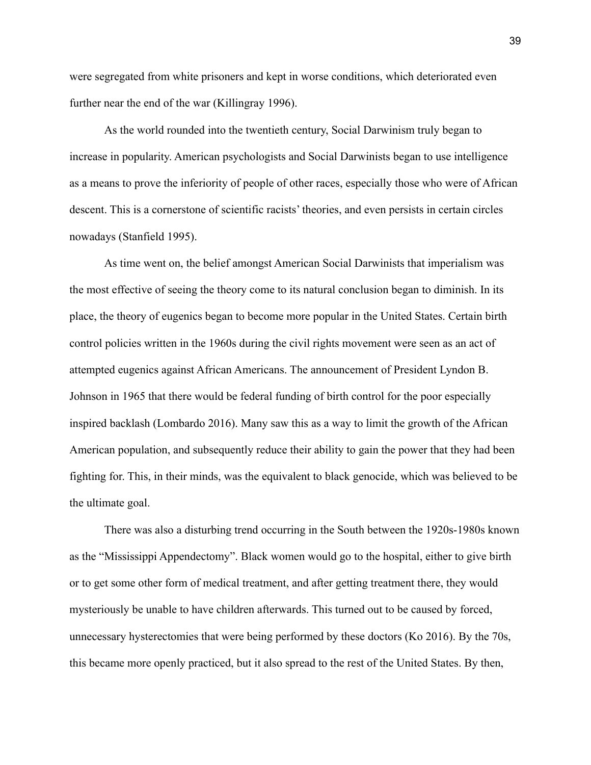were segregated from white prisoners and kept in worse conditions, which deteriorated even further near the end of the war (Killingray 1996).

As the world rounded into the twentieth century, Social Darwinism truly began to increase in popularity. American psychologists and Social Darwinists began to use intelligence as a means to prove the inferiority of people of other races, especially those who were of African descent. This is a cornerstone of scientific racists' theories, and even persists in certain circles nowadays (Stanfield 1995).

As time went on, the belief amongst American Social Darwinists that imperialism was the most effective of seeing the theory come to its natural conclusion began to diminish. In its place, the theory of eugenics began to become more popular in the United States. Certain birth control policies written in the 1960s during the civil rights movement were seen as an act of attempted eugenics against African Americans. The announcement of President Lyndon B. Johnson in 1965 that there would be federal funding of birth control for the poor especially inspired backlash (Lombardo 2016). Many saw this as a way to limit the growth of the African American population, and subsequently reduce their ability to gain the power that they had been fighting for. This, in their minds, was the equivalent to black genocide, which was believed to be the ultimate goal.

There was also a disturbing trend occurring in the South between the 1920s-1980s known as the "Mississippi Appendectomy". Black women would go to the hospital, either to give birth or to get some other form of medical treatment, and after getting treatment there, they would mysteriously be unable to have children afterwards. This turned out to be caused by forced, unnecessary hysterectomies that were being performed by these doctors (Ko 2016). By the 70s, this became more openly practiced, but it also spread to the rest of the United States. By then,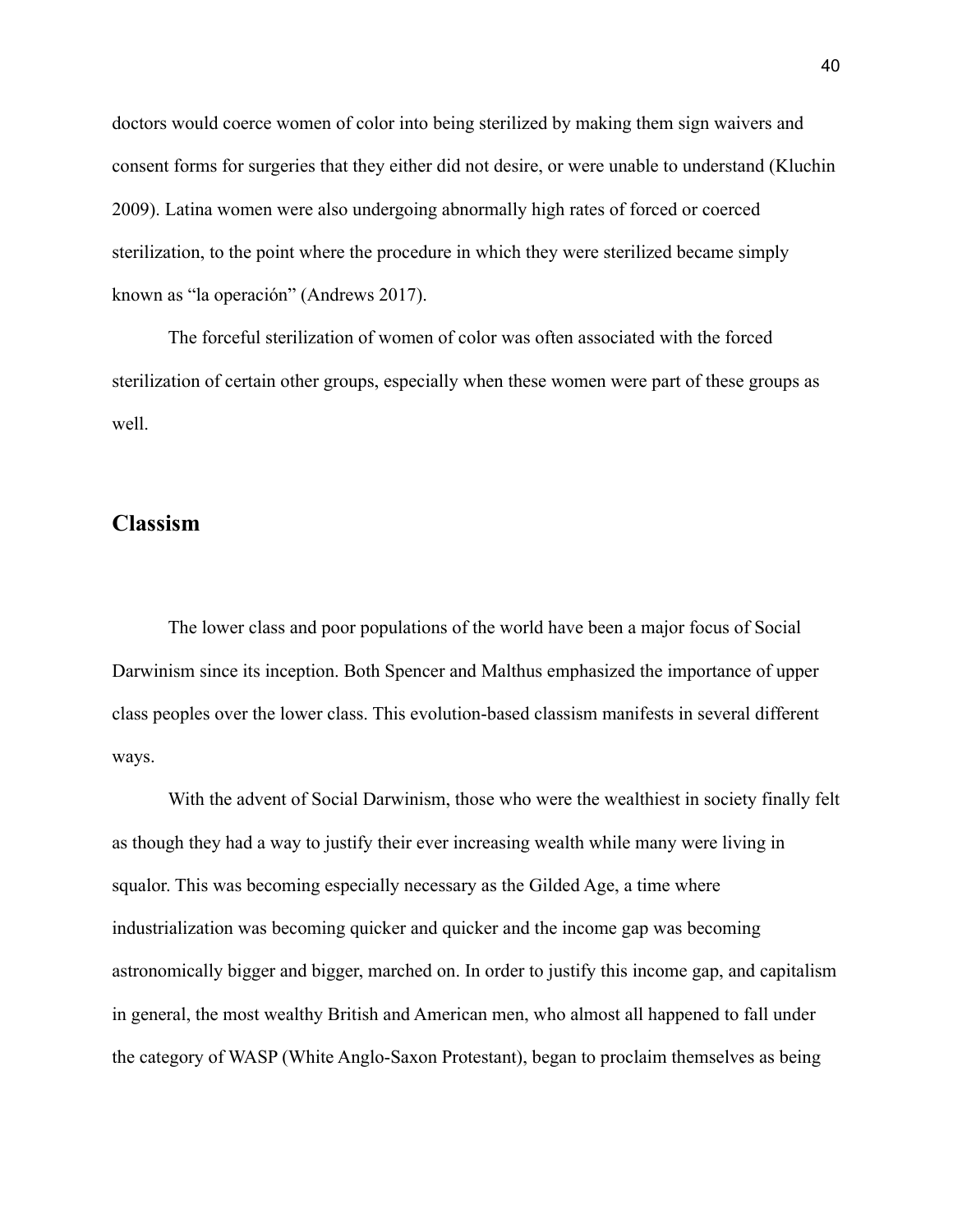doctors would coerce women of color into being sterilized by making them sign waivers and consent forms for surgeries that they either did not desire, or were unable to understand (Kluchin 2009). Latina women were also undergoing abnormally high rates of forced or coerced sterilization, to the point where the procedure in which they were sterilized became simply known as "la operación" (Andrews 2017).

The forceful sterilization of women of color was often associated with the forced sterilization of certain other groups, especially when these women were part of these groups as well.

## Classism

The lower class and poor populations of the world have been a major focus of Social Darwinism since its inception. Both Spencer and Malthus emphasized the importance of upper class peoples over the lower class. This evolution-based classism manifests in several different ways.

With the advent of Social Darwinism, those who were the wealthiest in society finally felt as though they had a way to justify their ever increasing wealth while many were living in squalor. This was becoming especially necessary as the Gilded Age, a time where industrialization was becoming quicker and quicker and the income gap was becoming astronomically bigger and bigger, marched on. In order to justify this income gap, and capitalism in general, the most wealthy British and American men, who almost all happened to fall under the category of WASP (White Anglo-Saxon Protestant), began to proclaim themselves as being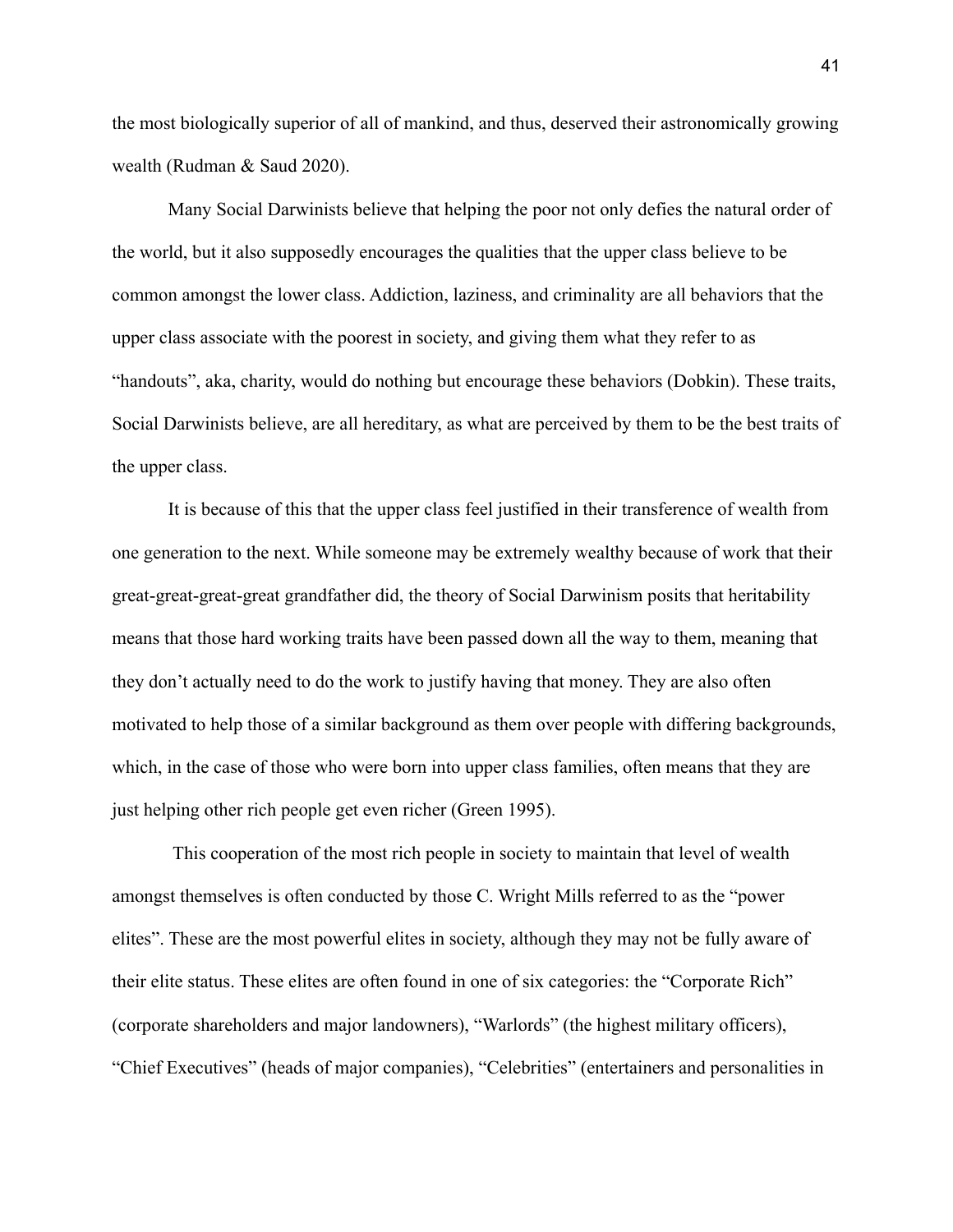the most biologically superior of all of mankind, and thus, deserved their astronomically growing wealth (Rudman & Saud 2020).

Many Social Darwinists believe that helping the poor not only defies the natural order of the world, but it also supposedly encourages the qualities that the upper class believe to be common amongst the lower class. Addiction, laziness, and criminality are all behaviors that the upper class associate with the poorest in society, and giving them what they refer to as "handouts", aka, charity, would do nothing but encourage these behaviors (Dobkin). These traits, Social Darwinists believe, are all hereditary, as what are perceived by them to be the best traits of the upper class.

It is because of this that the upper class feel justified in their transference of wealth from one generation to the next. While someone may be extremely wealthy because of work that their great-great-great-great grandfather did, the theory of Social Darwinism posits that heritability means that those hard working traits have been passed down all the way to them, meaning that they don't actually need to do the work to justify having that money. They are also often motivated to help those of a similar background as them over people with differing backgrounds, which, in the case of those who were born into upper class families, often means that they are just helping other rich people get even richer (Green 1995).

This cooperation of the most rich people in society to maintain that level of wealth amongst themselves is often conducted by those C. Wright Mills referred to as the "power elites". These are the most powerful elites in society, although they may not be fully aware of their elite status. These elites are often found in one of six categories: the "Corporate Rich" (corporate shareholders and major landowners), "Warlords" (the highest military officers), "Chief Executives" (heads of major companies), "Celebrities" (entertainers and personalities in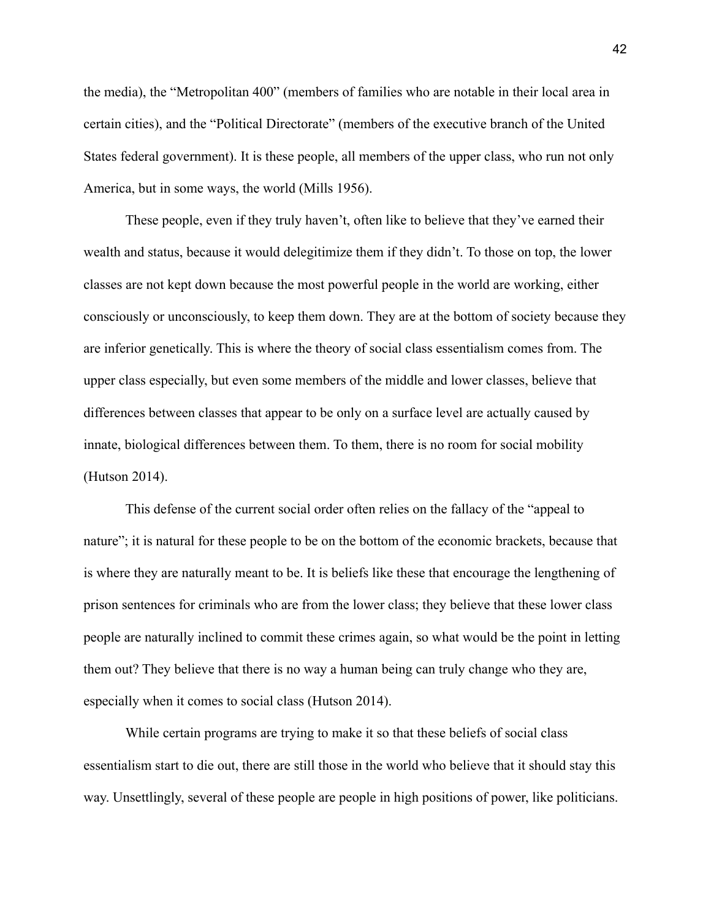the media), the "Metropolitan 400" (members of families who are notable in their local area in certain cities), and the "Political Directorate" (members of the executive branch of the United States federal government). It is these people, all members of the upper class, who run not only America, but in some ways, the world (Mills 1956).

These people, even if they truly haven't, often like to believe that they've earned their wealth and status, because it would delegitimize them if they didn't. To those on top, the lower classes are not kept down because the most powerful people in the world are working, either consciously or unconsciously, to keep them down. They are at the bottom of society because they are inferior genetically. This is where the theory of social class essentialism comes from. The upper class especially, but even some members of the middle and lower classes, believe that differences between classes that appear to be only on a surface level are actually caused by innate, biological differences between them. To them, there is no room for social mobility (Hutson 2014).

This defense of the current social order often relies on the fallacy of the "appeal to nature"; it is natural for these people to be on the bottom of the economic brackets, because that is where they are naturally meant to be. It is beliefs like these that encourage the lengthening of prison sentences for criminals who are from the lower class; they believe that these lower class people are naturally inclined to commit these crimes again, so what would be the point in letting them out? They believe that there is no way a human being can truly change who they are, especially when it comes to social class (Hutson 2014).

While certain programs are trying to make it so that these beliefs of social class essentialism start to die out, there are still those in the world who believe that it should stay this way. Unsettlingly, several of these people are people in high positions of power, like politicians.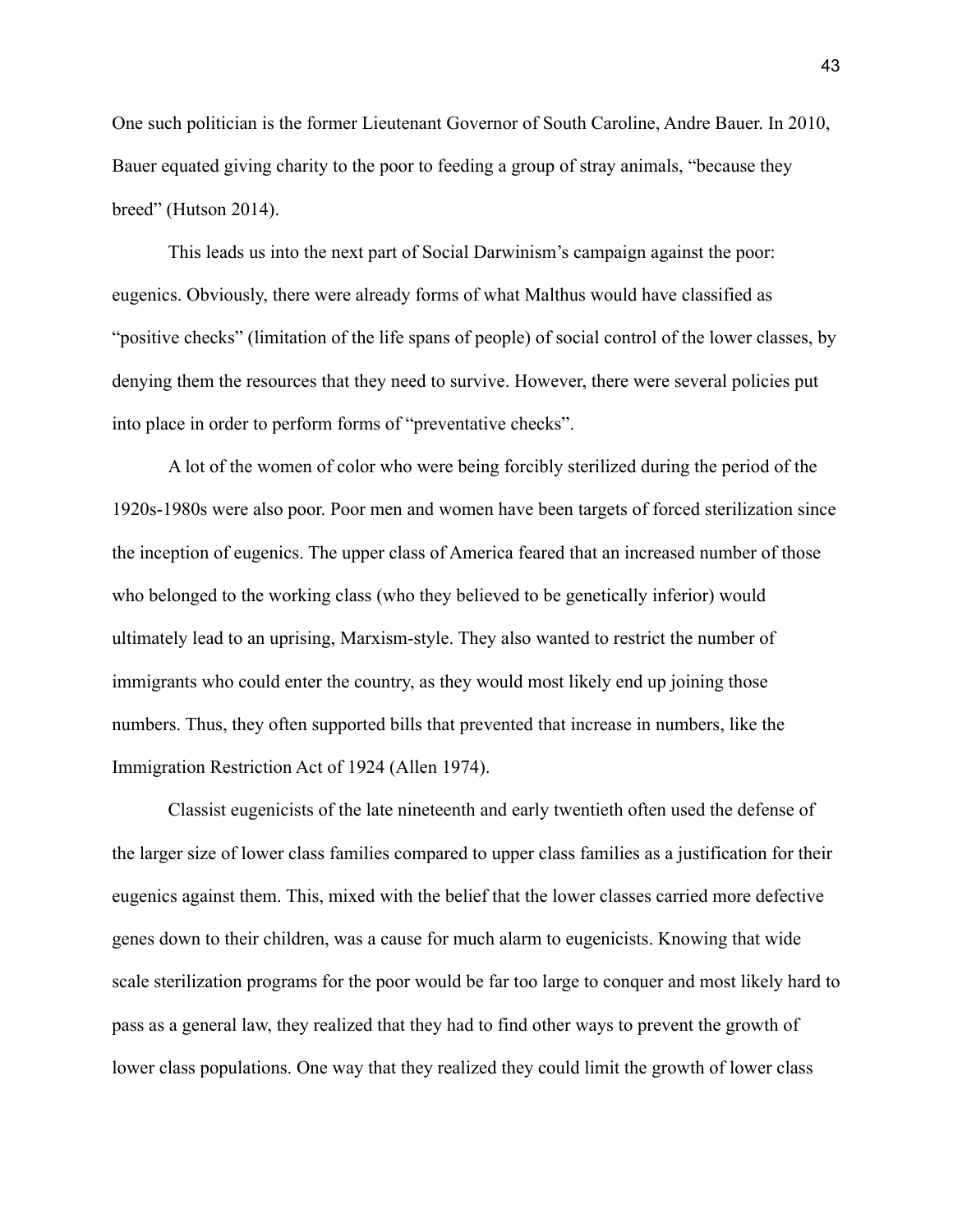One such politician is the former Lieutenant Governor of South Caroline, Andre Bauer. In 2010, Bauer equated giving charity to the poor to feeding a group of stray animals, "because they breed" (Hutson 2014).

This leads us into the next part of Social Darwinism's campaign against the poor: eugenics. Obviously, there were already forms of what Malthus would have classified as "positive checks" (limitation of the life spans of people) of social control of the lower classes, by denying them the resources that they need to survive. However, there were several policies put into place in order to perform forms of "preventative checks".

A lot of the women of color who were being forcibly sterilized during the period of the 1920s-1980s were also poor. Poor men and women have been targets of forced sterilization since the inception of eugenics. The upper class of America feared that an increased number of those who belonged to the working class (who they believed to be genetically inferior) would ultimately lead to an uprising, Marxism-style. They also wanted to restrict the number of immigrants who could enter the country, as they would most likely end up joining those numbers. Thus, they often supported bills that prevented that increase in numbers, like the Immigration Restriction Act of 1924 (Allen 1974).

Classist eugenicists of the late nineteenth and early twentieth often used the defense of the larger size of lower class families compared to upper class families as a justification for their eugenics against them. This, mixed with the belief that the lower classes carried more defective genes down to their children, was a cause for much alarm to eugenicists. Knowing that wide scale sterilization programs for the poor would be far too large to conquer and most likely hard to pass as a general law, they realized that they had to find other ways to prevent the growth of lower class populations. One way that they realized they could limit the growth of lower class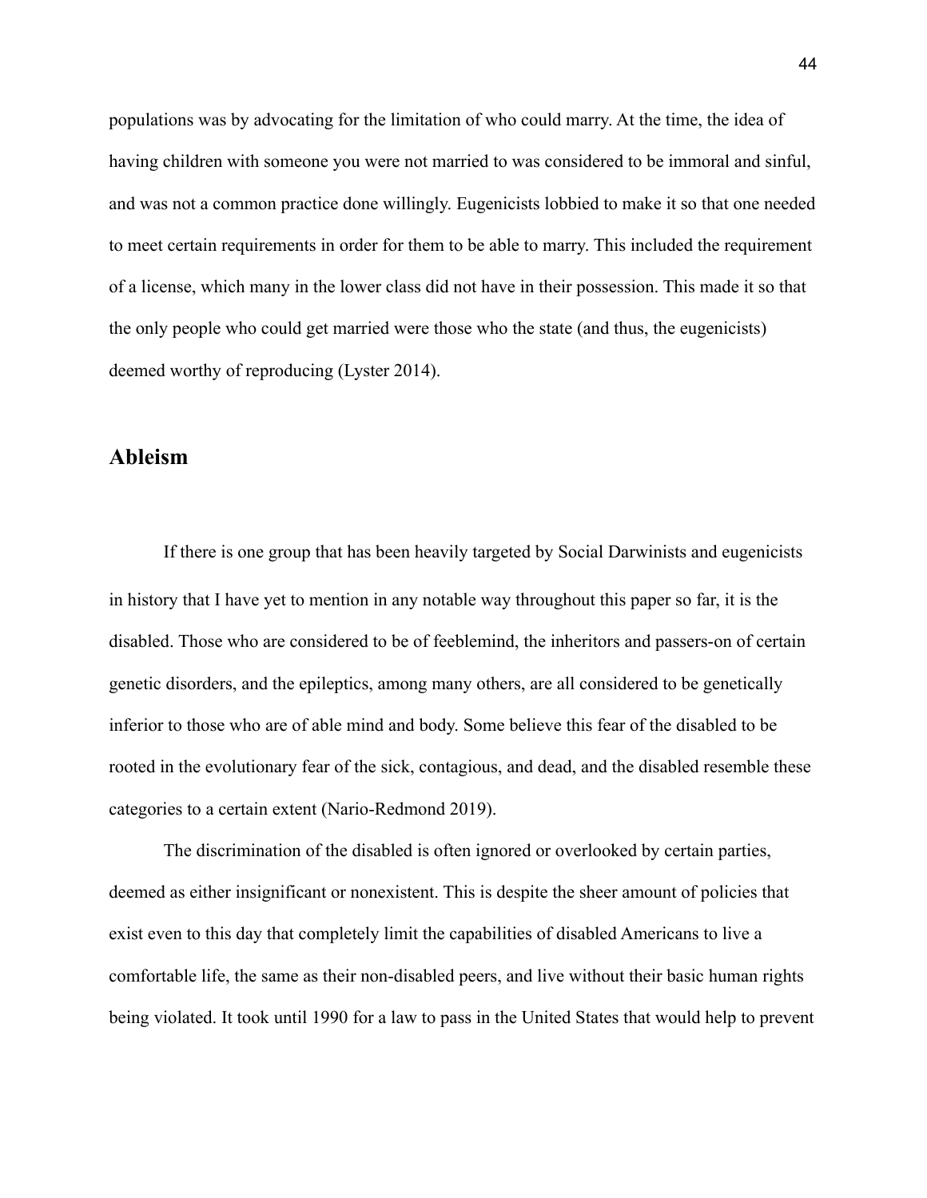populations was by advocating for the limitation of who could marry. At the time, the idea of having children with someone you were not married to was considered to be immoral and sinful, and was not a common practice done willingly. Eugenicists lobbied to make it so that one needed to meet certain requirements in order for them to be able to marry. This included the requirement of a license, which many in the lower class did not have in their possession. This made it so that the only people who could get married were those who the state (and thus, the eugenicists) deemed worthy of reproducing (Lyster 2014).

## Ableism

If there is one group that has been heavily targeted by Social Darwinists and eugenicists in history that I have yet to mention in any notable way throughout this paper so far, it is the disabled. Those who are considered to be of feeblemind, the inheritors and passers-on of certain genetic disorders, and the epileptics, among many others, are all considered to be genetically inferior to those who are of able mind and body. Some believe this fear of the disabled to be rooted in the evolutionary fear of the sick, contagious, and dead, and the disabled resemble these categories to a certain extent (Nario-Redmond 2019).

The discrimination of the disabled is often ignored or overlooked by certain parties, deemed as either insignificant or nonexistent. This is despite the sheer amount of policies that exist even to this day that completely limit the capabilities of disabled Americans to live a comfortable life, the same as their non-disabled peers, and live without their basic human rights being violated. It took until 1990 for a law to pass in the United States that would help to prevent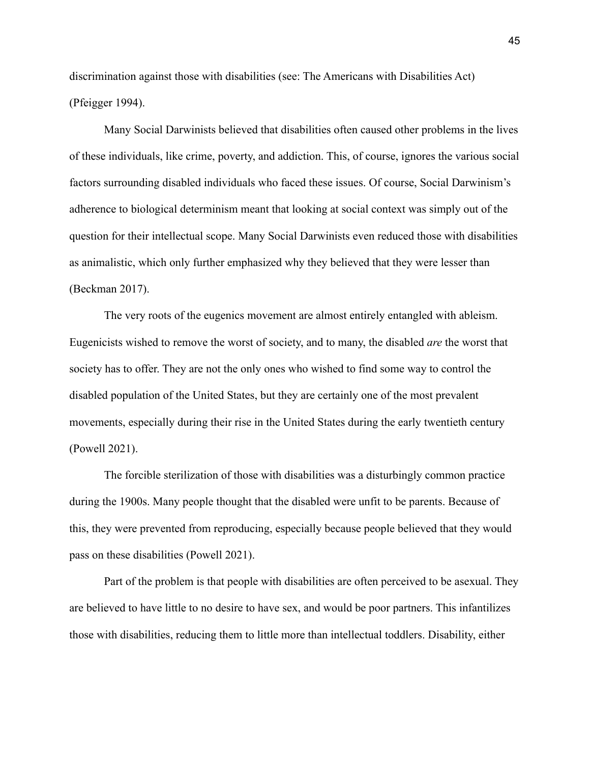discrimination against those with disabilities (see: The Americans with Disabilities Act) (Pfeigger 1994).

Many Social Darwinists believed that disabilities often caused other problems in the lives of these individuals, like crime, poverty, and addiction. This, of course, ignores the various social factors surrounding disabled individuals who faced these issues. Of course, Social Darwinism's adherence to biological determinism meant that looking at social context was simply out of the question for their intellectual scope. Many Social Darwinists even reduced those with disabilities as animalistic, which only further emphasized why they believed that they were lesser than (Beckman 2017).

The very roots of the eugenics movement are almost entirely entangled with ableism. Eugenicists wished to remove the worst of society, and to many, the disabled *are* the worst that society has to offer. They are not the only ones who wished to find some way to control the disabled population of the United States, but they are certainly one of the most prevalent movements, especially during their rise in the United States during the early twentieth century (Powell 2021).

The forcible sterilization of those with disabilities was a disturbingly common practice during the 1900s. Many people thought that the disabled were unfit to be parents. Because of this, they were prevented from reproducing, especially because people believed that they would pass on these disabilities (Powell 2021).

Part of the problem is that people with disabilities are often perceived to be asexual. They are believed to have little to no desire to have sex, and would be poor partners. This infantilizes those with disabilities, reducing them to little more than intellectual toddlers. Disability, either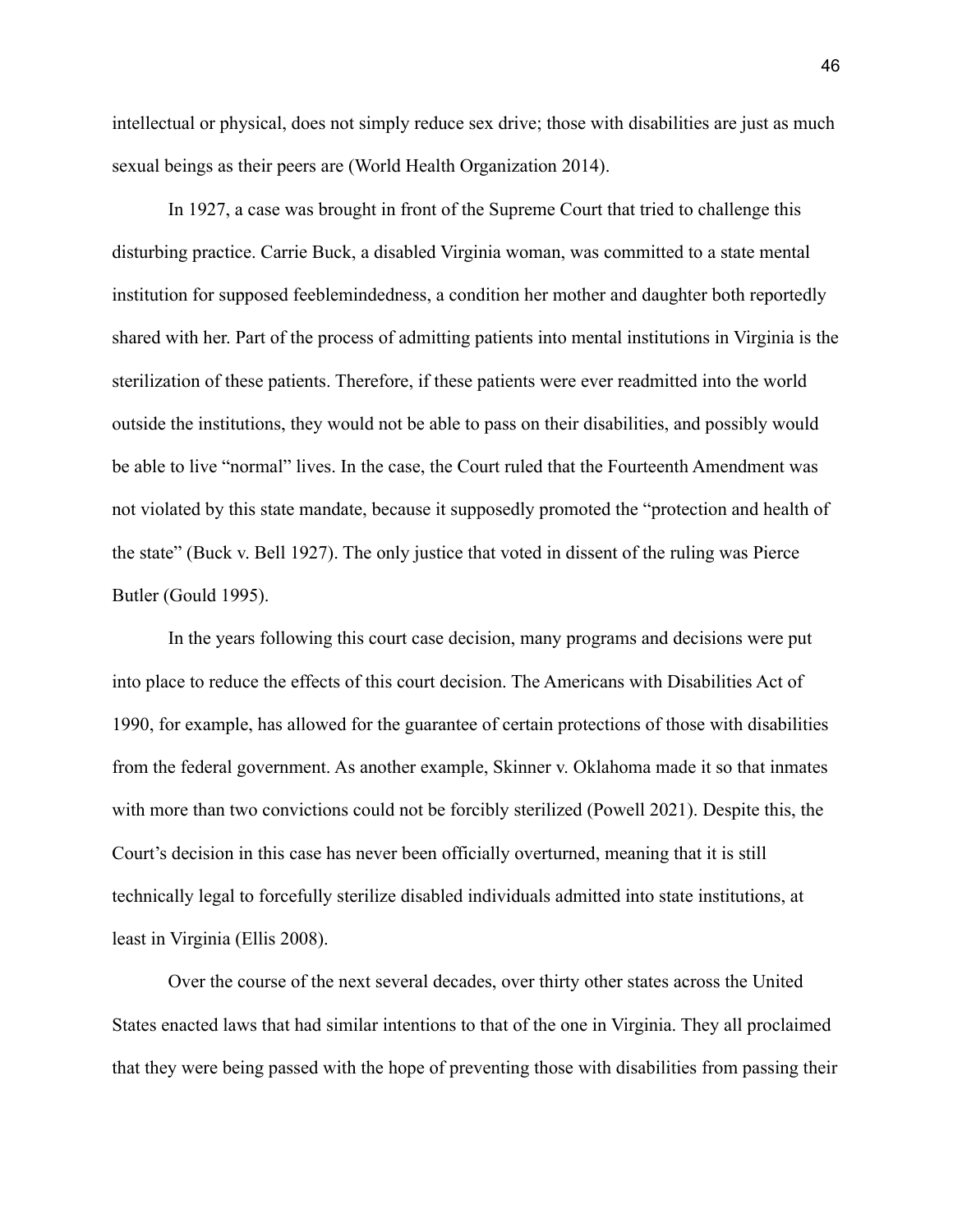intellectual or physical, does not simply reduce sex drive; those with disabilities are just as much sexual beings as their peers are (World Health Organization 2014).

In 1927, a case was brought in front of the Supreme Court that tried to challenge this disturbing practice. Carrie Buck, a disabled Virginia woman, was committed to a state mental institution for supposed feeblemindedness, a condition her mother and daughter both reportedly shared with her. Part of the process of admitting patients into mental institutions in Virginia is the sterilization of these patients. Therefore, if these patients were ever readmitted into the world outside the institutions, they would not be able to pass on their disabilities, and possibly would be able to live "normal" lives. In the case, the Court ruled that the Fourteenth Amendment was not violated by this state mandate, because it supposedly promoted the "protection and health of the state" (Buck v. Bell 1927). The only justice that voted in dissent of the ruling was Pierce Butler (Gould 1995).

In the years following this court case decision, many programs and decisions were put into place to reduce the effects of this court decision. The Americans with Disabilities Act of 1990, for example, has allowed for the guarantee of certain protections of those with disabilities from the federal government. As another example, Skinner v. Oklahoma made it so that inmates with more than two convictions could not be forcibly sterilized (Powell 2021). Despite this, the Court's decision in this case has never been officially overturned, meaning that it is still technically legal to forcefully sterilize disabled individuals admitted into state institutions, at least in Virginia (Ellis 2008).

Over the course of the next several decades, over thirty other states across the United States enacted laws that had similar intentions to that of the one in Virginia. They all proclaimed that they were being passed with the hope of preventing those with disabilities from passing their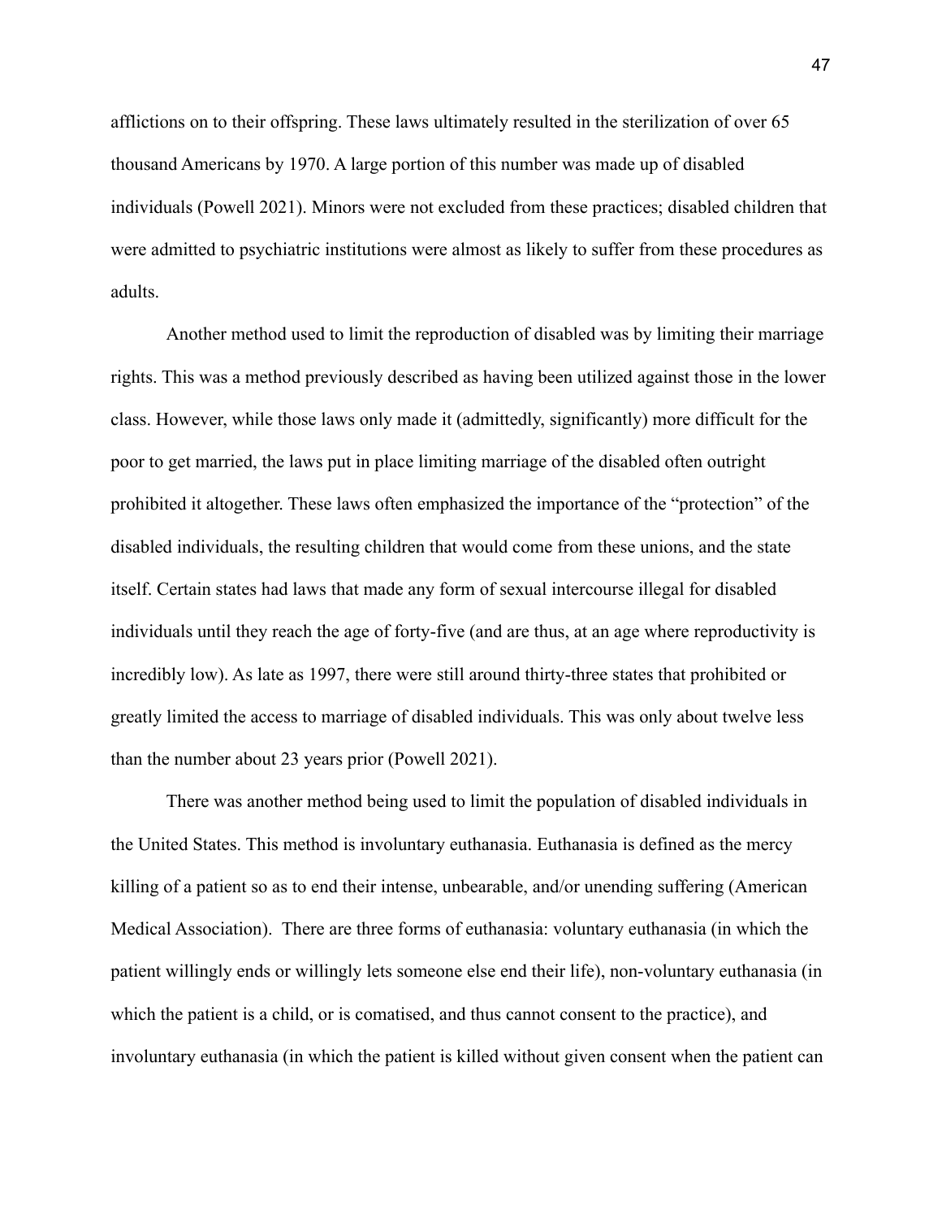afflictions on to their offspring. These laws ultimately resulted in the sterilization of over 65 thousand Americans by 1970. A large portion of this number was made up of disabled individuals (Powell 2021). Minors were not excluded from these practices; disabled children that were admitted to psychiatric institutions were almost as likely to suffer from these procedures as adults.

Another method used to limit the reproduction of disabled was by limiting their marriage rights. This was a method previously described as having been utilized against those in the lower class. However, while those laws only made it (admittedly, significantly) more difficult for the poor to get married, the laws put in place limiting marriage of the disabled often outright prohibited it altogether. These laws often emphasized the importance of the "protection" of the disabled individuals, the resulting children that would come from these unions, and the state itself. Certain states had laws that made any form of sexual intercourse illegal for disabled individuals until they reach the age of forty-five (and are thus, at an age where reproductivity is incredibly low). As late as 1997, there were still around thirty-three states that prohibited or greatly limited the access to marriage of disabled individuals. This was only about twelve less than the number about 23 years prior (Powell 2021).

There was another method being used to limit the population of disabled individuals in the United States. This method is involuntary euthanasia. Euthanasia is defined as the mercy killing of a patient so as to end their intense, unbearable, and/or unending suffering (American Medical Association). There are three forms of euthanasia: voluntary euthanasia (in which the patient willingly ends or willingly lets someone else end their life), non-voluntary euthanasia (in which the patient is a child, or is comatised, and thus cannot consent to the practice), and involuntary euthanasia (in which the patient is killed without given consent when the patient can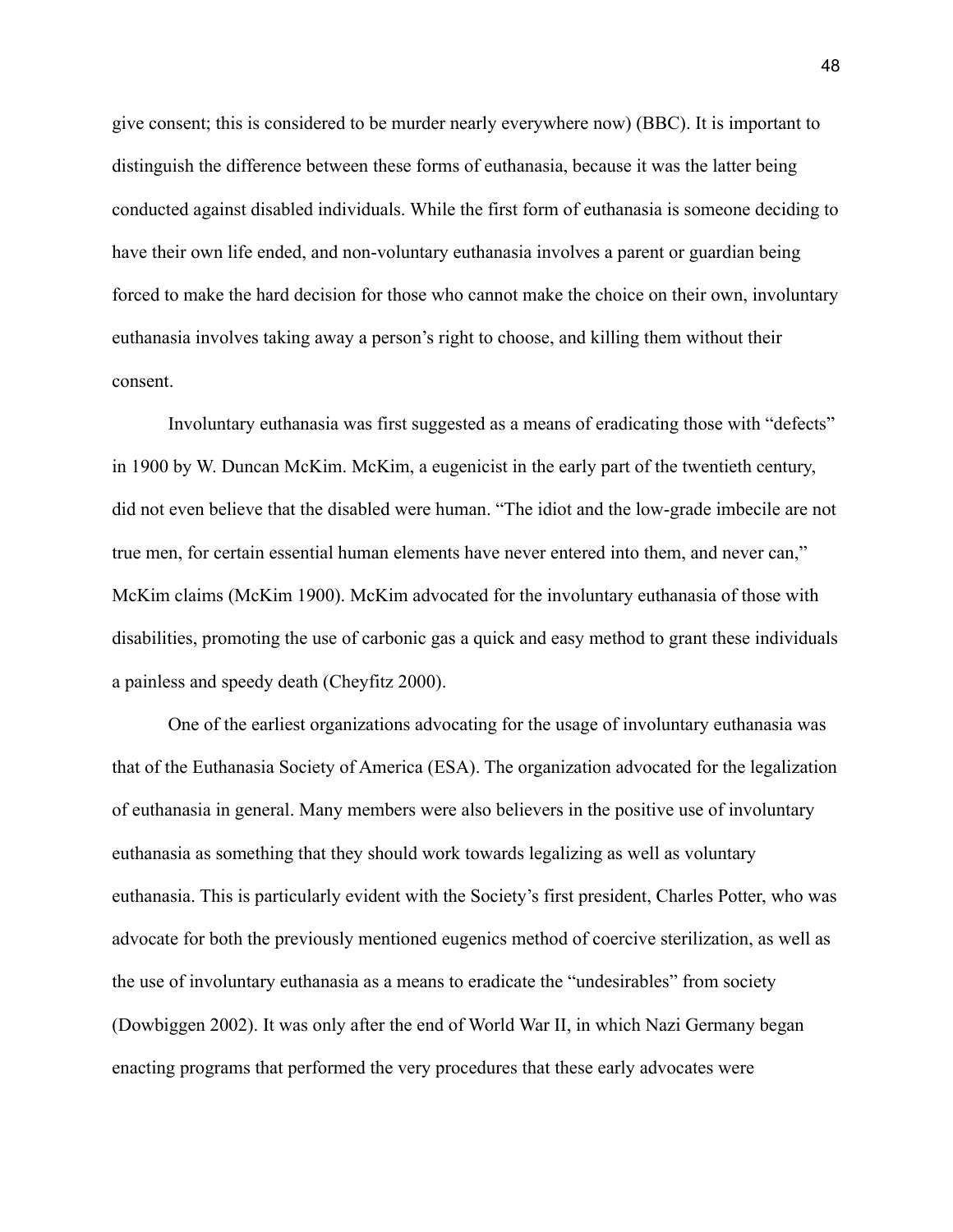give consent; this is considered to be murder nearly everywhere now) (BBC). It is important to distinguish the difference between these forms of euthanasia, because it was the latter being conducted against disabled individuals. While the first form of euthanasia is someone deciding to have their own life ended, and non-voluntary euthanasia involves a parent or guardian being forced to make the hard decision for those who cannot make the choice on their own, involuntary euthanasia involves taking away a person's right to choose, and killing them without their consent.

Involuntary euthanasia was first suggested as a means of eradicating those with "defects" in 1900 by W. Duncan McKim. McKim, a eugenicist in the early part of the twentieth century, did not even believe that the disabled were human. "The idiot and the low-grade imbecile are not true men, for certain essential human elements have never entered into them, and never can," McKim claims (McKim 1900). McKim advocated for the involuntary euthanasia of those with disabilities, promoting the use of carbonic gas a quick and easy method to grant these individuals a painless and speedy death (Cheyfitz 2000).

One of the earliest organizations advocating for the usage of involuntary euthanasia was that of the Euthanasia Society of America (ESA). The organization advocated for the legalization of euthanasia in general. Many members were also believers in the positive use of involuntary euthanasia as something that they should work towards legalizing as well as voluntary euthanasia. This is particularly evident with the Society's first president, Charles Potter, who was advocate for both the previously mentioned eugenics method of coercive sterilization, as well as the use of involuntary euthanasia as a means to eradicate the "undesirables" from society (Dowbiggen 2002). It was only after the end of World War II, in which Nazi Germany began enacting programs that performed the very procedures that these early advocates were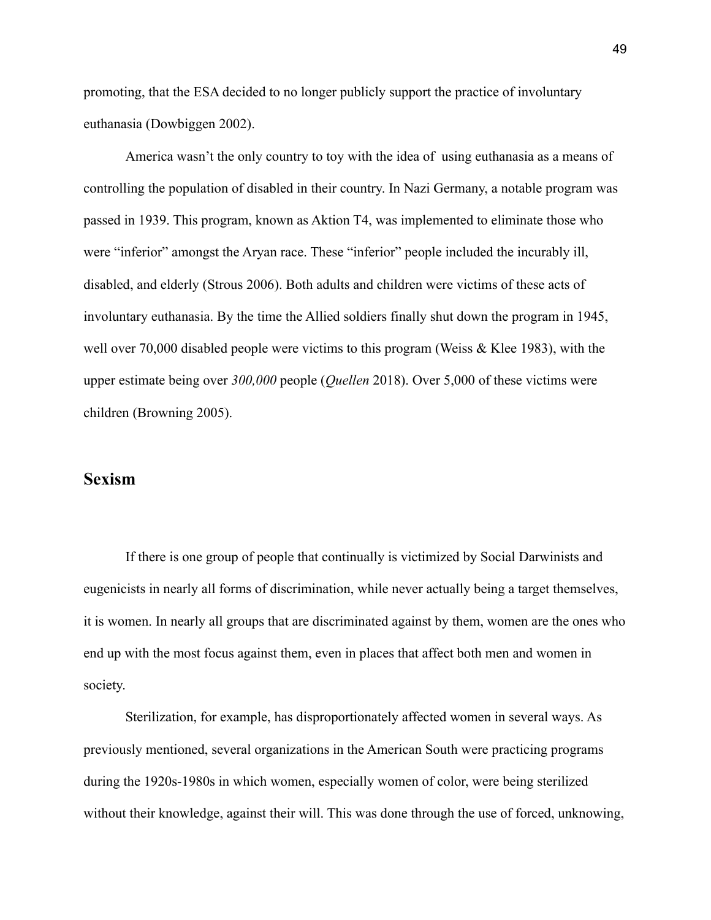promoting, that the ESA decided to no longer publicly support the practice of involuntary euthanasia (Dowbiggen 2002).

America wasn't the only country to toy with the idea of using euthanasia as a means of controlling the population of disabled in their country. In Nazi Germany, a notable program was passed in 1939. This program, known as Aktion T4, was implemented to eliminate those who were "inferior" amongst the Aryan race. These "inferior" people included the incurably ill, disabled, and elderly (Strous 2006). Both adults and children were victims of these acts of involuntary euthanasia. By the time the Allied soldiers finally shut down the program in 1945, well over 70,000 disabled people were victims to this program (Weiss & Klee 1983), with the upper estimate being over *300,000* people (*Quellen* 2018). Over 5,000 of these victims were children (Browning 2005).

## Sexism

If there is one group of people that continually is victimized by Social Darwinists and eugenicists in nearly all forms of discrimination, while never actually being a target themselves, it is women. In nearly all groups that are discriminated against by them, women are the ones who end up with the most focus against them, even in places that affect both men and women in society.

Sterilization, for example, has disproportionately affected women in several ways. As previously mentioned, several organizations in the American South were practicing programs during the 1920s-1980s in which women, especially women of color, were being sterilized without their knowledge, against their will. This was done through the use of forced, unknowing,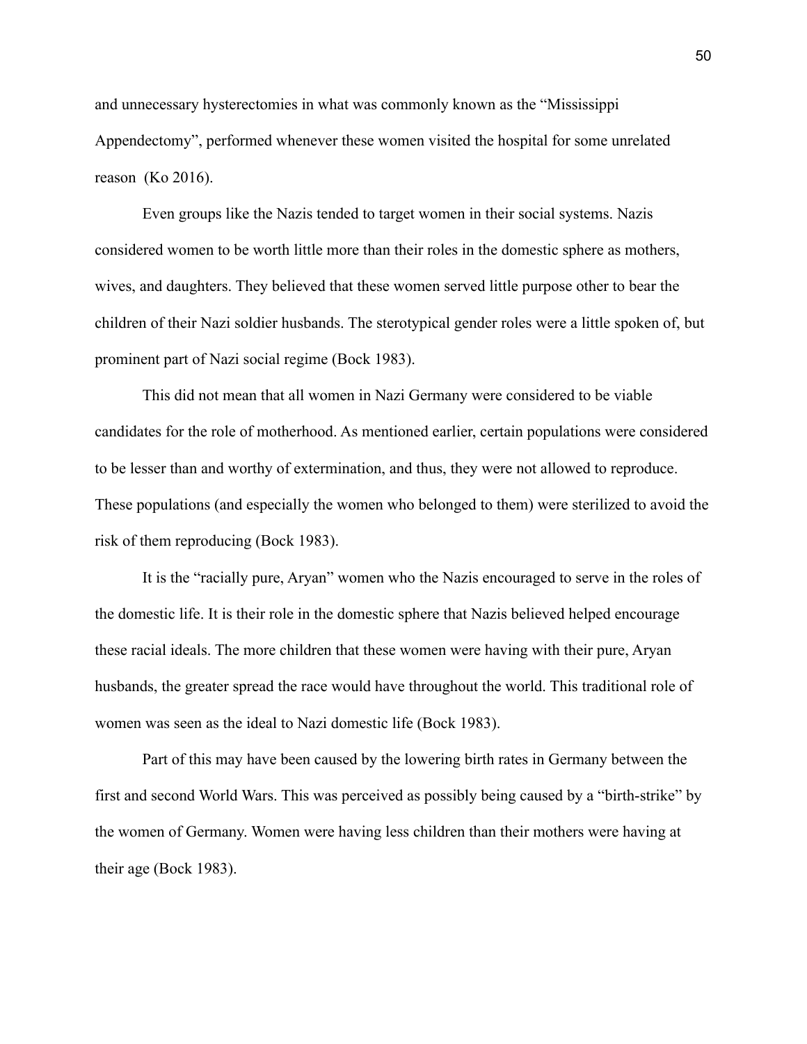and unnecessary hysterectomies in what was commonly known as the "Mississippi Appendectomy", performed whenever these women visited the hospital for some unrelated reason (Ko 2016).

Even groups like the Nazis tended to target women in their social systems. Nazis considered women to be worth little more than their roles in the domestic sphere as mothers, wives, and daughters. They believed that these women served little purpose other to bear the children of their Nazi soldier husbands. The sterotypical gender roles were a little spoken of, but prominent part of Nazi social regime (Bock 1983).

This did not mean that all women in Nazi Germany were considered to be viable candidates for the role of motherhood. As mentioned earlier, certain populations were considered to be lesser than and worthy of extermination, and thus, they were not allowed to reproduce. These populations (and especially the women who belonged to them) were sterilized to avoid the risk of them reproducing (Bock 1983).

It is the "racially pure, Aryan" women who the Nazis encouraged to serve in the roles of the domestic life. It is their role in the domestic sphere that Nazis believed helped encourage these racial ideals. The more children that these women were having with their pure, Aryan husbands, the greater spread the race would have throughout the world. This traditional role of women was seen as the ideal to Nazi domestic life (Bock 1983).

Part of this may have been caused by the lowering birth rates in Germany between the first and second World Wars. This was perceived as possibly being caused by a "birth-strike" by the women of Germany. Women were having less children than their mothers were having at their age (Bock 1983).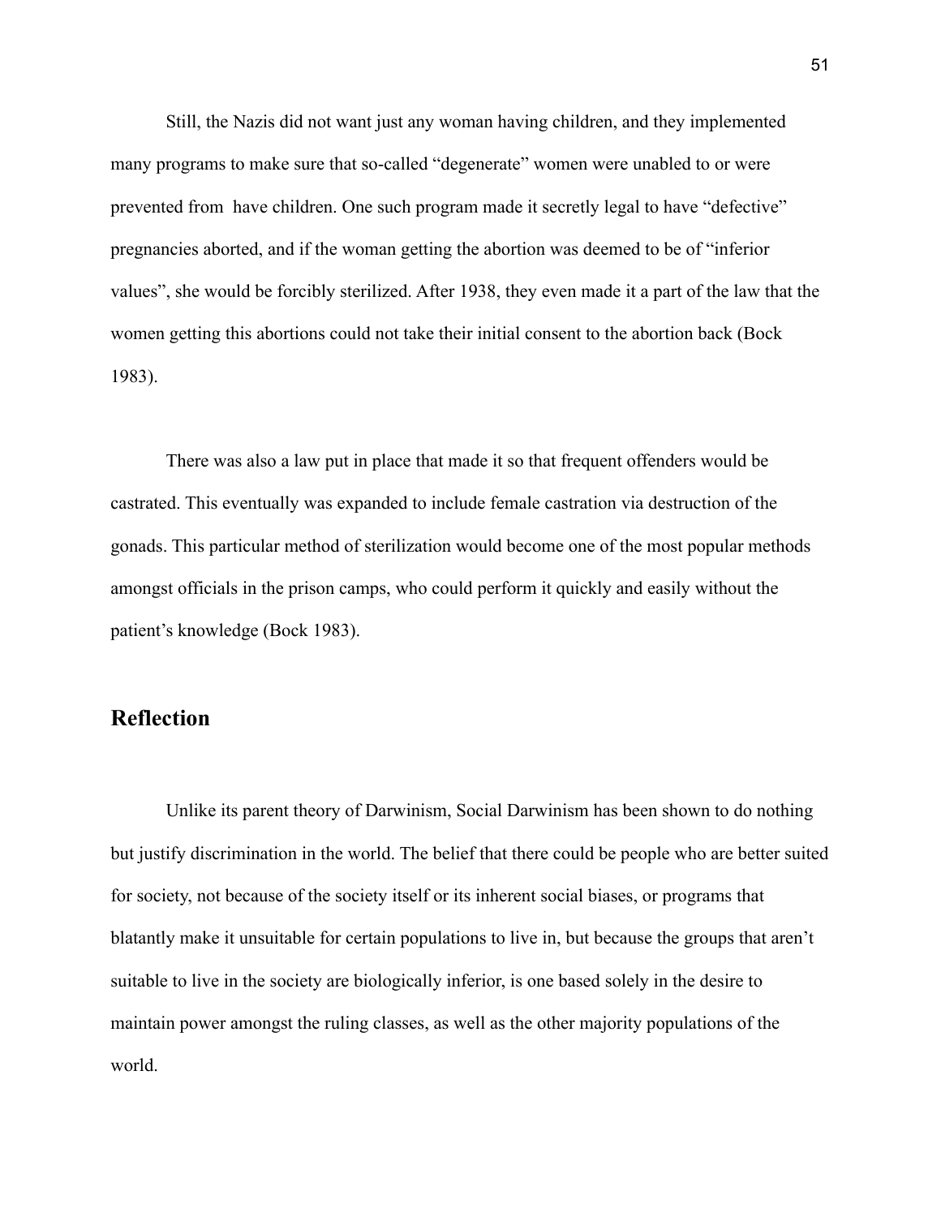Still, the Nazis did not want just any woman having children, and they implemented many programs to make sure that so-called "degenerate" women were unabled to or were prevented from  have children. One such program made it secretly legal to have "defective" pregnancies aborted, and if the woman getting the abortion was deemed to be of "inferior values", she would be forcibly sterilized. After 1938, they even made it a part of the law that the women getting this abortions could not take their initial consent to the abortion back (Bock 1983).

There was also a law put in place that made it so that frequent offenders would be castrated. This eventually was expanded to include female castration via destruction of the gonads. This particular method of sterilization would become one of the most popular methods amongst officials in the prison camps, who could perform it quickly and easily without the patient's knowledge (Bock 1983).

## Reflection

Unlike its parent theory of Darwinism, Social Darwinism has been shown to do nothing but justify discrimination in the world. The belief that there could be people who are better suited for society, not because of the society itself or its inherent social biases, or programs that blatantly make it unsuitable for certain populations to live in, but because the groups that aren't suitable to live in the society are biologically inferior, is one based solely in the desire to maintain power amongst the ruling classes, as well as the other majority populations of the world.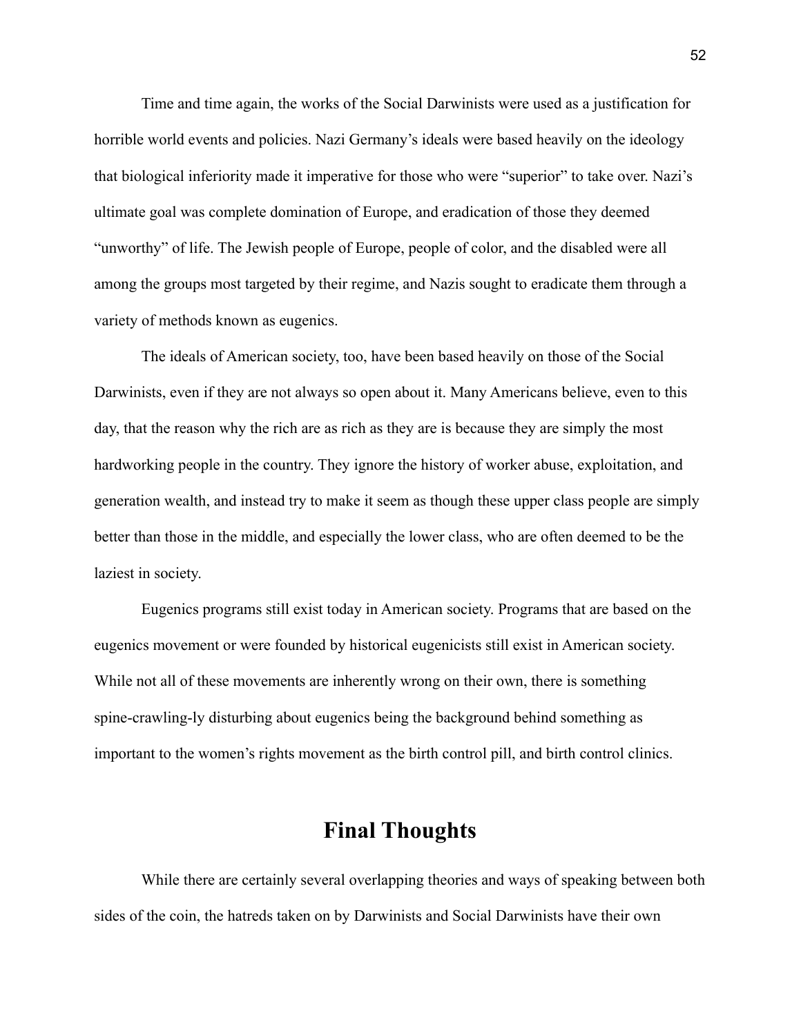Time and time again, the works of the Social Darwinists were used as a justification for horrible world events and policies. Nazi Germany's ideals were based heavily on the ideology that biological inferiority made it imperative for those who were "superior" to take over. Nazi's ultimate goal was complete domination of Europe, and eradication of those they deemed "unworthy" of life. The Jewish people of Europe, people of color, and the disabled were all among the groups most targeted by their regime, and Nazis sought to eradicate them through a variety of methods known as eugenics.

The ideals of American society, too, have been based heavily on those of the Social Darwinists, even if they are not always so open about it. Many Americans believe, even to this day, that the reason why the rich are as rich as they are is because they are simply the most hardworking people in the country. They ignore the history of worker abuse, exploitation, and generation wealth, and instead try to make it seem as though these upper class people are simply better than those in the middle, and especially the lower class, who are often deemed to be the laziest in society.

Eugenics programs still exist today in American society. Programs that are based on the eugenics movement or were founded by historical eugenicists still exist in American society. While not all of these movements are inherently wrong on their own, there is something spine-crawling-ly disturbing about eugenics being the background behind something as important to the women's rights movement as the birth control pill, and birth control clinics.

## Final Thoughts

While there are certainly several overlapping theories and ways of speaking between both sides of the coin, the hatreds taken on by Darwinists and Social Darwinists have their own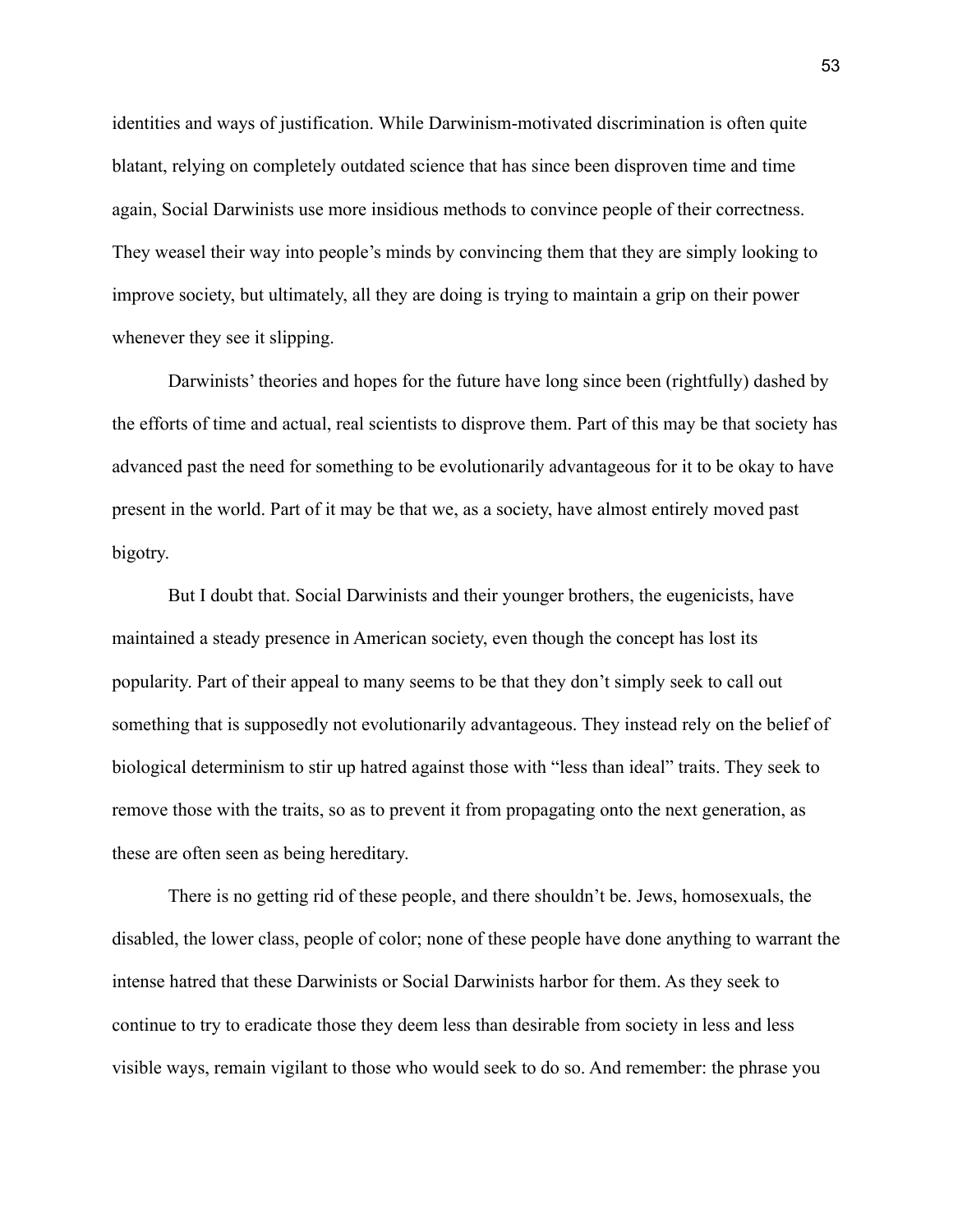identities and ways of justification. While Darwinism-motivated discrimination is often quite blatant, relying on completely outdated science that has since been disproven time and time again, Social Darwinists use more insidious methods to convince people of their correctness. They weasel their way into people's minds by convincing them that they are simply looking to improve society, but ultimately, all they are doing is trying to maintain a grip on their power whenever they see it slipping.

Darwinists' theories and hopes for the future have long since been (rightfully) dashed by the efforts of time and actual, real scientists to disprove them. Part of this may be that society has advanced past the need for something to be evolutionarily advantageous for it to be okay to have present in the world. Part of it may be that we, as a society, have almost entirely moved past bigotry.

But I doubt that. Social Darwinists and their younger brothers, the eugenicists, have maintained a steady presence in American society, even though the concept has lost its popularity. Part of their appeal to many seems to be that they don't simply seek to call out something that is supposedly not evolutionarily advantageous. They instead rely on the belief of biological determinism to stir up hatred against those with "less than ideal" traits. They seek to remove those with the traits, so as to prevent it from propagating onto the next generation, as these are often seen as being hereditary.

There is no getting rid of these people, and there shouldn't be. Jews, homosexuals, the disabled, the lower class, people of color; none of these people have done anything to warrant the intense hatred that these Darwinists or Social Darwinists harbor for them. As they seek to continue to try to eradicate those they deem less than desirable from society in less and less visible ways, remain vigilant to those who would seek to do so. And remember: the phrase you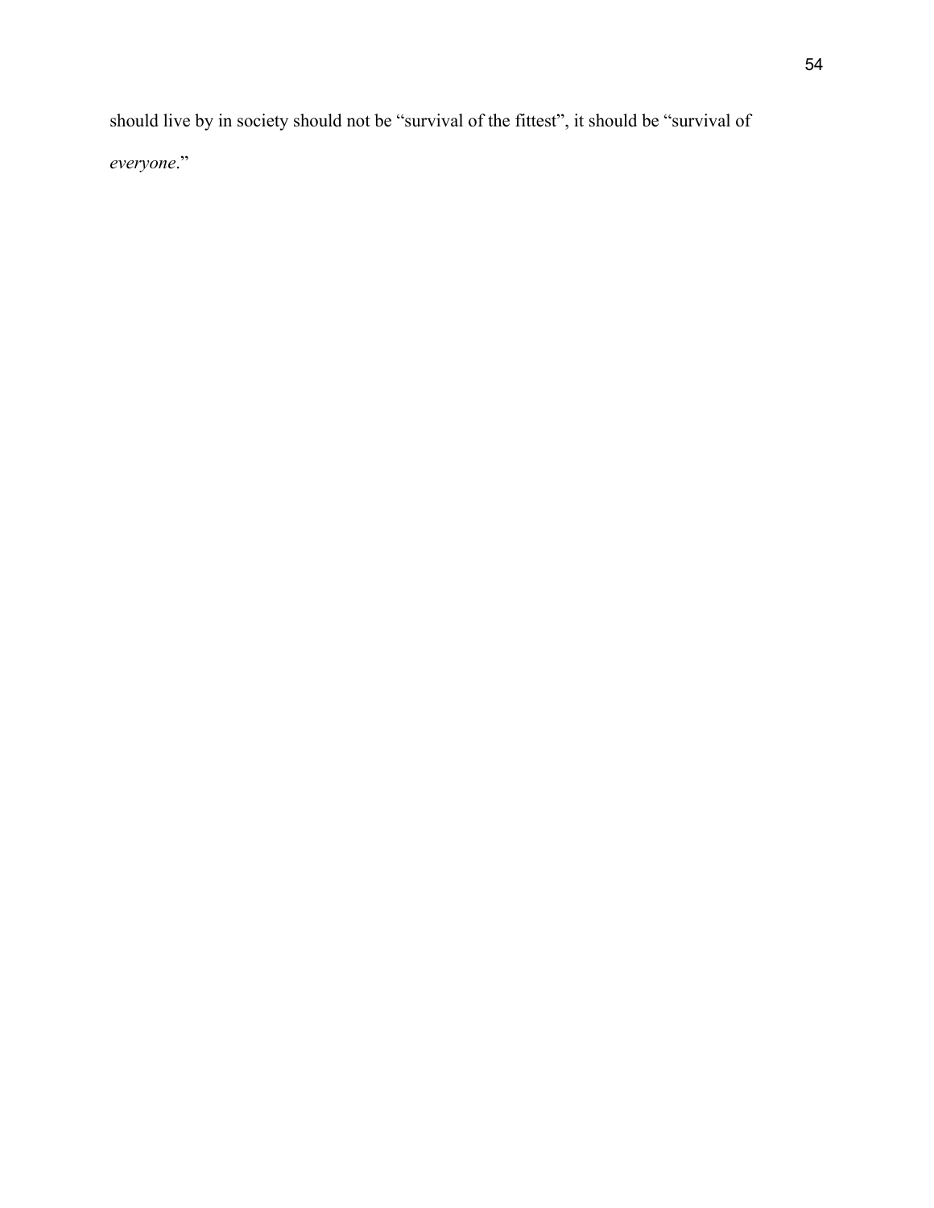should live by in society should not be "survival of the fittest", it should be "survival of *everyone*."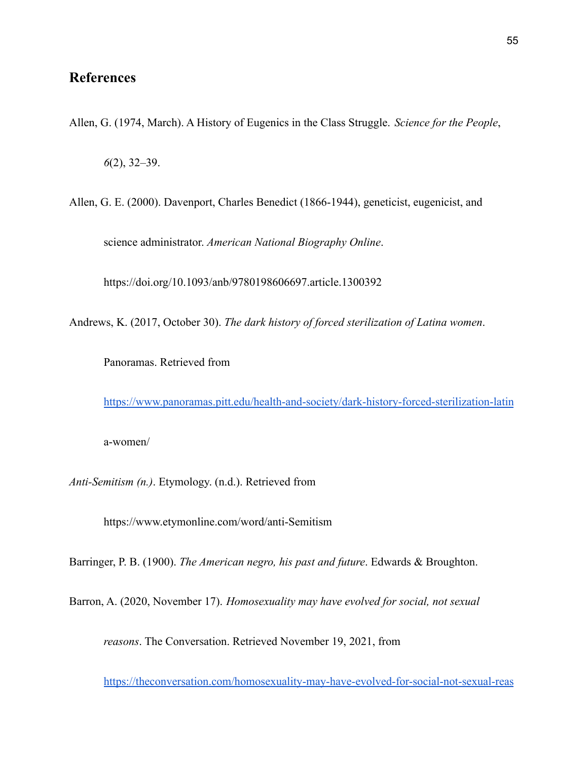## References

Allen, G. (1974, March). A History of Eugenics in the Class Struggle. *Science for the People*, *6*(2), 32–39.

Allen, G. E. (2000). Davenport, Charles Benedict (1866-1944), geneticist, eugenicist, and science administrator. *American National Biography Online*. https://doi.org/10.1093/anb/9780198606697.article.1300392

Andrews, K. (2017, October 30). *The dark history of forced sterilization of Latina women*. Panoramas. Retrieved from https://www.panoramas.pitt.edu/health-and-society/dark-history-forced-sterilization-latina-women/

*Anti-Semitism (n.)*. Etymology. (n.d.). Retrieved from https://www.etymonline.com/word/anti-Semitism

Barringer, P. B. (1900). *The American negro, his past and future*. Edwards & Broughton.

Barron, A. (2020, November 17). *Homosexuality may have evolved for social, not sexual reasons*. The Conversation. Retrieved November 19, 2021, from https://theconversation.com/homosexuality-may-have-evolved-for-social-not-sexual-reas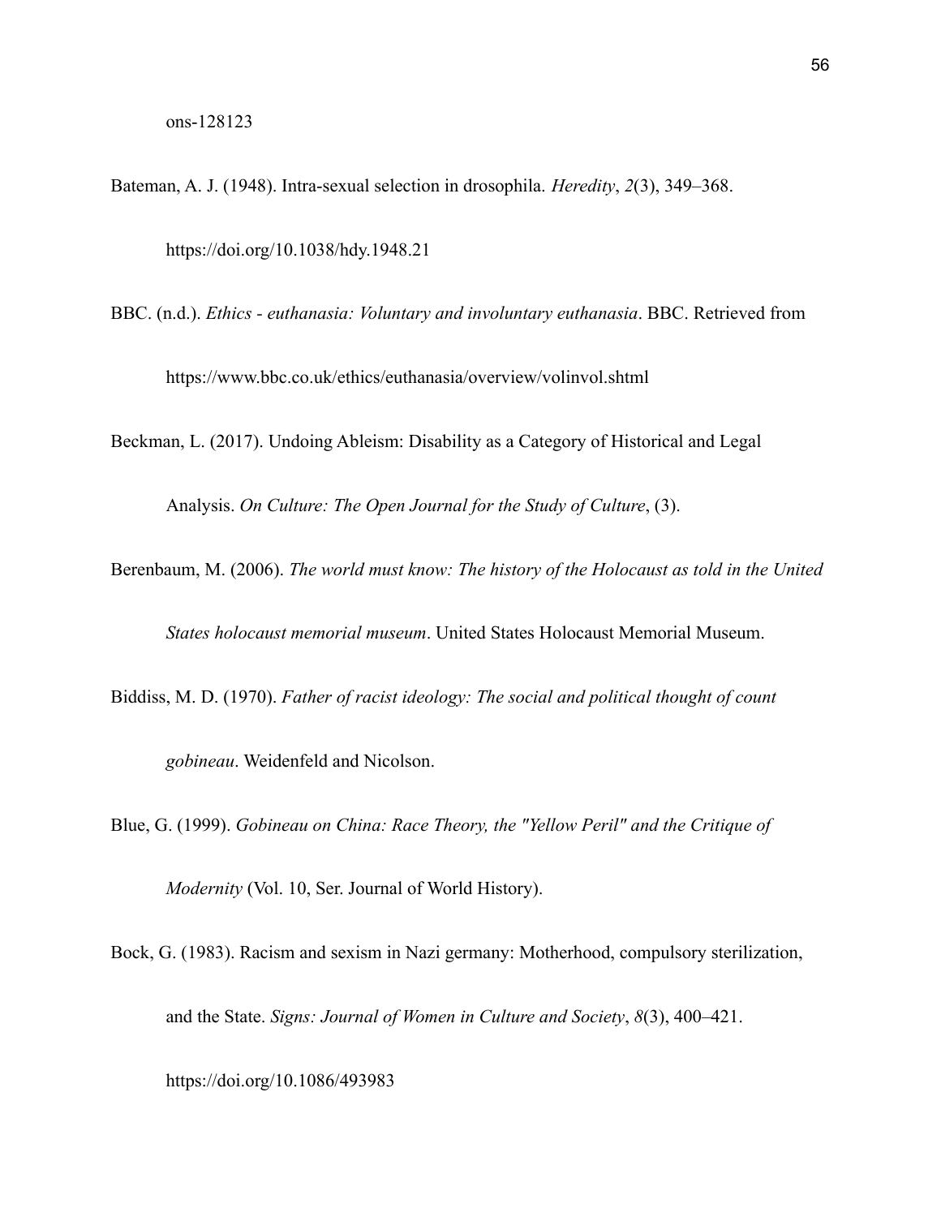ons-128123

Bateman, A. J. (1948). Intra-sexual selection in drosophila. *Heredity*, *2*(3), 349–368. https://doi.org/10.1038/hdy.1948.21

BBC. (n.d.). *Ethics - euthanasia: Voluntary and involuntary euthanasia*. BBC. Retrieved from https://www.bbc.co.uk/ethics/euthanasia/overview/volinvol.shtml

Beckman, L. (2017). Undoing Ableism: Disability as a Category of Historical and Legal Analysis. *On Culture: The Open Journal for the Study of Culture*, (3).

Berenbaum, M. (2006). *The world must know: The history of the Holocaust as told in the United States holocaust memorial museum*. United States Holocaust Memorial Museum.

Biddiss, M. D. (1970). *Father of racist ideology: The social and political thought of count gobineau*. Weidenfeld and Nicolson.

Blue, G. (1999). *Gobineau on China: Race Theory, the "Yellow Peril" and the Critique of Modernity* (Vol. 10, Ser. Journal of World History).

Bock, G. (1983). Racism and sexism in Nazi germany: Motherhood, compulsory sterilization, and the State. *Signs: Journal of Women in Culture and Society*, *8*(3), 400–421. https://doi.org/10.1086/493983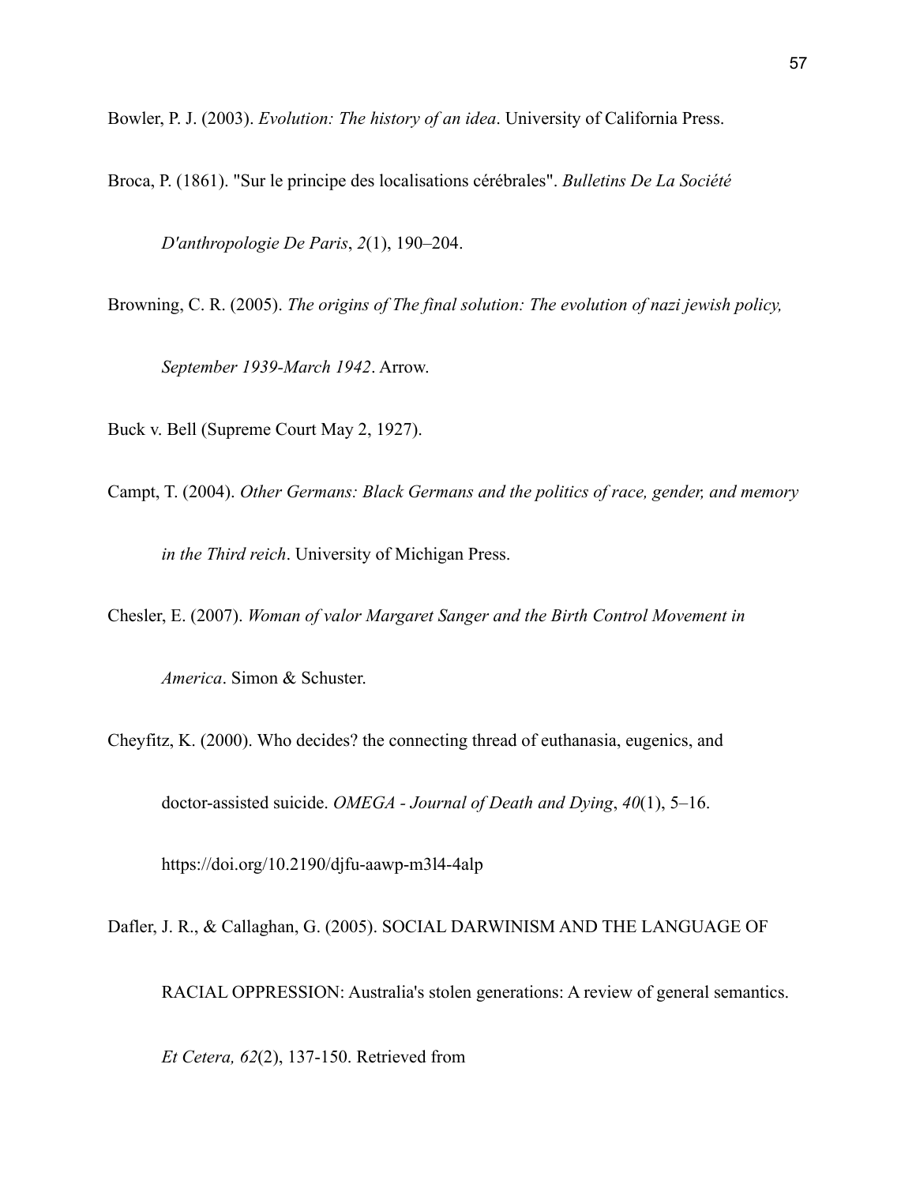Bowler, P. J. (2003). *Evolution: The history of an idea*. University of California Press.

Broca, P. (1861). "Sur le principe des localisations cérébrales". *Bulletins De La Société D'anthropologie De Paris*, *2*(1), 190–204.

Browning, C. R. (2005). *The origins of The final solution: The evolution of nazi jewish policy, September 1939-March 1942*. Arrow.

Buck v. Bell (Supreme Court May 2, 1927).

Campt, T. (2004). *Other Germans: Black Germans and the politics of race, gender, and memory in the Third reich*. University of Michigan Press.

Chesler, E. (2007). *Woman of valor Margaret Sanger and the Birth Control Movement in America*. Simon & Schuster.

Cheyfitz, K. (2000). Who decides? the connecting thread of euthanasia, eugenics, and doctor-assisted suicide. *OMEGA - Journal of Death and Dying*, *40*(1), 5–16. https://doi.org/10.2190/djfu-aawp-m3l4-4alp

Dafler, J. R., & Callaghan, G. (2005). SOCIAL DARWINISM AND THE LANGUAGE OF RACIAL OPPRESSION: Australia's stolen generations: A review of general semantics. *Et Cetera, 62*(2), 137-150. Retrieved from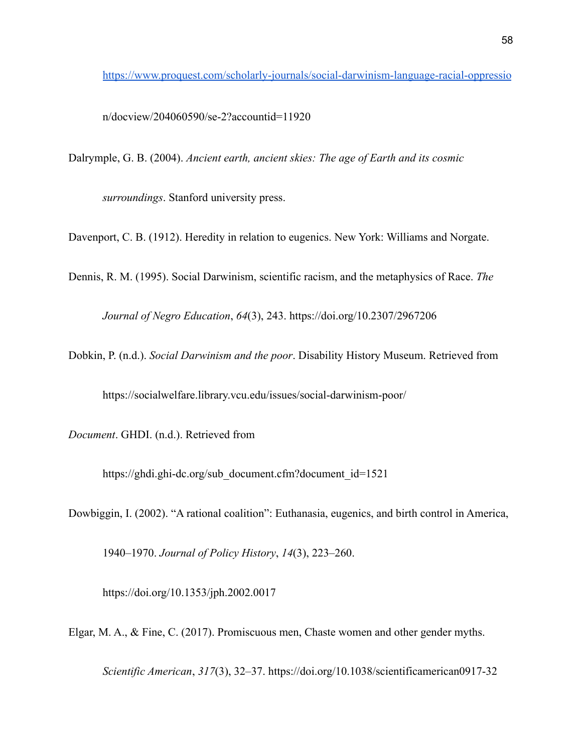https://www.proquest.com/scholarly-journals/social-darwinism-language-racial-oppression/docview/204060590/se-2?accountid=11920

Dalrymple, G. B. (2004). *Ancient earth, ancient skies: The age of Earth and its cosmic surroundings*. Stanford university press.

Davenport, C. B. (1912). Heredity in relation to eugenics. New York: Williams and Norgate.

Dennis, R. M. (1995). Social Darwinism, scientific racism, and the metaphysics of Race. *The Journal of Negro Education*, *64*(3), 243. https://doi.org/10.2307/2967206

Dobkin, P. (n.d.). *Social Darwinism and the poor*. Disability History Museum. Retrieved from https://socialwelfare.library.vcu.edu/issues/social-darwinism-poor/

*Document*. GHDI. (n.d.). Retrieved from https://ghdi.ghi-dc.org/sub_document.cfm?document_id=1521

Dowbiggin, I. (2002). "A rational coalition": Euthanasia, eugenics, and birth control in America, 1940–1970. *Journal of Policy History*, *14*(3), 223–260. https://doi.org/10.1353/jph.2002.0017

Elgar, M. A., & Fine, C. (2017). Promiscuous men, Chaste women and other gender myths. *Scientific American*, *317*(3), 32–37. https://doi.org/10.1038/scientificamerican0917-32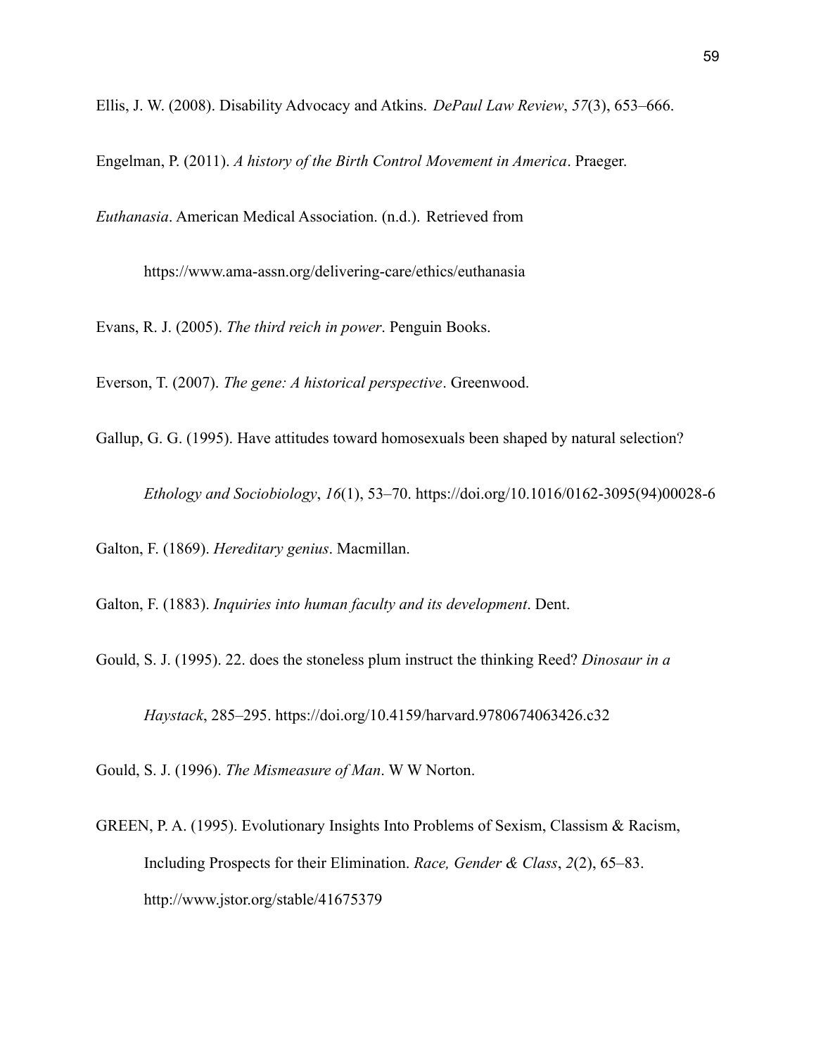Ellis, J. W. (2008). Disability Advocacy and Atkins. *DePaul Law Review*, *57*(3), 653–666.

Engelman, P. (2011). *A history of the Birth Control Movement in America*. Praeger.

*Euthanasia*. American Medical Association. (n.d.). Retrieved from https://www.ama-assn.org/delivering-care/ethics/euthanasia

Evans, R. J. (2005). *The third reich in power*. Penguin Books.

Everson, T. (2007). *The gene: A historical perspective*. Greenwood.

Gallup, G. G. (1995). Have attitudes toward homosexuals been shaped by natural selection? *Ethology and Sociobiology*, *16*(1), 53–70. https://doi.org/10.1016/0162-3095(94)00028-6

Galton, F. (1869). *Hereditary genius*. Macmillan.

Galton, F. (1883). *Inquiries into human faculty and its development*. Dent.

Gould, S. J. (1995). 22. does the stoneless plum instruct the thinking Reed? *Dinosaur in a Haystack*, 285–295. https://doi.org/10.4159/harvard.9780674063426.c32

Gould, S. J. (1996). *The Mismeasure of Man*. W W Norton.

GREEN, P. A. (1995). Evolutionary Insights Into Problems of Sexism, Classism & Racism, Including Prospects for their Elimination. *Race, Gender & Class*, *2*(2), 65–83. http://www.jstor.org/stable/41675379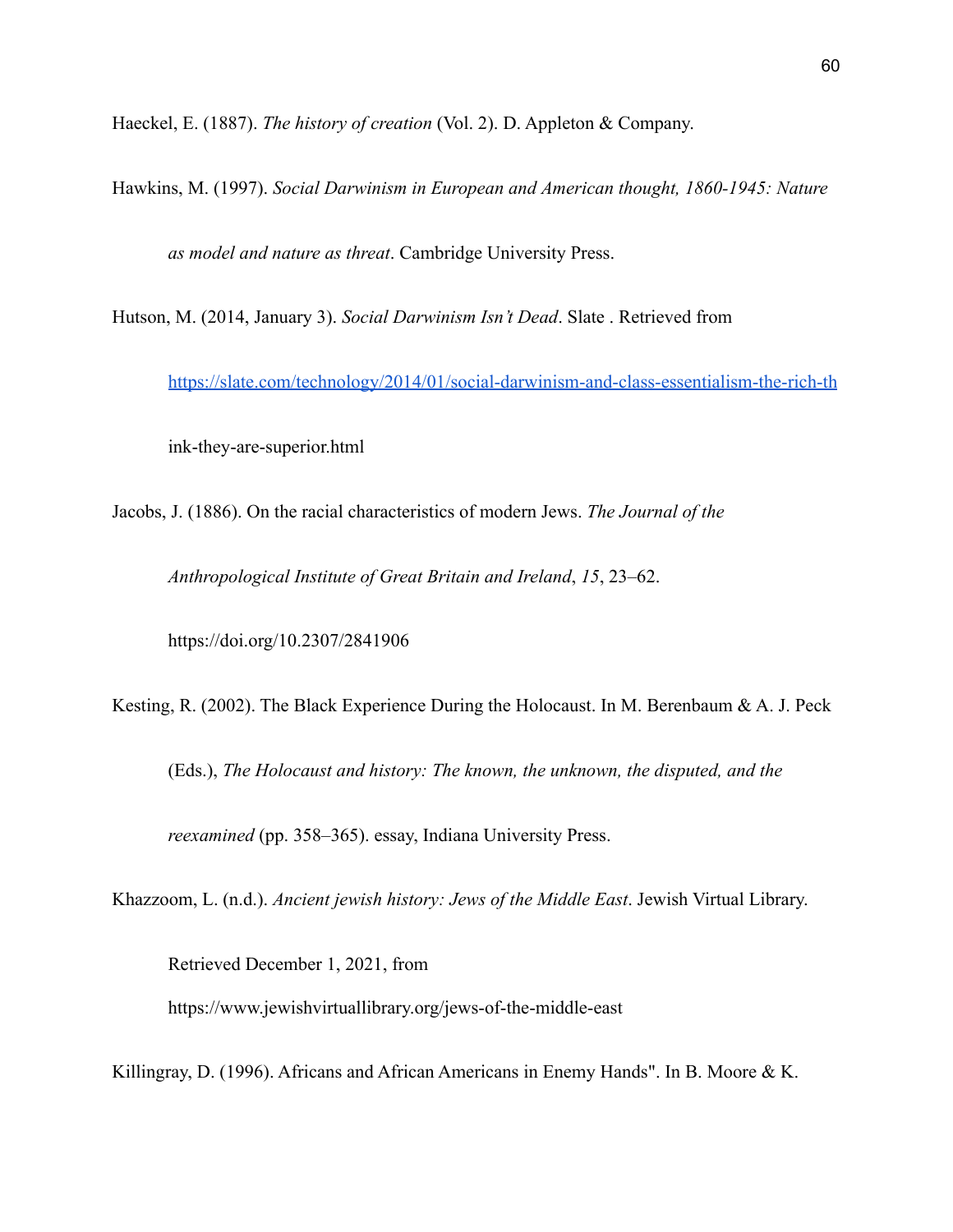Haeckel, E. (1887). *The history of creation* (Vol. 2). D. Appleton & Company.

Hawkins, M. (1997). *Social Darwinism in European and American thought, 1860-1945: Nature as model and nature as threat*. Cambridge University Press.

Hutson, M. (2014, January 3). *Social Darwinism Isn't Dead*. Slate . Retrieved from https://slate.com/technology/2014/01/social-darwinism-and-class-essentialism-the-rich-think-they-are-superior.html

Jacobs, J. (1886). On the racial characteristics of modern Jews. *The Journal of the Anthropological Institute of Great Britain and Ireland*, *15*, 23–62. https://doi.org/10.2307/2841906

Kesting, R. (2002). The Black Experience During the Holocaust. In M. Berenbaum & A. J. Peck (Eds.), *The Holocaust and history: The known, the unknown, the disputed, and the reexamined* (pp. 358–365). essay, Indiana University Press.

Khazzoom, L. (n.d.). *Ancient jewish history: Jews of the Middle East*. Jewish Virtual Library. Retrieved December 1, 2021, from https://www.jewishvirtuallibrary.org/jews-of-the-middle-east

Killingray, D. (1996). Africans and African Americans in Enemy Hands". In B. Moore & K.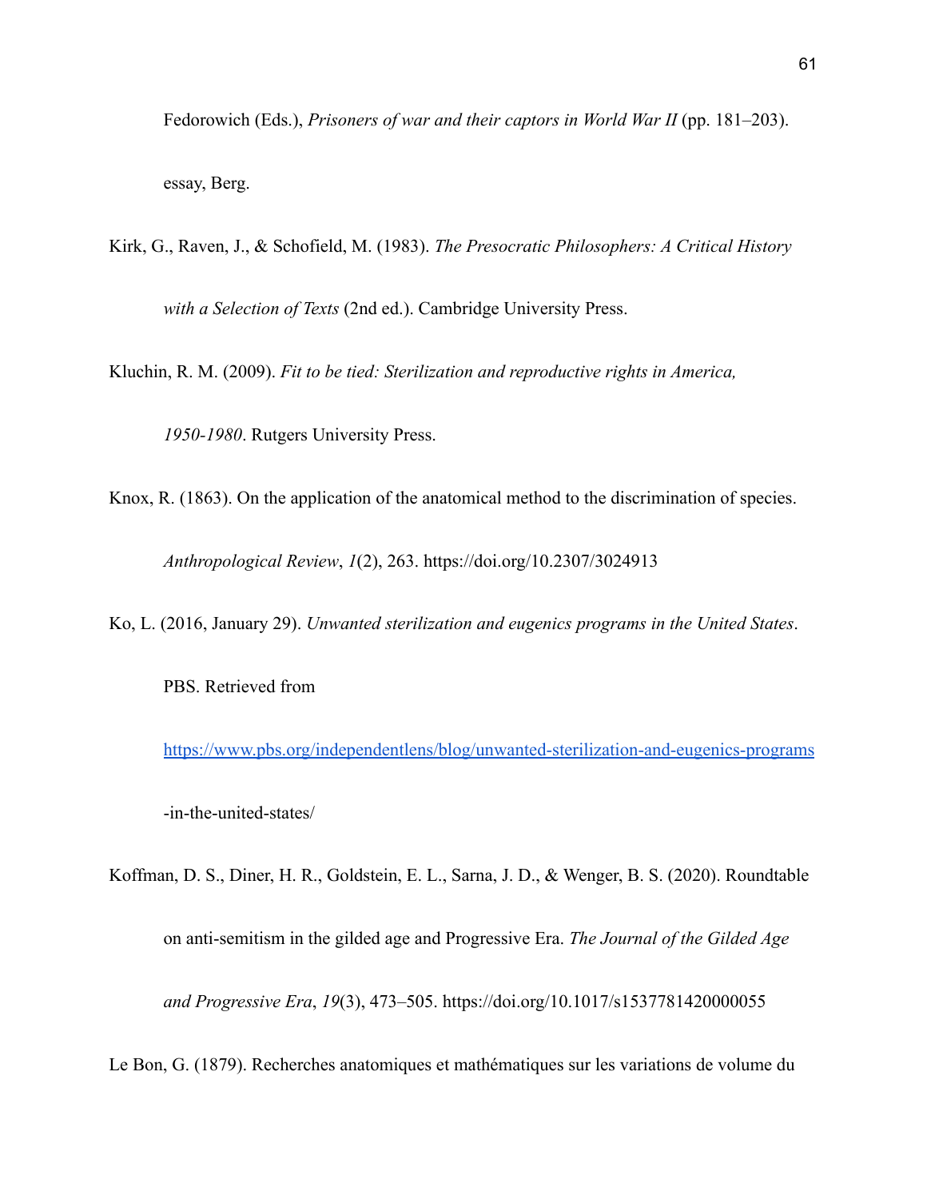Fedorowich (Eds.), *Prisoners of war and their captors in World War II* (pp. 181–203). essay, Berg.

Kirk, G., Raven, J., & Schofield, M. (1983). *The Presocratic Philosophers: A Critical History with a Selection of Texts* (2nd ed.). Cambridge University Press.

Kluchin, R. M. (2009). *Fit to be tied: Sterilization and reproductive rights in America, 1950-1980*. Rutgers University Press.

Knox, R. (1863). On the application of the anatomical method to the discrimination of species. *Anthropological Review*, *1*(2), 263. https://doi.org/10.2307/3024913

Ko, L. (2016, January 29). *Unwanted sterilization and eugenics programs in the United States*. PBS. Retrieved from https://www.pbs.org/independentlens/blog/unwanted-sterilization-and-eugenics-programs-in-the-united-states/

Koffman, D. S., Diner, H. R., Goldstein, E. L., Sarna, J. D., & Wenger, B. S. (2020). Roundtable on anti-semitism in the gilded age and Progressive Era. *The Journal of the Gilded Age and Progressive Era*, *19*(3), 473–505. https://doi.org/10.1017/s1537781420000055

Le Bon, G. (1879). Recherches anatomiques et mathématiques sur les variations de volume du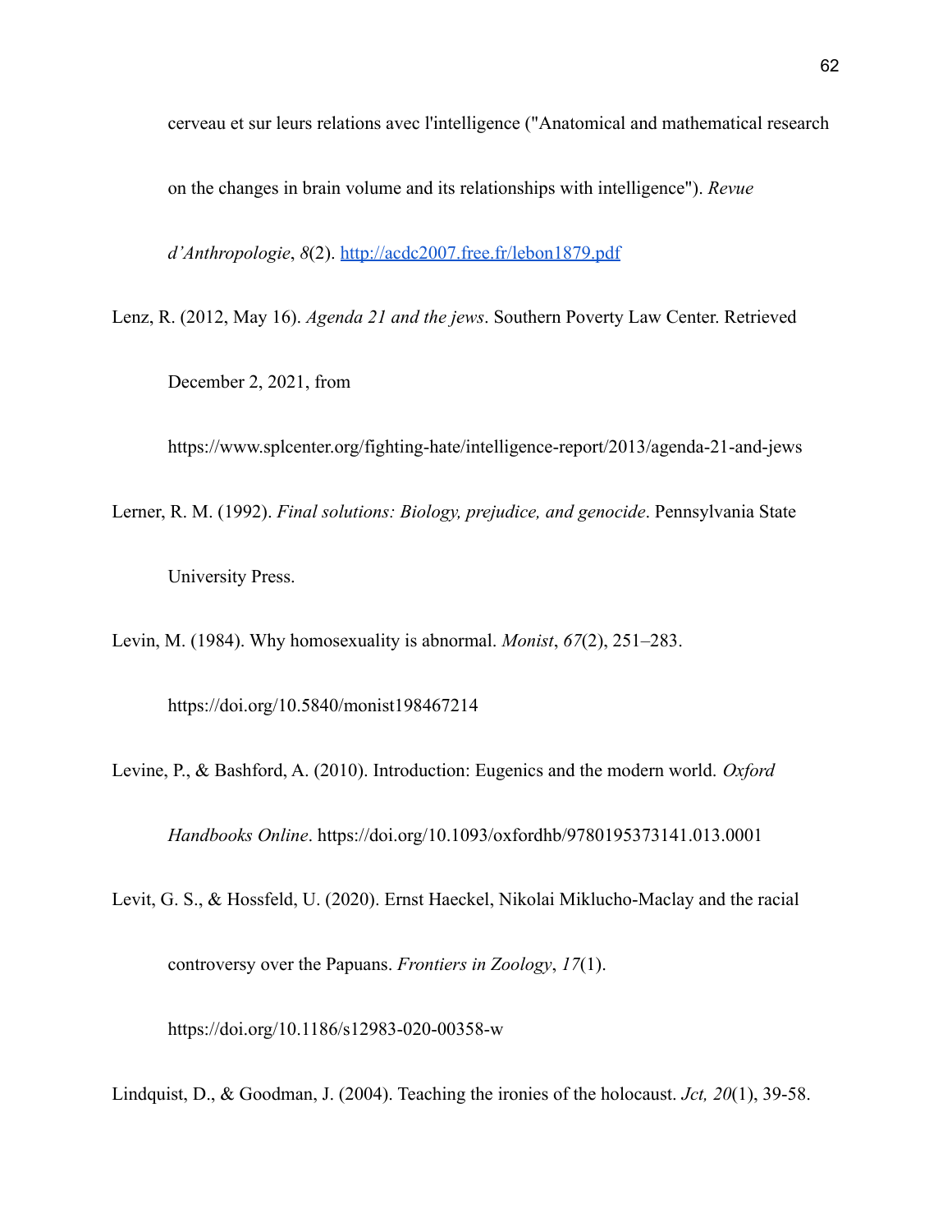cerveau et sur leurs relations avec l'intelligence ("Anatomical and mathematical research on the changes in brain volume and its relationships with intelligence"). *Revue d'Anthropologie*, *8*(2). [http://acdc2007.free.fr/lebon1879.pdf](http://acdc2007.free.fr/lebon1879.pdf)

Lenz, R. (2012, May 16). *Agenda 21 and the jews*. Southern Poverty Law Center. Retrieved December 2, 2021, from https://www.splcenter.org/fighting-hate/intelligence-report/2013/agenda-21-and-jews

Lerner, R. M. (1992). *Final solutions: Biology, prejudice, and genocide*. Pennsylvania State University Press.

Levin, M. (1984). Why homosexuality is abnormal. *Monist*, *67*(2), 251–283. https://doi.org/10.5840/monist198467214

Levine, P., & Bashford, A. (2010). Introduction: Eugenics and the modern world. *Oxford Handbooks Online*. https://doi.org/10.1093/oxfordhb/9780195373141.013.0001

Levit, G. S., & Hossfeld, U. (2020). Ernst Haeckel, Nikolai Miklucho-Maclay and the racial controversy over the Papuans. *Frontiers in Zoology*, *17*(1). https://doi.org/10.1186/s12983-020-00358-w

Lindquist, D., & Goodman, J. (2004). Teaching the ironies of the holocaust. *Jct, 20*(1), 39-58.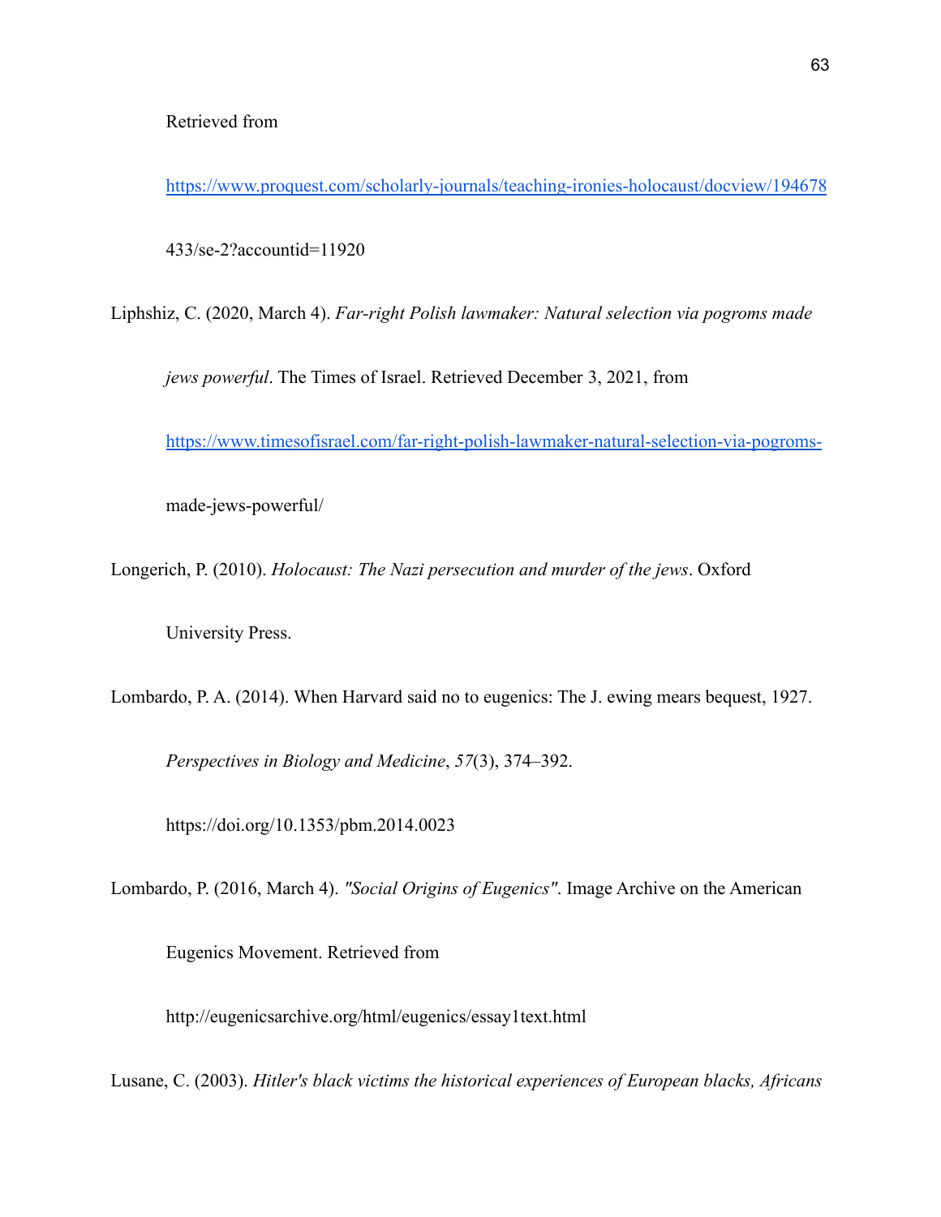Retrieved from https://www.proquest.com/scholarly-journals/teaching-ironies-holocaust/docview/194678433/se-2?accountid=11920

Liphshiz, C. (2020, March 4). *Far-right Polish lawmaker: Natural selection via pogroms made jews powerful*. The Times of Israel. Retrieved December 3, 2021, from https://www.timesofisrael.com/far-right-polish-lawmaker-natural-selection-via-pogroms-made-jews-powerful/

Longerich, P. (2010). *Holocaust: The Nazi persecution and murder of the jews*. Oxford University Press.

Lombardo, P. A. (2014). When Harvard said no to eugenics: The J. ewing mears bequest, 1927. *Perspectives in Biology and Medicine*, *57*(3), 374–392. https://doi.org/10.1353/pbm.2014.0023

Lombardo, P. (2016, March 4). *"Social Origins of Eugenics"*. Image Archive on the American Eugenics Movement. Retrieved from http://eugenicsarchive.org/html/eugenics/essay1text.html

Lusane, C. (2003). *Hitler's black victims the historical experiences of European blacks, Africans*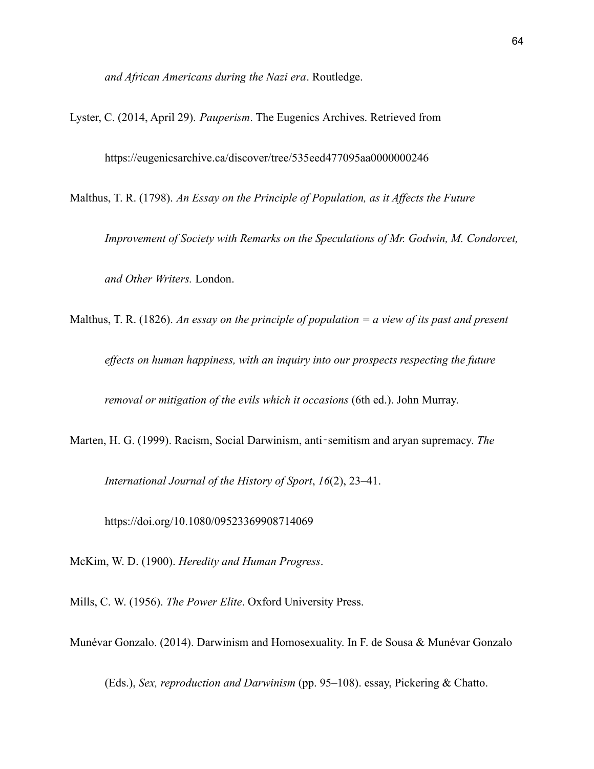*and African Americans during the Nazi era*. Routledge.

Lyster, C. (2014, April 29). *Pauperism*. The Eugenics Archives. Retrieved from https://eugenicsarchive.ca/discover/tree/535eed477095aa0000000246

Malthus, T. R. (1798). *An Essay on the Principle of Population, as it Affects the Future Improvement of Society with Remarks on the Speculations of Mr. Godwin, M. Condorcet, and Other Writers.* London.

Malthus, T. R. (1826). *An essay on the principle of population = a view of its past and present effects on human happiness, with an inquiry into our prospects respecting the future removal or mitigation of the evils which it occasions* (6th ed.). John Murray.

Marten, H. G. (1999). Racism, Social Darwinism, anti‐semitism and aryan supremacy. *The International Journal of the History of Sport*, *16*(2), 23–41. https://doi.org/10.1080/09523369908714069

McKim, W. D. (1900). *Heredity and Human Progress*.

Mills, C. W. (1956). *The Power Elite*. Oxford University Press.

Munévar Gonzalo. (2014). Darwinism and Homosexuality. In F. de Sousa & Munévar Gonzalo (Eds.), *Sex, reproduction and Darwinism* (pp. 95–108). essay, Pickering & Chatto.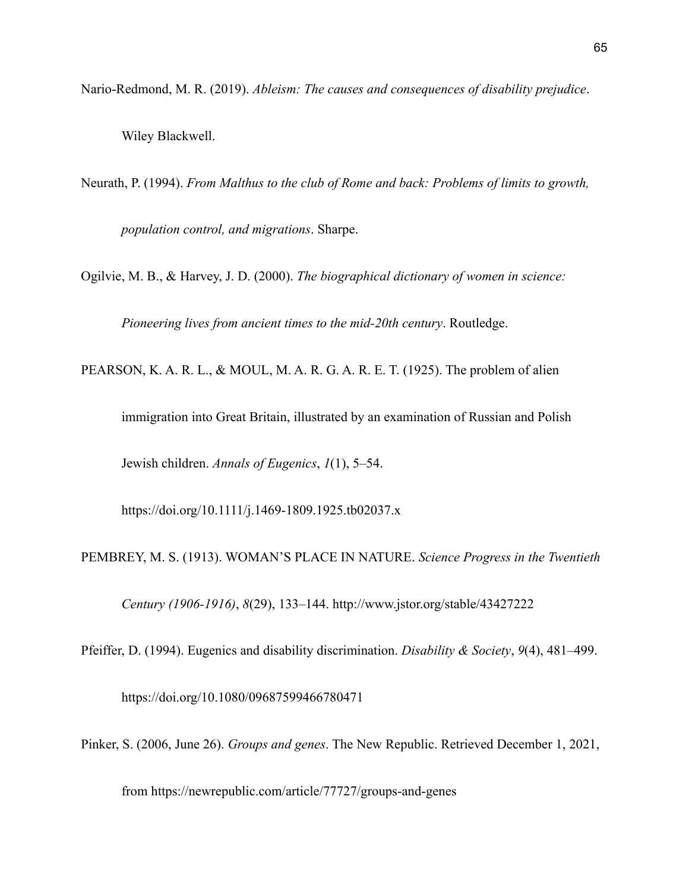Nario-Redmond, M. R. (2019). *Ableism: The causes and consequences of disability prejudice*. Wiley Blackwell.

Neurath, P. (1994). *From Malthus to the club of Rome and back: Problems of limits to growth, population control, and migrations*. Sharpe.

Ogilvie, M. B., & Harvey, J. D. (2000). *The biographical dictionary of women in science: Pioneering lives from ancient times to the mid-20th century*. Routledge.

PEARSON, K. A. R. L., & MOUL, M. A. R. G. A. R. E. T. (1925). The problem of alien immigration into Great Britain, illustrated by an examination of Russian and Polish Jewish children. *Annals of Eugenics*, *1*(1), 5–54. https://doi.org/10.1111/j.1469-1809.1925.tb02037.x

PEMBREY, M. S. (1913). WOMAN'S PLACE IN NATURE. *Science Progress in the Twentieth Century (1906-1916)*, *8*(29), 133–144. http://www.jstor.org/stable/43427222

Pfeiffer, D. (1994). Eugenics and disability discrimination. *Disability & Society*, *9*(4), 481–499. https://doi.org/10.1080/09687599466780471

Pinker, S. (2006, June 26). *Groups and genes*. The New Republic. Retrieved December 1, 2021, from https://newrepublic.com/article/77727/groups-and-genes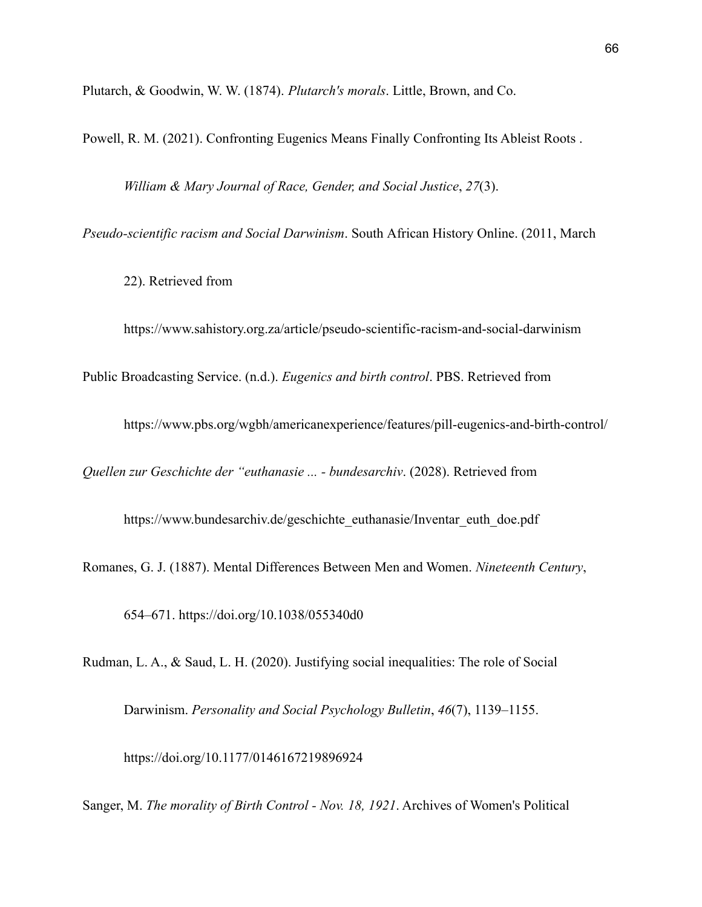Plutarch, & Goodwin, W. W. (1874). *Plutarch's morals*. Little, Brown, and Co.

Powell, R. M. (2021). Confronting Eugenics Means Finally Confronting Its Ableist Roots . *William & Mary Journal of Race, Gender, and Social Justice*, *27*(3).

*Pseudo-scientific racism and Social Darwinism*. South African History Online. (2011, March 22). Retrieved from https://www.sahistory.org.za/article/pseudo-scientific-racism-and-social-darwinism

Public Broadcasting Service. (n.d.). *Eugenics and birth control*. PBS. Retrieved from https://www.pbs.org/wgbh/americanexperience/features/pill-eugenics-and-birth-control/

*Quellen zur Geschichte der "euthanasie ... - bundesarchiv*. (2028). Retrieved from https://www.bundesarchiv.de/geschichte_euthanasie/Inventar_euth_doe.pdf

Romanes, G. J. (1887). Mental Differences Between Men and Women. *Nineteenth Century*, 654–671. https://doi.org/10.1038/055340d0

Rudman, L. A., & Saud, L. H. (2020). Justifying social inequalities: The role of Social Darwinism. *Personality and Social Psychology Bulletin*, *46*(7), 1139–1155. https://doi.org/10.1177/0146167219896924

Sanger, M. *The morality of Birth Control - Nov. 18, 1921*. Archives of Women's Political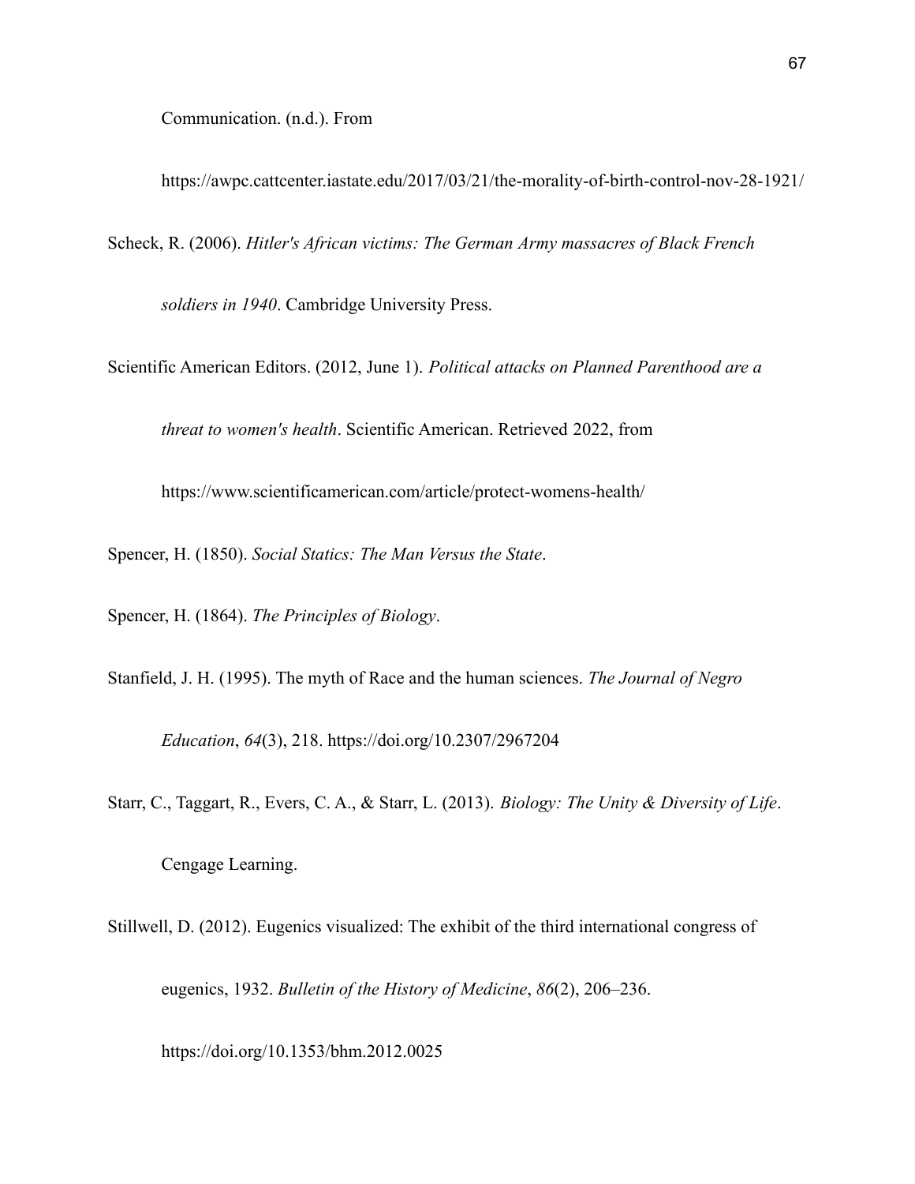Communication. (n.d.). From https://awpc.cattcenter.iastate.edu/2017/03/21/the-morality-of-birth-control-nov-28-1921/

Scheck, R. (2006). *Hitler's African victims: The German Army massacres of Black French soldiers in 1940*. Cambridge University Press.

Scientific American Editors. (2012, June 1). *Political attacks on Planned Parenthood are a threat to women's health*. Scientific American. Retrieved 2022, from https://www.scientificamerican.com/article/protect-womens-health/

Spencer, H. (1850). *Social Statics: The Man Versus the State*.

Spencer, H. (1864). *The Principles of Biology*.

Stanfield, J. H. (1995). The myth of Race and the human sciences. *The Journal of Negro Education*, *64*(3), 218. https://doi.org/10.2307/2967204

Starr, C., Taggart, R., Evers, C. A., & Starr, L. (2013). *Biology: The Unity & Diversity of Life*. Cengage Learning.

Stillwell, D. (2012). Eugenics visualized: The exhibit of the third international congress of eugenics, 1932. *Bulletin of the History of Medicine*, *86*(2), 206–236. https://doi.org/10.1353/bhm.2012.0025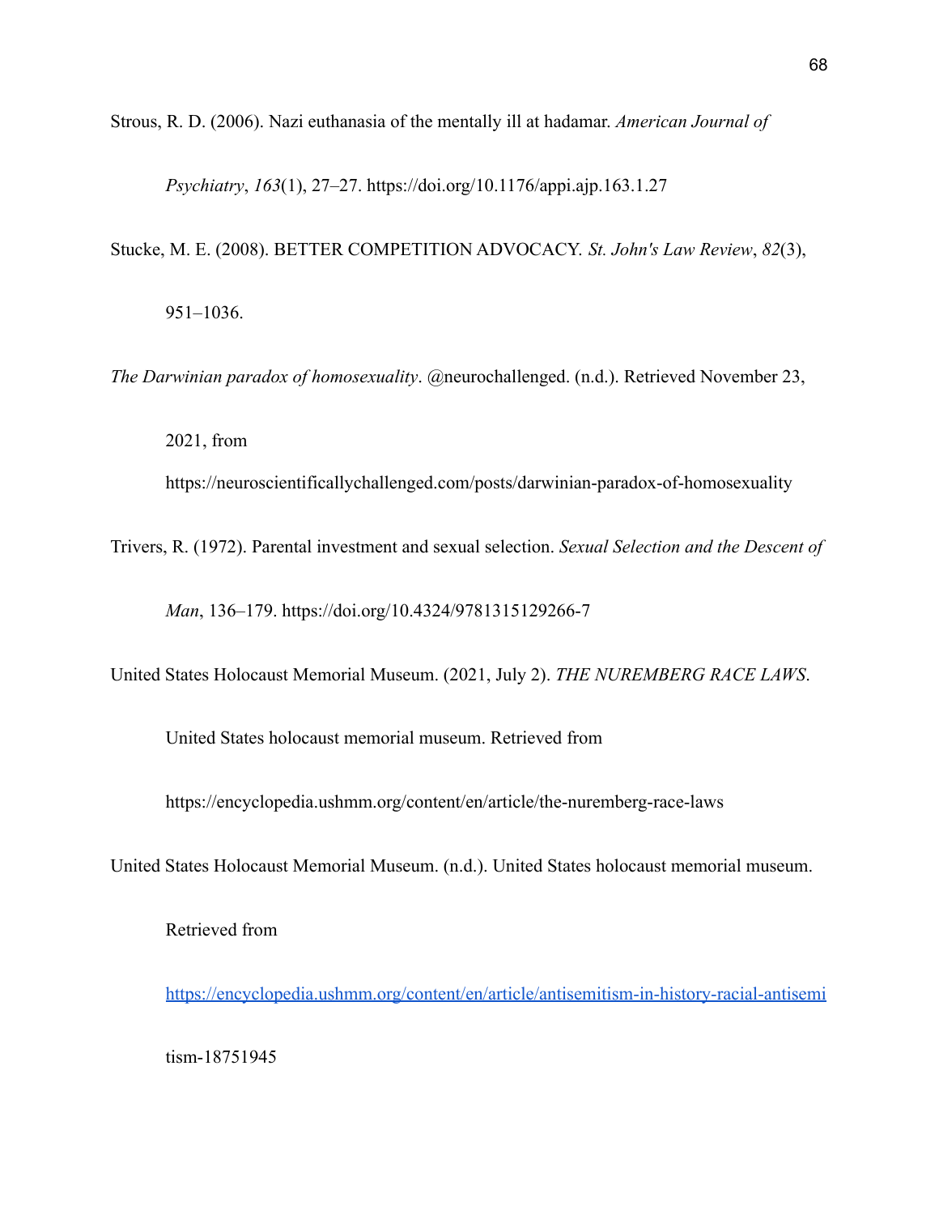Strous, R. D. (2006). Nazi euthanasia of the mentally ill at hadamar. *American Journal of Psychiatry*, *163*(1), 27–27. https://doi.org/10.1176/appi.ajp.163.1.27

Stucke, M. E. (2008). BETTER COMPETITION ADVOCACY. *St. John's Law Review*, *82*(3), 951–1036.

*The Darwinian paradox of homosexuality*. @neurochallenged. (n.d.). Retrieved November 23, 2021, from https://neuroscientificallychallenged.com/posts/darwinian-paradox-of-homosexuality

Trivers, R. (1972). Parental investment and sexual selection. *Sexual Selection and the Descent of Man*, 136–179. https://doi.org/10.4324/9781315129266-7

United States Holocaust Memorial Museum. (2021, July 2). *THE NUREMBERG RACE LAWS*. United States holocaust memorial museum. Retrieved from https://encyclopedia.ushmm.org/content/en/article/the-nuremberg-race-laws

United States Holocaust Memorial Museum. (n.d.). United States holocaust memorial museum. Retrieved from https://encyclopedia.ushmm.org/content/en/article/antisemitism-in-history-racial-antisemitism-18751945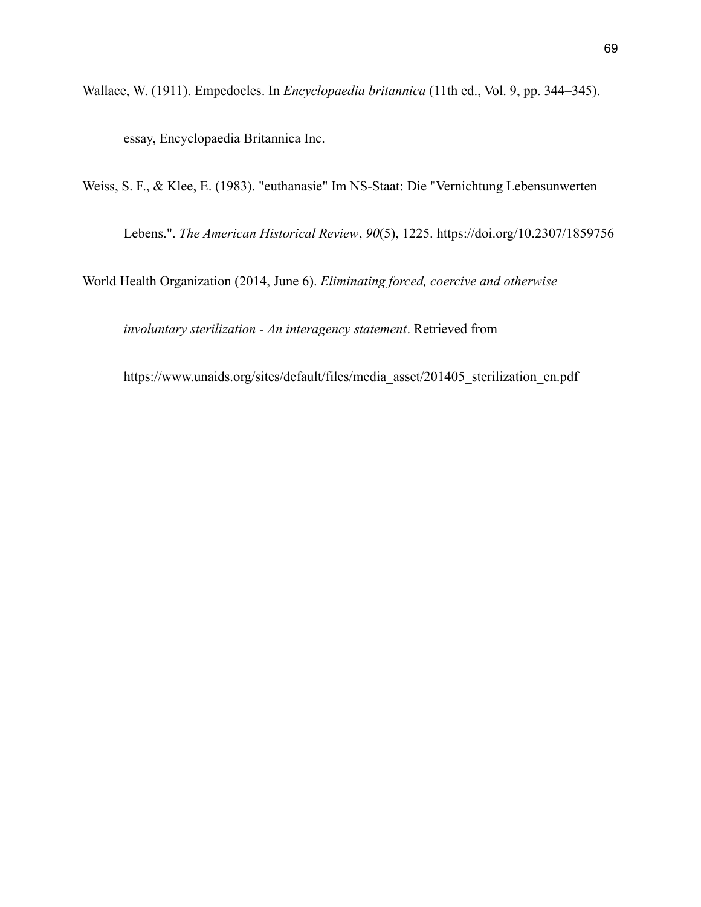Wallace, W. (1911). Empedocles. In *Encyclopaedia britannica* (11th ed., Vol. 9, pp. 344–345). essay, Encyclopaedia Britannica Inc.

Weiss, S. F., & Klee, E. (1983). "euthanasie" Im NS-Staat: Die "Vernichtung Lebensunwerten Lebens.". *The American Historical Review*, *90*(5), 1225. https://doi.org/10.2307/1859756

World Health Organization (2014, June 6). *Eliminating forced, coercive and otherwise involuntary sterilization - An interagency statement*. Retrieved from https://www.unaids.org/sites/default/files/media_asset/201405_sterilization_en.pdf